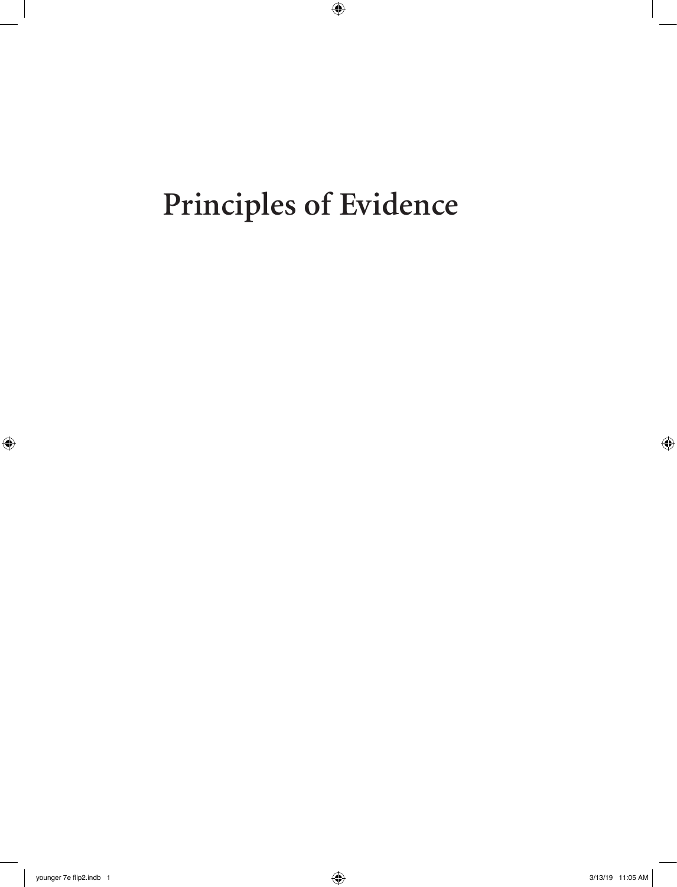# Principles of Evidence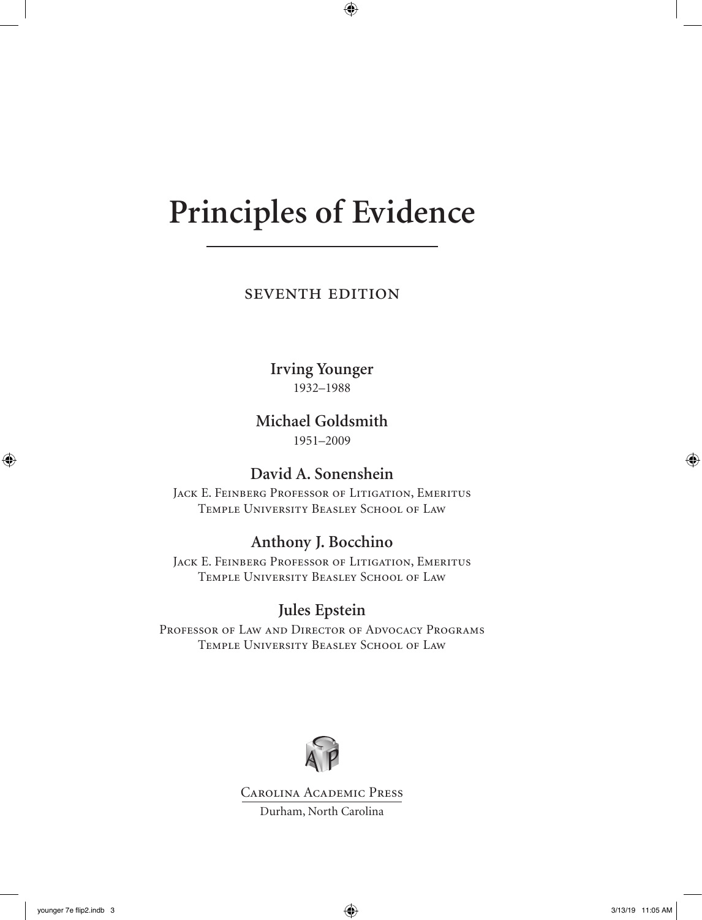# Principles of Evidence

SEVENTH EDITION

**Irving Younger**
1932–1988

**Michael Goldsmith**
1951–2009

**David A. Sonenshein**
Jack E. Feinberg Professor of Litigation, Emeritus
Temple University Beasley School of Law

**Anthony J. Bocchino**
Jack E. Feinberg Professor of Litigation, Emeritus
Temple University Beasley School of Law

**Jules Epstein**
Professor of Law and Director of Advocacy Programs
Temple University Beasley School of Law

Carolina Academic Press
Durham, North Carolina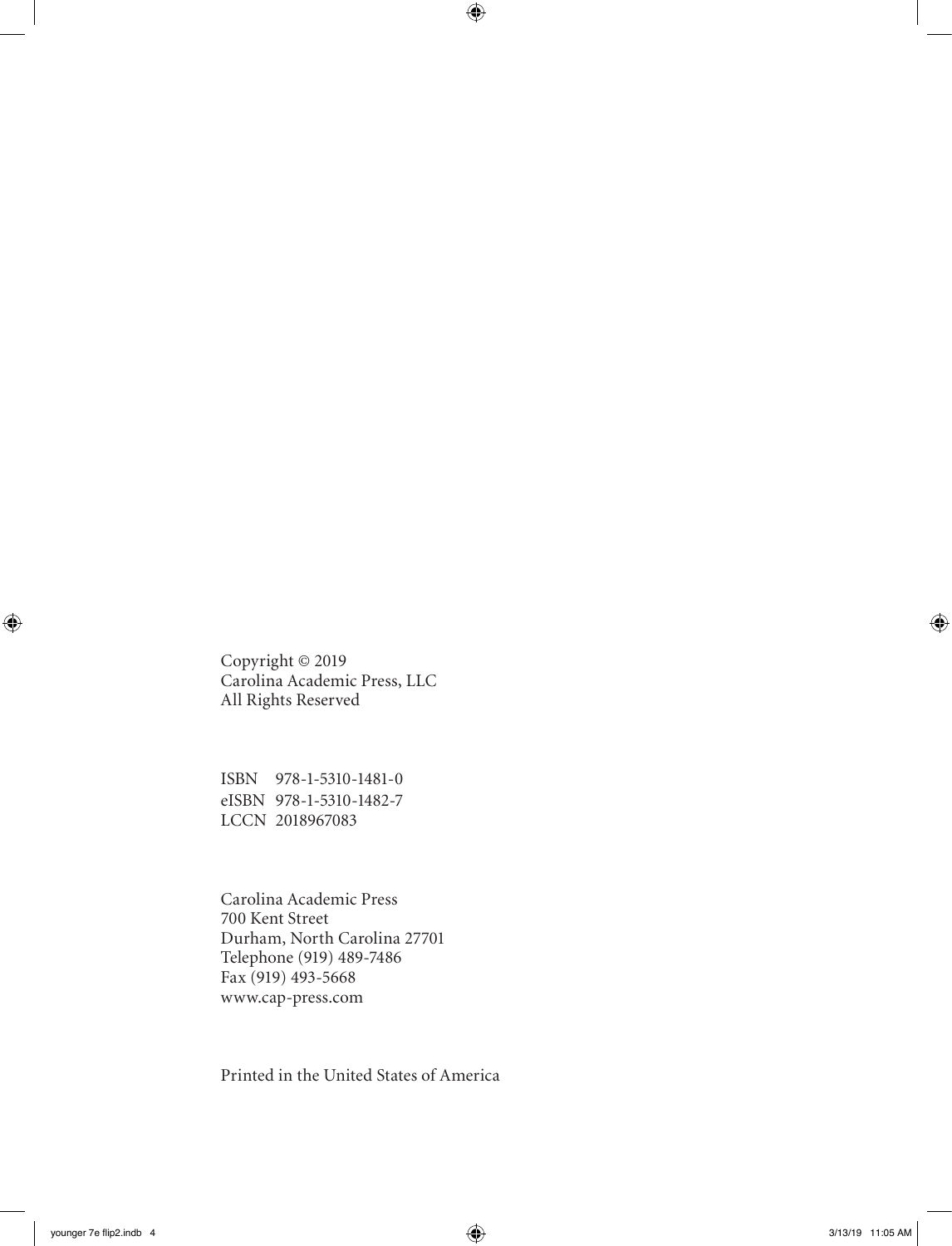Copyright © 2019
Carolina Academic Press, LLC
All Rights Reserved

ISBN 978-1-5310-1481-0
eISBN 978-1-5310-1482-7
LCCN 2018967083

Carolina Academic Press
700 Kent Street
Durham, North Carolina 27701
Telephone (919) 489-7486
Fax (919) 493-5668
www.cap-press.com

Printed in the United States of America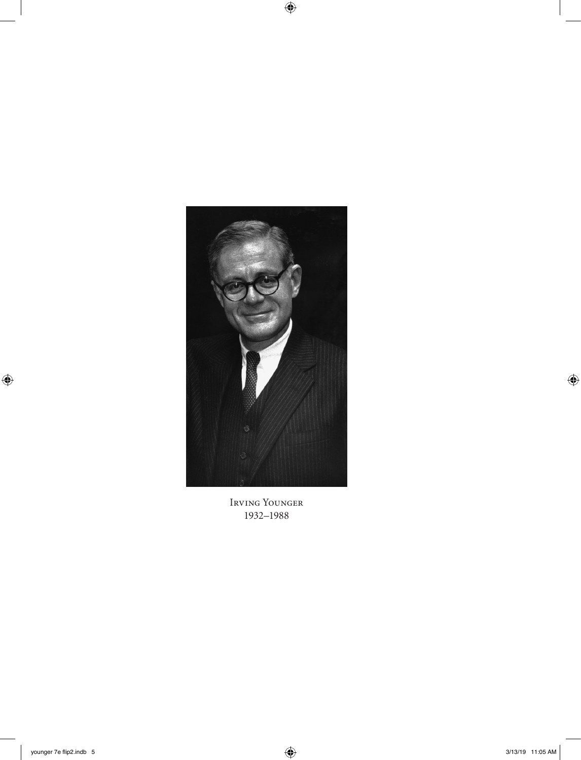Irving Younger
1932–1988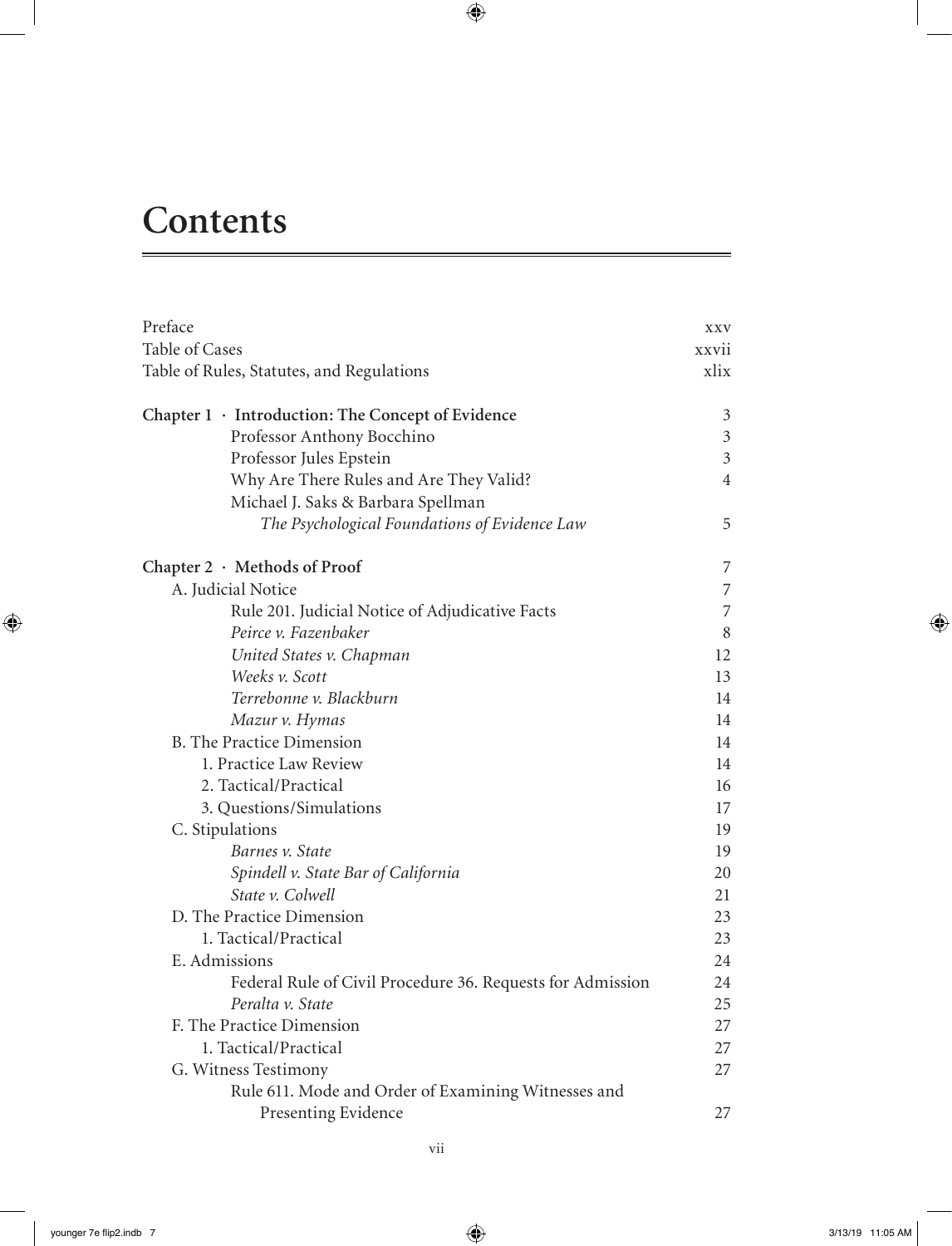# Contents

| | |
|---|---|
| Preface | xxv |
| Table of Cases | xxvii |
| Table of Rules, Statutes, and Regulations | xlix |
| **Chapter 1 · Introduction: The Concept of Evidence** | 3 |
| Professor Anthony Bocchino | 3 |
| Professor Jules Epstein | 3 |
| Why Are There Rules and Are They Valid? | 4 |
| Michael J. Saks & Barbara Spellman *The Psychological Foundations of Evidence Law* | 5 |
| **Chapter 2 · Methods of Proof** | 7 |
| A. Judicial Notice | 7 |
| Rule 201. Judicial Notice of Adjudicative Facts | 7 |
| *Peirce v. Fazenbaker* | 8 |
| *United States v. Chapman* | 12 |
| *Weeks v. Scott* | 13 |
| *Terrebonne v. Blackburn* | 14 |
| *Mazur v. Hymas* | 14 |
| B. The Practice Dimension | 14 |
| 1. Practice Law Review | 14 |
| 2. Tactical/Practical | 16 |
| 3. Questions/Simulations | 17 |
| C. Stipulations | 19 |
| *Barnes v. State* | 19 |
| *Spindell v. State Bar of California* | 20 |
| *State v. Colwell* | 21 |
| D. The Practice Dimension | 23 |
| 1. Tactical/Practical | 23 |
| E. Admissions | 24 |
| Federal Rule of Civil Procedure 36. Requests for Admission | 24 |
| *Peralta v. State* | 25 |
| F. The Practice Dimension | 27 |
| 1. Tactical/Practical | 27 |
| G. Witness Testimony | 27 |
| Rule 611. Mode and Order of Examining Witnesses and Presenting Evidence | 27 |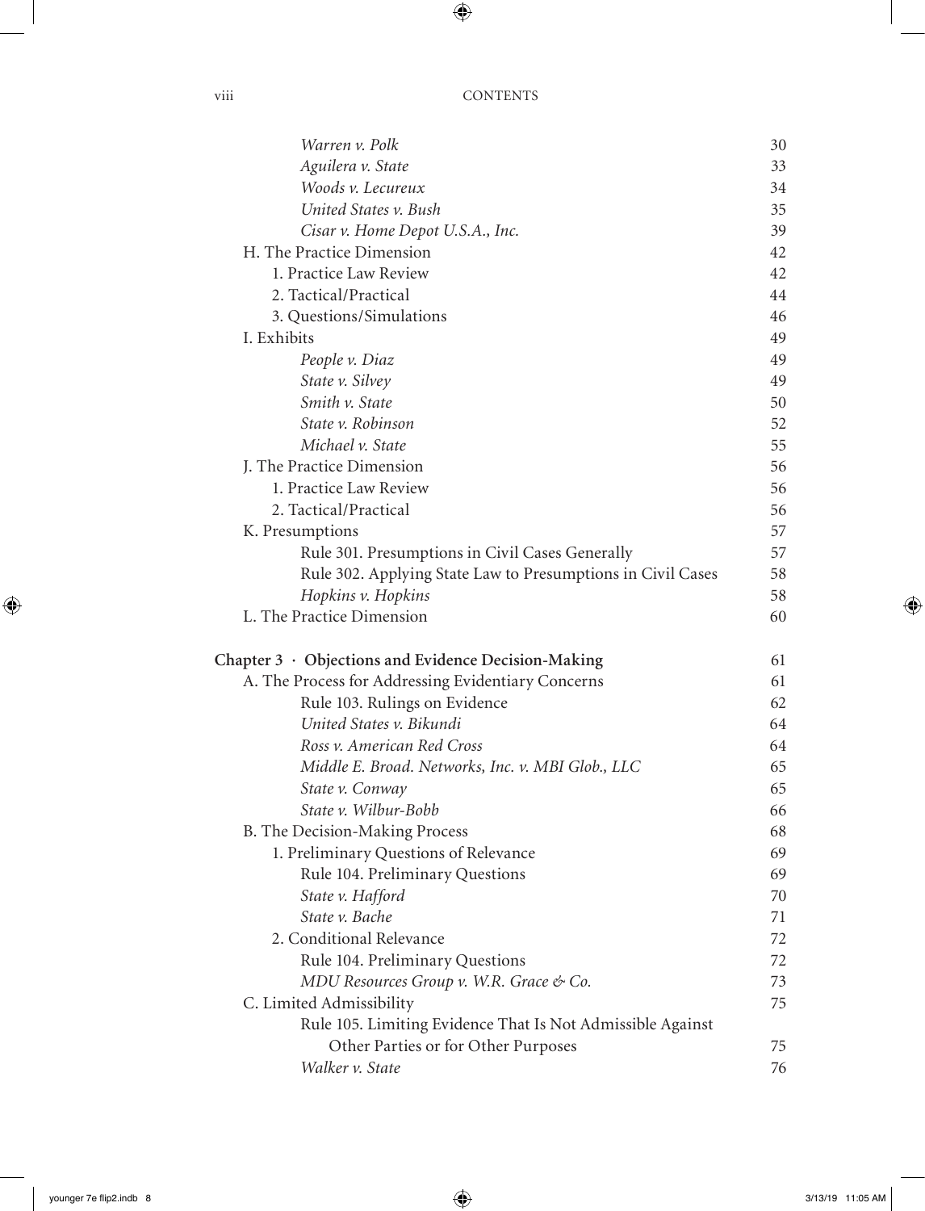| | |
|---|---|
| *Warren v. Polk* | 30 |
| *Aguilera v. State* | 33 |
| *Woods v. Lecureux* | 34 |
| *United States v. Bush* | 35 |
| *Cisar v. Home Depot U.S.A., Inc.* | 39 |
| H. The Practice Dimension | 42 |
| 1. Practice Law Review | 42 |
| 2. Tactical/Practical | 44 |
| 3. Questions/Simulations | 46 |
| I. Exhibits | 49 |
| *People v. Diaz* | 49 |
| *State v. Silvey* | 49 |
| *Smith v. State* | 50 |
| *State v. Robinson* | 52 |
| *Michael v. State* | 55 |
| J. The Practice Dimension | 56 |
| 1. Practice Law Review | 56 |
| 2. Tactical/Practical | 56 |
| K. Presumptions | 57 |
| Rule 301. Presumptions in Civil Cases Generally | 57 |
| Rule 302. Applying State Law to Presumptions in Civil Cases | 58 |
| *Hopkins v. Hopkins* | 58 |
| L. The Practice Dimension | 60 |
| **Chapter 3 · Objections and Evidence Decision-Making** | 61 |
| A. The Process for Addressing Evidentiary Concerns | 61 |
| Rule 103. Rulings on Evidence | 62 |
| *United States v. Bikundi* | 64 |
| *Ross v. American Red Cross* | 64 |
| *Middle E. Broad. Networks, Inc. v. MBI Glob., LLC* | 65 |
| *State v. Conway* | 65 |
| *State v. Wilbur-Bobb* | 66 |
| B. The Decision-Making Process | 68 |
| 1. Preliminary Questions of Relevance | 69 |
| Rule 104. Preliminary Questions | 69 |
| *State v. Hafford* | 70 |
| *State v. Bache* | 71 |
| 2. Conditional Relevance | 72 |
| Rule 104. Preliminary Questions | 72 |
| *MDU Resources Group v. W.R. Grace & Co.* | 73 |
| C. Limited Admissibility | 75 |
| Rule 105. Limiting Evidence That Is Not Admissible Against Other Parties or for Other Purposes | 75 |
| *Walker v. State* | 76 |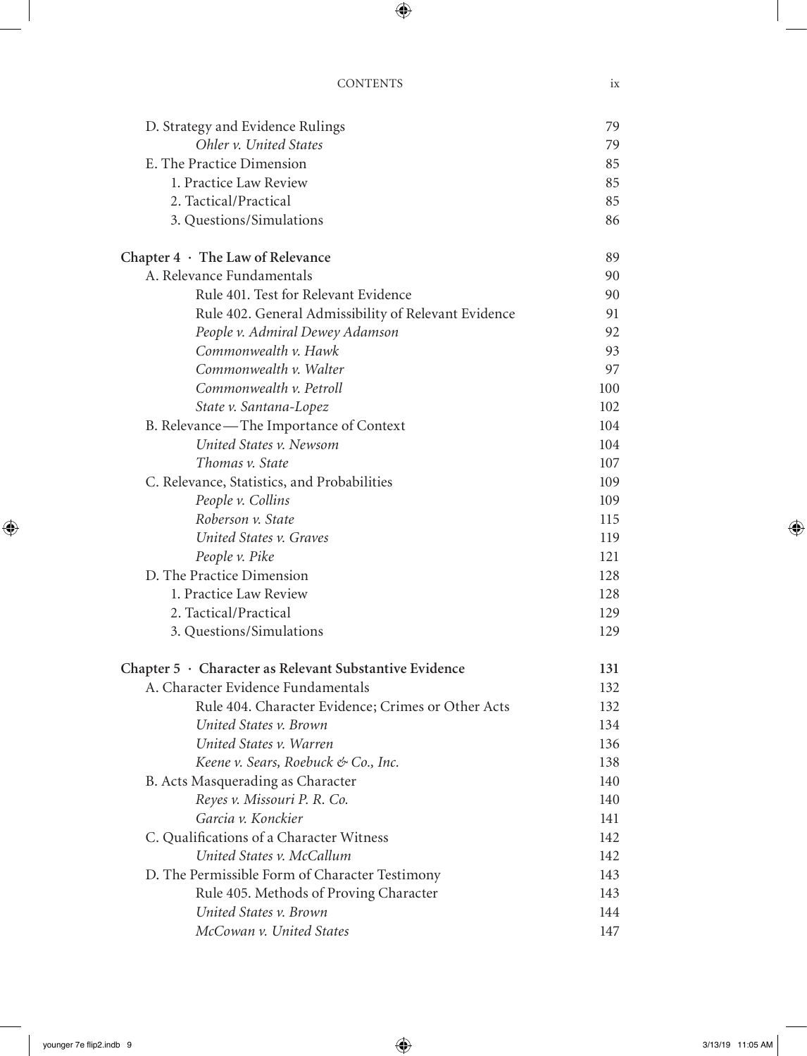| | |
|---|---|
| D. Strategy and Evidence Rulings | 79 |
| *Ohler v. United States* | 79 |
| E. The Practice Dimension | 85 |
| 1. Practice Law Review | 85 |
| 2. Tactical/Practical | 85 |
| 3. Questions/Simulations | 86 |
| **Chapter 4 · The Law of Relevance** | 89 |
| A. Relevance Fundamentals | 90 |
| Rule 401. Test for Relevant Evidence | 90 |
| Rule 402. General Admissibility of Relevant Evidence | 91 |
| *People v. Admiral Dewey Adamson* | 92 |
| *Commonwealth v. Hawk* | 93 |
| *Commonwealth v. Walter* | 97 |
| *Commonwealth v. Petroll* | 100 |
| *State v. Santana-Lopez* | 102 |
| B. Relevance—The Importance of Context | 104 |
| *United States v. Newsom* | 104 |
| *Thomas v. State* | 107 |
| C. Relevance, Statistics, and Probabilities | 109 |
| *People v. Collins* | 109 |
| *Roberson v. State* | 115 |
| *United States v. Graves* | 119 |
| *People v. Pike* | 121 |
| D. The Practice Dimension | 128 |
| 1. Practice Law Review | 128 |
| 2. Tactical/Practical | 129 |
| 3. Questions/Simulations | 129 |
| **Chapter 5 · Character as Relevant Substantive Evidence** | **131** |
| A. Character Evidence Fundamentals | 132 |
| Rule 404. Character Evidence; Crimes or Other Acts | 132 |
| *United States v. Brown* | 134 |
| *United States v. Warren* | 136 |
| *Keene v. Sears, Roebuck & Co., Inc.* | 138 |
| B. Acts Masquerading as Character | 140 |
| *Reyes v. Missouri P. R. Co.* | 140 |
| *Garcia v. Konckier* | 141 |
| C. Qualifications of a Character Witness | 142 |
| *United States v. McCallum* | 142 |
| D. The Permissible Form of Character Testimony | 143 |
| Rule 405. Methods of Proving Character | 143 |
| *United States v. Brown* | 144 |
| *McCowan v. United States* | 147 |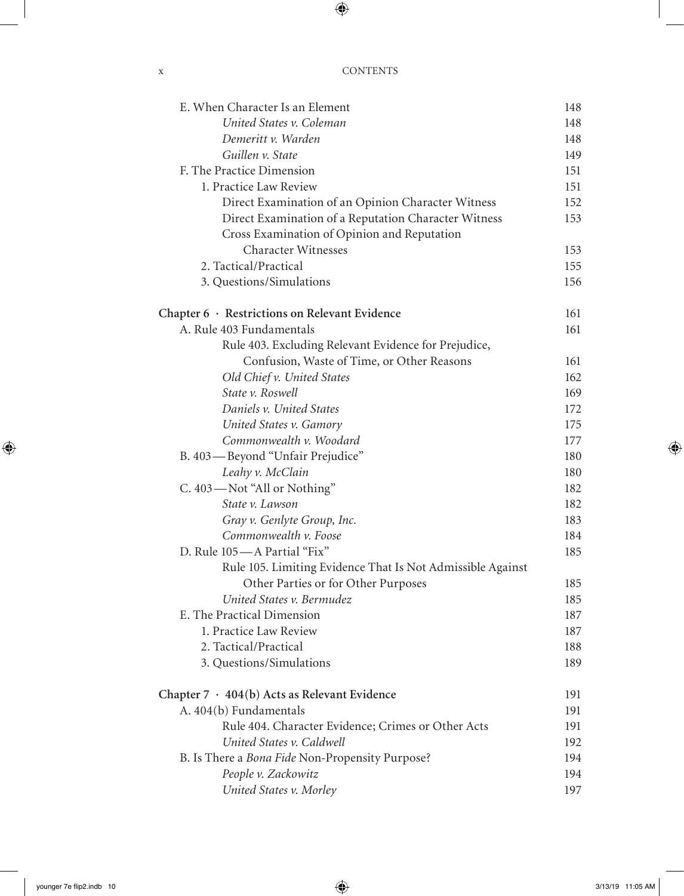E. When Character Is an Element 148
*United States v. Coleman* 148
*Demeritt v. Warden* 148
*Guillen v. State* 149
F. The Practice Dimension 151
1. Practice Law Review 151
Direct Examination of an Opinion Character Witness 152
Direct Examination of a Reputation Character Witness 153
Cross Examination of Opinion and Reputation Character Witnesses 153
2. Tactical/Practical 155
3. Questions/Simulations 156

**Chapter 6 · Restrictions on Relevant Evidence** 161
A. Rule 403 Fundamentals 161
Rule 403. Excluding Relevant Evidence for Prejudice, Confusion, Waste of Time, or Other Reasons 161
*Old Chief v. United States* 162
*State v. Roswell* 169
*Daniels v. United States* 172
*United States v. Gamory* 175
*Commonwealth v. Woodard* 177
B. 403—Beyond "Unfair Prejudice" 180
*Leahy v. McClain* 180
C. 403—Not "All or Nothing" 182
*State v. Lawson* 182
*Gray v. Genlyte Group, Inc.* 183
*Commonwealth v. Foose* 184
D. Rule 105—A Partial "Fix" 185
Rule 105. Limiting Evidence That Is Not Admissible Against Other Parties or for Other Purposes 185
*United States v. Bermudez* 185
E. The Practical Dimension 187
1. Practice Law Review 187
2. Tactical/Practical 188
3. Questions/Simulations 189

**Chapter 7 · 404(b) Acts as Relevant Evidence** 191
A. 404(b) Fundamentals 191
Rule 404. Character Evidence; Crimes or Other Acts 191
*United States v. Caldwell* 192
B. Is There a *Bona Fide* Non-Propensity Purpose? 194
*People v. Zackowitz* 194
*United States v. Morley* 197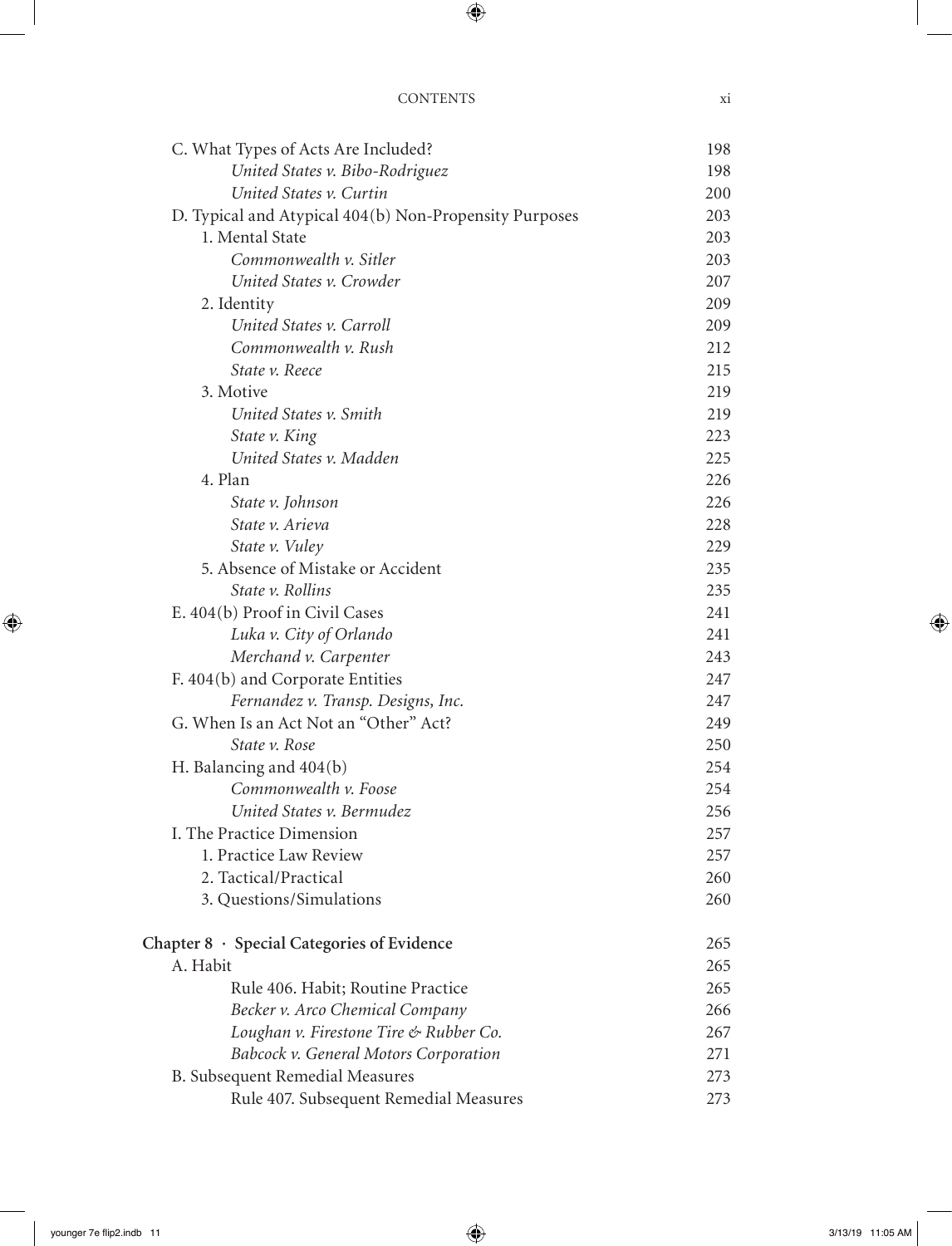C. What Types of Acts Are Included? 198
- *United States v. Bibo-Rodriguez* 198
- *United States v. Curtin* 200

D. Typical and Atypical 404(b) Non-Propensity Purposes 203
- 1. Mental State 203
  - *Commonwealth v. Sitler* 203
  - *United States v. Crowder* 207
- 2. Identity 209
  - *United States v. Carroll* 209
  - *Commonwealth v. Rush* 212
  - *State v. Reece* 215
- 3. Motive 219
  - *United States v. Smith* 219
  - *State v. King* 223
  - *United States v. Madden* 225
- 4. Plan 226
  - *State v. Johnson* 226
  - *State v. Arieva* 228
  - *State v. Vuley* 229
- 5. Absence of Mistake or Accident 235
  - *State v. Rollins* 235

E. 404(b) Proof in Civil Cases 241
- *Luka v. City of Orlando* 241
- *Merchand v. Carpenter* 243

F. 404(b) and Corporate Entities 247
- *Fernandez v. Transp. Designs, Inc.* 247

G. When Is an Act Not an "Other" Act? 249
- *State v. Rose* 250

H. Balancing and 404(b) 254
- *Commonwealth v. Foose* 254
- *United States v. Bermudez* 256

I. The Practice Dimension 257
- 1. Practice Law Review 257
- 2. Tactical/Practical 260
- 3. Questions/Simulations 260

**Chapter 8 · Special Categories of Evidence** 265

A. Habit 265
- Rule 406. Habit; Routine Practice 265
- *Becker v. Arco Chemical Company* 266
- *Loughan v. Firestone Tire & Rubber Co.* 267
- *Babcock v. General Motors Corporation* 271

B. Subsequent Remedial Measures 273
- Rule 407. Subsequent Remedial Measures 273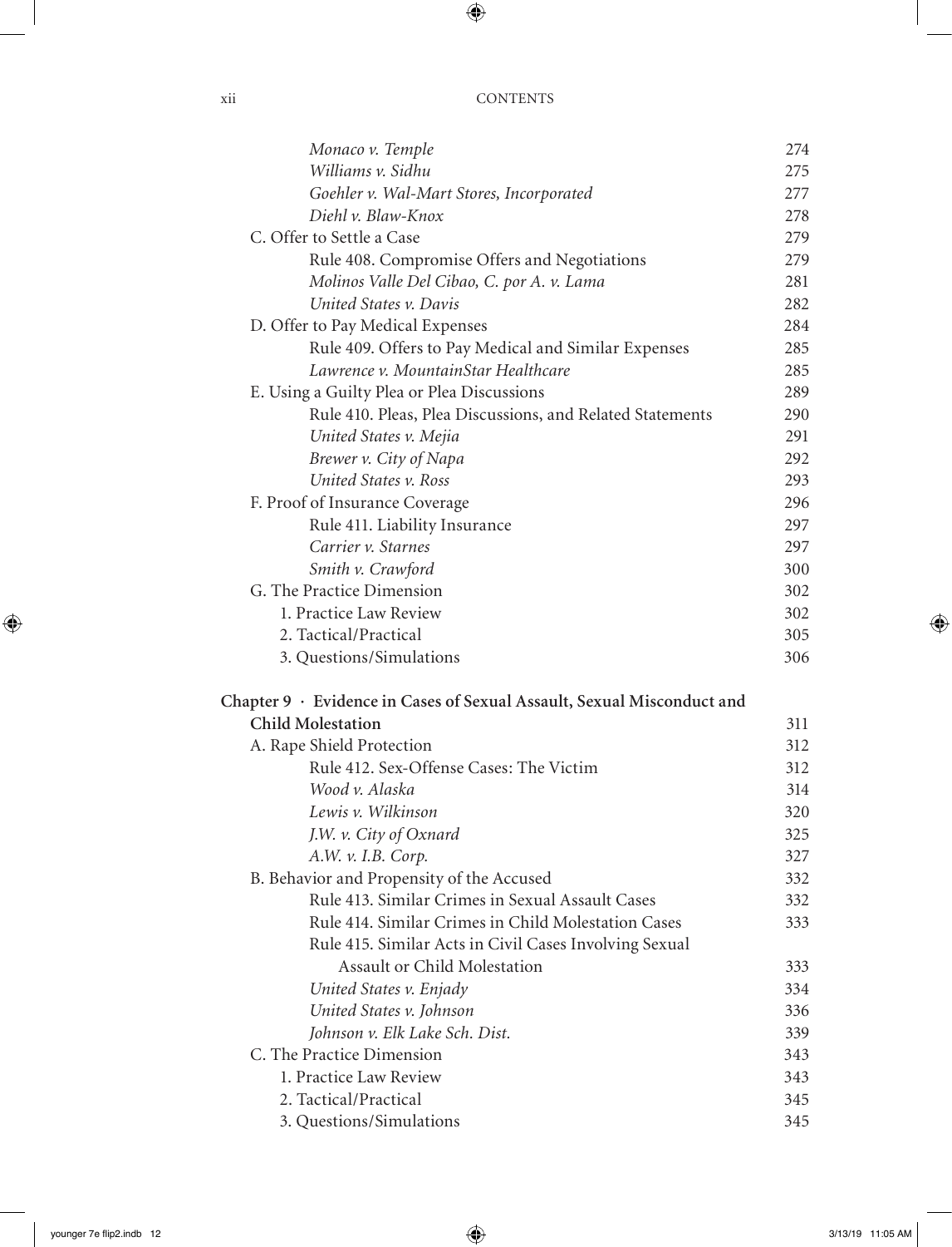| | |
|---|---|
| *Monaco v. Temple* | 274 |
| *Williams v. Sidhu* | 275 |
| *Goehler v. Wal-Mart Stores, Incorporated* | 277 |
| *Diehl v. Blaw-Knox* | 278 |
| C. Offer to Settle a Case | 279 |
| Rule 408. Compromise Offers and Negotiations | 279 |
| *Molinos Valle Del Cibao, C. por A. v. Lama* | 281 |
| *United States v. Davis* | 282 |
| D. Offer to Pay Medical Expenses | 284 |
| Rule 409. Offers to Pay Medical and Similar Expenses | 285 |
| *Lawrence v. MountainStar Healthcare* | 285 |
| E. Using a Guilty Plea or Plea Discussions | 289 |
| Rule 410. Pleas, Plea Discussions, and Related Statements | 290 |
| *United States v. Mejia* | 291 |
| *Brewer v. City of Napa* | 292 |
| *United States v. Ross* | 293 |
| F. Proof of Insurance Coverage | 296 |
| Rule 411. Liability Insurance | 297 |
| *Carrier v. Starnes* | 297 |
| *Smith v. Crawford* | 300 |
| G. The Practice Dimension | 302 |
| 1. Practice Law Review | 302 |
| 2. Tactical/Practical | 305 |
| 3. Questions/Simulations | 306 |
| **Chapter 9 · Evidence in Cases of Sexual Assault, Sexual Misconduct and Child Molestation** | 311 |
| A. Rape Shield Protection | 312 |
| Rule 412. Sex-Offense Cases: The Victim | 312 |
| *Wood v. Alaska* | 314 |
| *Lewis v. Wilkinson* | 320 |
| *J.W. v. City of Oxnard* | 325 |
| *A.W. v. I.B. Corp.* | 327 |
| B. Behavior and Propensity of the Accused | 332 |
| Rule 413. Similar Crimes in Sexual Assault Cases | 332 |
| Rule 414. Similar Crimes in Child Molestation Cases | 333 |
| Rule 415. Similar Acts in Civil Cases Involving Sexual Assault or Child Molestation | 333 |
| *United States v. Enjady* | 334 |
| *United States v. Johnson* | 336 |
| *Johnson v. Elk Lake Sch. Dist.* | 339 |
| C. The Practice Dimension | 343 |
| 1. Practice Law Review | 343 |
| 2. Tactical/Practical | 345 |
| 3. Questions/Simulations | 345 |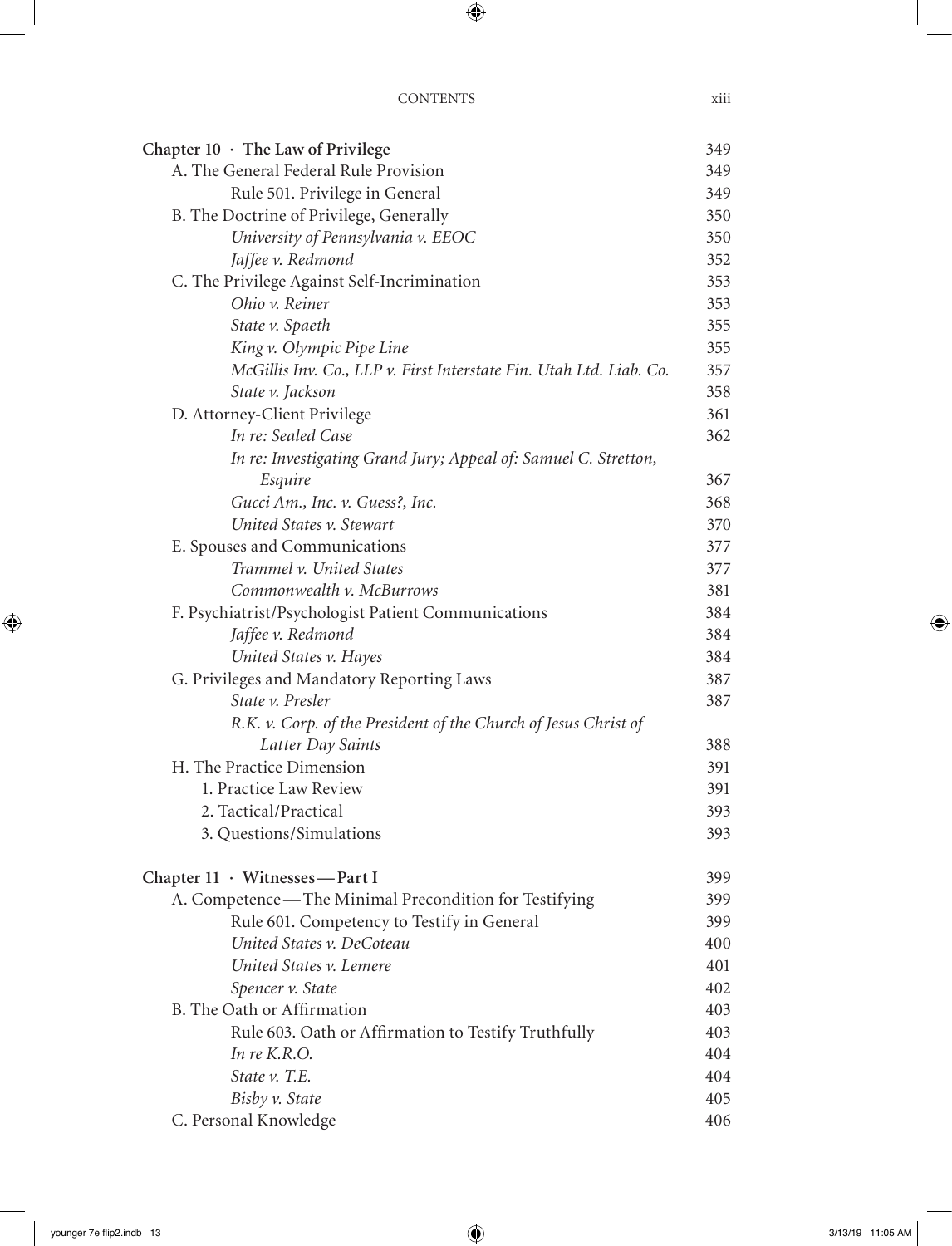| | |
|---|---|
| **Chapter 10 · The Law of Privilege** | 349 |
| A. The General Federal Rule Provision | 349 |
| Rule 501. Privilege in General | 349 |
| B. The Doctrine of Privilege, Generally | 350 |
| *University of Pennsylvania v. EEOC* | 350 |
| *Jaffee v. Redmond* | 352 |
| C. The Privilege Against Self-Incrimination | 353 |
| *Ohio v. Reiner* | 353 |
| *State v. Spaeth* | 355 |
| *King v. Olympic Pipe Line* | 355 |
| *McGillis Inv. Co., LLP v. First Interstate Fin. Utah Ltd. Liab. Co.* | 357 |
| *State v. Jackson* | 358 |
| D. Attorney-Client Privilege | 361 |
| *In re: Sealed Case* | 362 |
| *In re: Investigating Grand Jury; Appeal of: Samuel C. Stretton, Esquire* | 367 |
| *Gucci Am., Inc. v. Guess?, Inc.* | 368 |
| *United States v. Stewart* | 370 |
| E. Spouses and Communications | 377 |
| *Trammel v. United States* | 377 |
| *Commonwealth v. McBurrows* | 381 |
| F. Psychiatrist/Psychologist Patient Communications | 384 |
| *Jaffee v. Redmond* | 384 |
| *United States v. Hayes* | 384 |
| G. Privileges and Mandatory Reporting Laws | 387 |
| *State v. Presler* | 387 |
| *R.K. v. Corp. of the President of the Church of Jesus Christ of Latter Day Saints* | 388 |
| H. The Practice Dimension | 391 |
| 1. Practice Law Review | 391 |
| 2. Tactical/Practical | 393 |
| 3. Questions/Simulations | 393 |
| | |
| **Chapter 11 · Witnesses—Part I** | 399 |
| A. Competence—The Minimal Precondition for Testifying | 399 |
| Rule 601. Competency to Testify in General | 399 |
| *United States v. DeCoteau* | 400 |
| *United States v. Lemere* | 401 |
| *Spencer v. State* | 402 |
| B. The Oath or Affirmation | 403 |
| Rule 603. Oath or Affirmation to Testify Truthfully | 403 |
| *In re K.R.O.* | 404 |
| *State v. T.E.* | 404 |
| *Bisby v. State* | 405 |
| C. Personal Knowledge | 406 |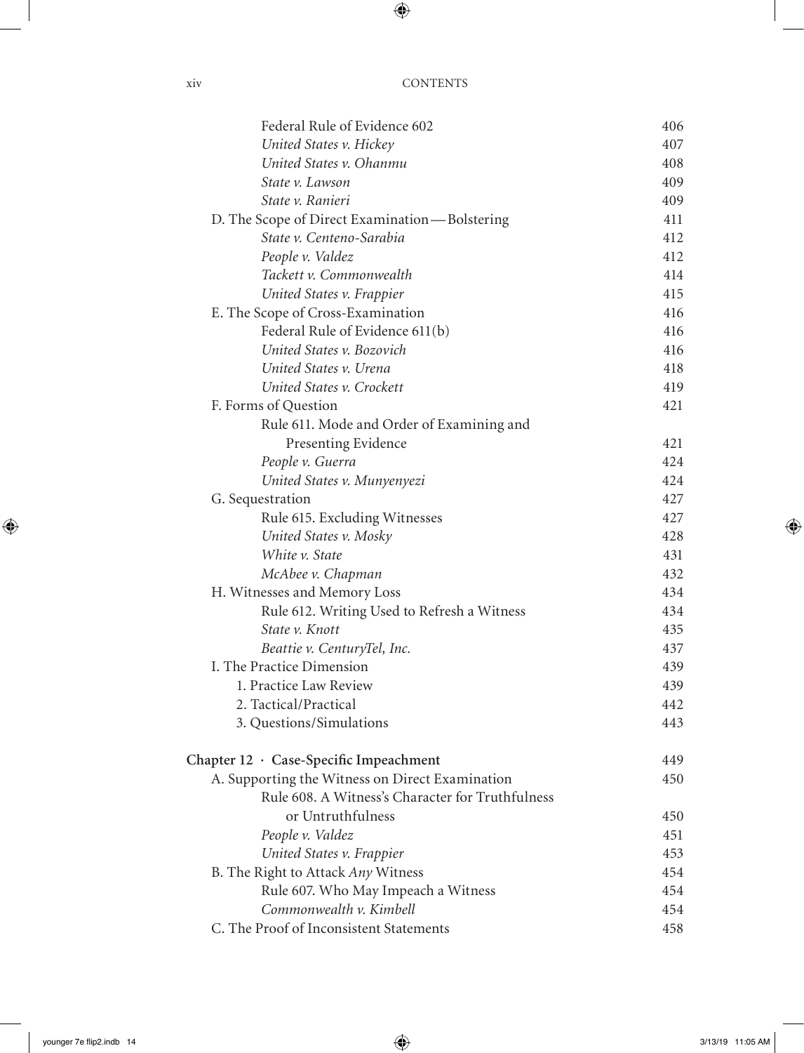| | |
|---|---|
| Federal Rule of Evidence 602 | 406 |
| *United States v. Hickey* | 407 |
| *United States v. Ohanmu* | 408 |
| *State v. Lawson* | 409 |
| *State v. Ranieri* | 409 |
| D. The Scope of Direct Examination — Bolstering | 411 |
| *State v. Centeno-Sarabia* | 412 |
| *People v. Valdez* | 412 |
| *Tackett v. Commonwealth* | 414 |
| *United States v. Frappier* | 415 |
| E. The Scope of Cross-Examination | 416 |
| Federal Rule of Evidence 611(b) | 416 |
| *United States v. Bozovich* | 416 |
| *United States v. Urena* | 418 |
| *United States v. Crockett* | 419 |
| F. Forms of Question | 421 |
| Rule 611. Mode and Order of Examining and Presenting Evidence | 421 |
| *People v. Guerra* | 424 |
| *United States v. Munyenyezi* | 424 |
| G. Sequestration | 427 |
| Rule 615. Excluding Witnesses | 427 |
| *United States v. Mosky* | 428 |
| *White v. State* | 431 |
| *McAbee v. Chapman* | 432 |
| H. Witnesses and Memory Loss | 434 |
| Rule 612. Writing Used to Refresh a Witness | 434 |
| *State v. Knott* | 435 |
| *Beattie v. CenturyTel, Inc.* | 437 |
| I. The Practice Dimension | 439 |
| 1. Practice Law Review | 439 |
| 2. Tactical/Practical | 442 |
| 3. Questions/Simulations | 443 |
| **Chapter 12 · Case-Specific Impeachment** | **449** |
| A. Supporting the Witness on Direct Examination | 450 |
| Rule 608. A Witness's Character for Truthfulness or Untruthfulness | 450 |
| *People v. Valdez* | 451 |
| *United States v. Frappier* | 453 |
| B. The Right to Attack *Any* Witness | 454 |
| Rule 607. Who May Impeach a Witness | 454 |
| *Commonwealth v. Kimbell* | 454 |
| C. The Proof of Inconsistent Statements | 458 |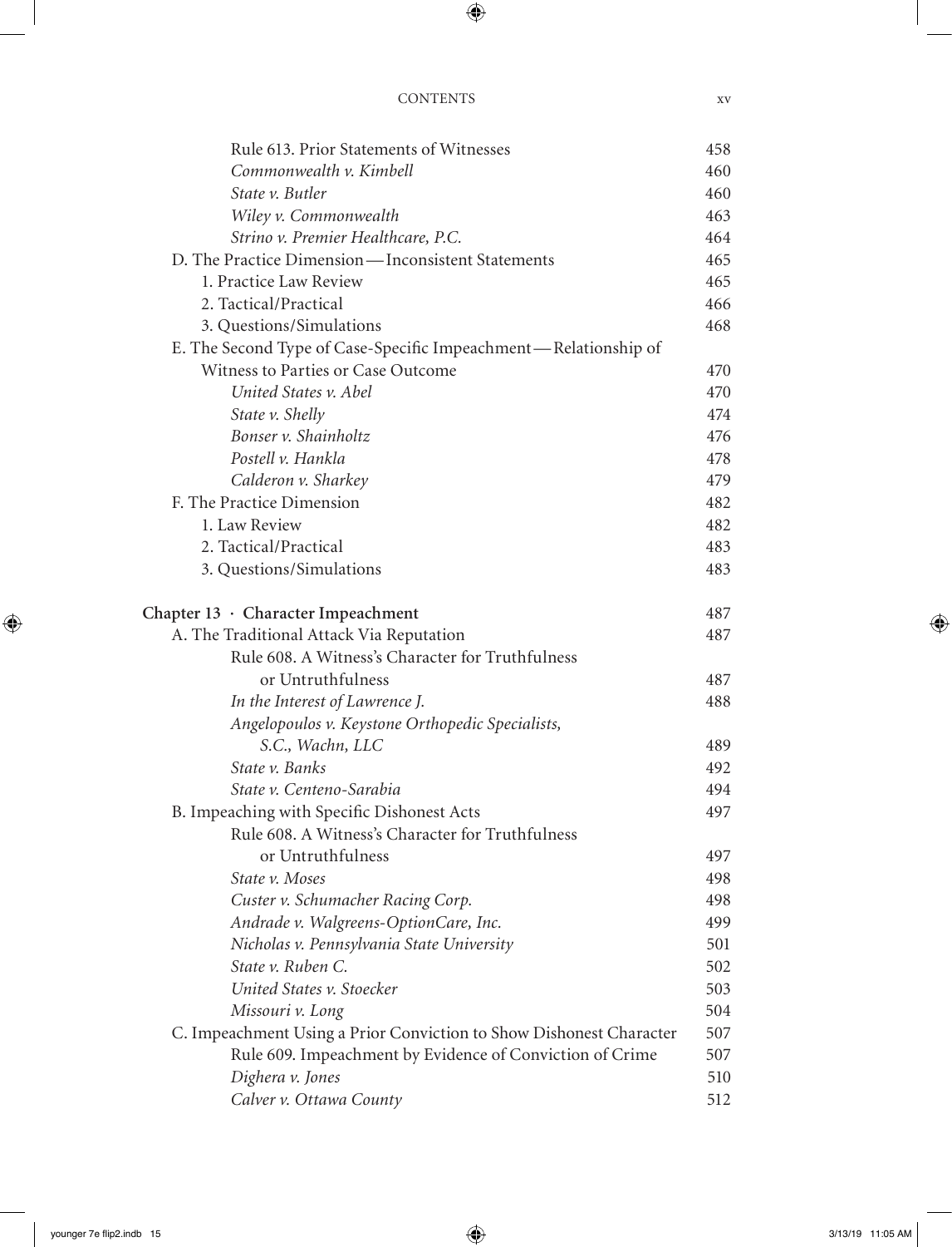| | |
|---|---|
| Rule 613. Prior Statements of Witnesses | 458 |
| *Commonwealth v. Kimbell* | 460 |
| *State v. Butler* | 460 |
| *Wiley v. Commonwealth* | 463 |
| *Strino v. Premier Healthcare, P.C.* | 464 |
| D. The Practice Dimension—Inconsistent Statements | 465 |
| 1. Practice Law Review | 465 |
| 2. Tactical/Practical | 466 |
| 3. Questions/Simulations | 468 |
| E. The Second Type of Case-Specific Impeachment—Relationship of Witness to Parties or Case Outcome | 470 |
| *United States v. Abel* | 470 |
| *State v. Shelly* | 474 |
| *Bonser v. Shainholtz* | 476 |
| *Postell v. Hankla* | 478 |
| *Calderon v. Sharkey* | 479 |
| F. The Practice Dimension | 482 |
| 1. Law Review | 482 |
| 2. Tactical/Practical | 483 |
| 3. Questions/Simulations | 483 |
| **Chapter 13 · Character Impeachment** | 487 |
| A. The Traditional Attack Via Reputation | 487 |
| Rule 608. A Witness's Character for Truthfulness or Untruthfulness | 487 |
| *In the Interest of Lawrence J.* | 488 |
| *Angelopoulos v. Keystone Orthopedic Specialists, S.C., Wachn, LLC* | 489 |
| *State v. Banks* | 492 |
| *State v. Centeno-Sarabia* | 494 |
| B. Impeaching with Specific Dishonest Acts | 497 |
| Rule 608. A Witness's Character for Truthfulness or Untruthfulness | 497 |
| *State v. Moses* | 498 |
| *Custer v. Schumacher Racing Corp.* | 498 |
| *Andrade v. Walgreens-OptionCare, Inc.* | 499 |
| *Nicholas v. Pennsylvania State University* | 501 |
| *State v. Ruben C.* | 502 |
| *United States v. Stoecker* | 503 |
| *Missouri v. Long* | 504 |
| C. Impeachment Using a Prior Conviction to Show Dishonest Character | 507 |
| Rule 609. Impeachment by Evidence of Conviction of Crime | 507 |
| *Dighera v. Jones* | 510 |
| *Calver v. Ottawa County* | 512 |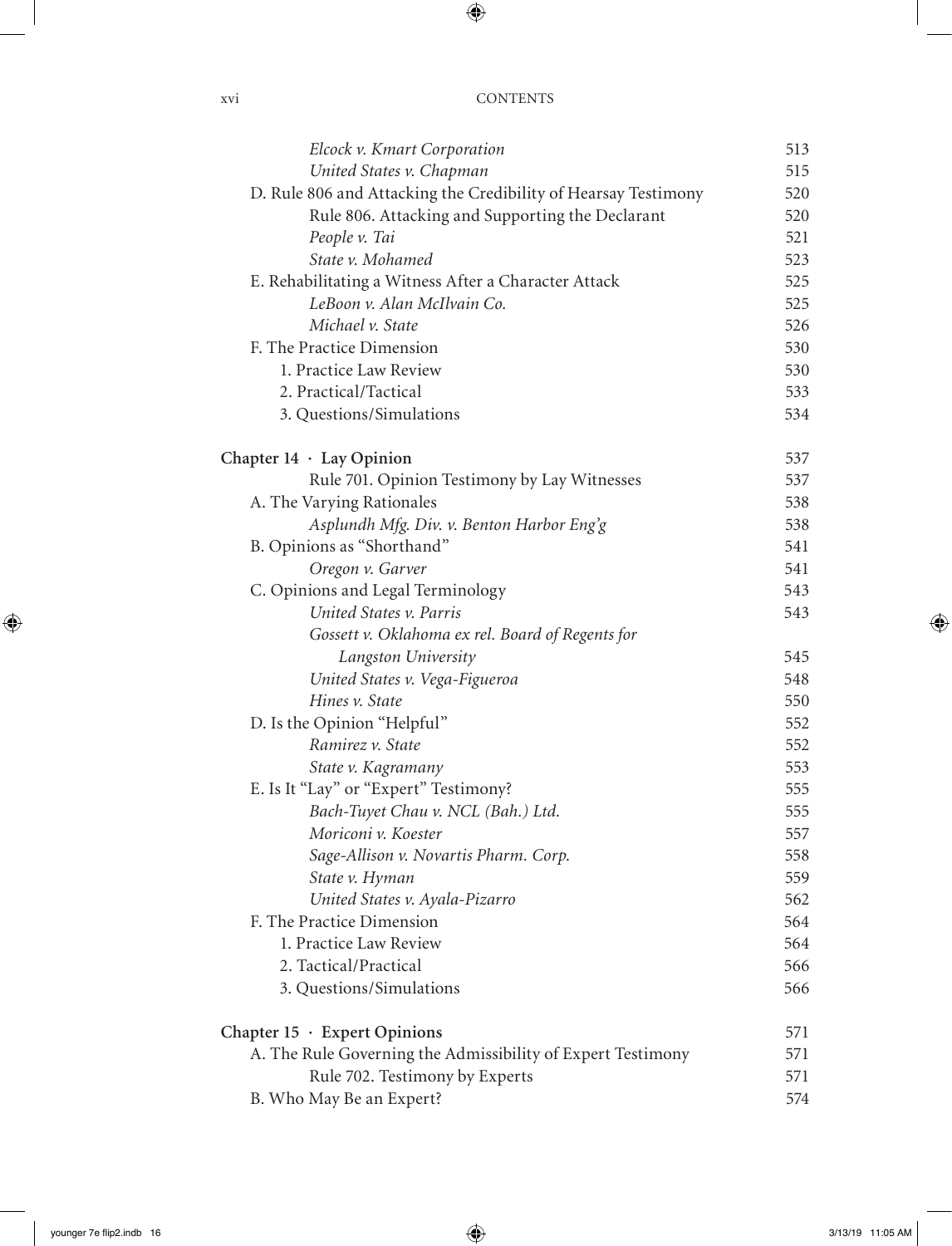| | |
|---|---|
| *Elcock v. Kmart Corporation* | 513 |
| *United States v. Chapman* | 515 |
| D. Rule 806 and Attacking the Credibility of Hearsay Testimony | 520 |
| Rule 806. Attacking and Supporting the Declarant | 520 |
| *People v. Tai* | 521 |
| *State v. Mohamed* | 523 |
| E. Rehabilitating a Witness After a Character Attack | 525 |
| *LeBoon v. Alan McIlvain Co.* | 525 |
| *Michael v. State* | 526 |
| F. The Practice Dimension | 530 |
| 1. Practice Law Review | 530 |
| 2. Practical/Tactical | 533 |
| 3. Questions/Simulations | 534 |
| **Chapter 14 · Lay Opinion** | 537 |
| Rule 701. Opinion Testimony by Lay Witnesses | 537 |
| A. The Varying Rationales | 538 |
| *Asplundh Mfg. Div. v. Benton Harbor Eng'g* | 538 |
| B. Opinions as "Shorthand" | 541 |
| *Oregon v. Garver* | 541 |
| C. Opinions and Legal Terminology | 543 |
| *United States v. Parris* | 543 |
| *Gossett v. Oklahoma ex rel. Board of Regents for Langston University* | 545 |
| *United States v. Vega-Figueroa* | 548 |
| *Hines v. State* | 550 |
| D. Is the Opinion "Helpful" | 552 |
| *Ramirez v. State* | 552 |
| *State v. Kagramany* | 553 |
| E. Is It "Lay" or "Expert" Testimony? | 555 |
| *Bach-Tuyet Chau v. NCL (Bah.) Ltd.* | 555 |
| *Moriconi v. Koester* | 557 |
| *Sage-Allison v. Novartis Pharm. Corp.* | 558 |
| *State v. Hyman* | 559 |
| *United States v. Ayala-Pizarro* | 562 |
| F. The Practice Dimension | 564 |
| 1. Practice Law Review | 564 |
| 2. Tactical/Practical | 566 |
| 3. Questions/Simulations | 566 |
| **Chapter 15 · Expert Opinions** | 571 |
| A. The Rule Governing the Admissibility of Expert Testimony | 571 |
| Rule 702. Testimony by Experts | 571 |
| B. Who May Be an Expert? | 574 |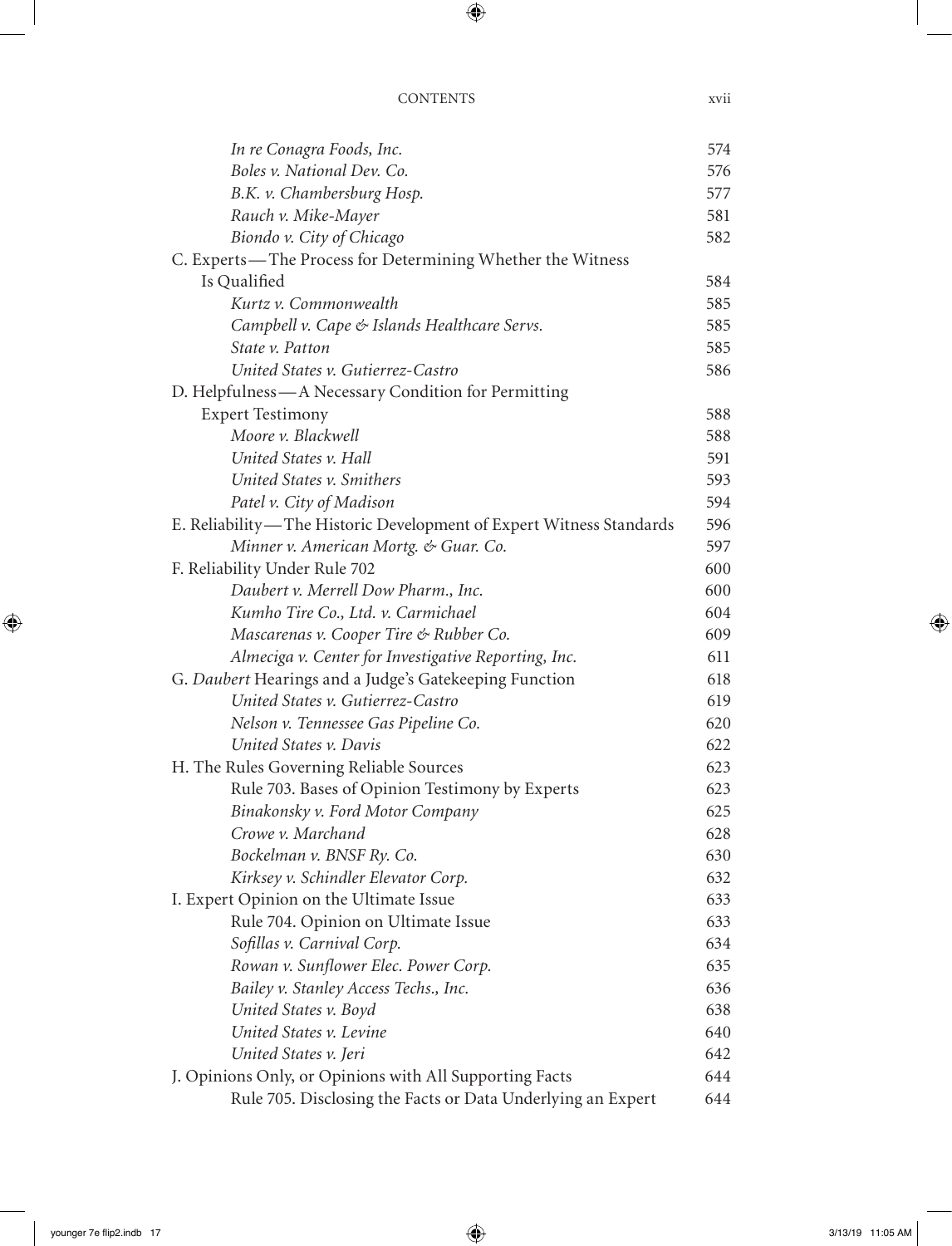| | |
|---|---|
| *In re Conagra Foods, Inc.* | 574 |
| *Boles v. National Dev. Co.* | 576 |
| *B.K. v. Chambersburg Hosp.* | 577 |
| *Rauch v. Mike-Mayer* | 581 |
| *Biondo v. City of Chicago* | 582 |
| C. Experts—The Process for Determining Whether the Witness Is Qualified | 584 |
| *Kurtz v. Commonwealth* | 585 |
| *Campbell v. Cape & Islands Healthcare Servs.* | 585 |
| *State v. Patton* | 585 |
| *United States v. Gutierrez-Castro* | 586 |
| D. Helpfulness—A Necessary Condition for Permitting Expert Testimony | 588 |
| *Moore v. Blackwell* | 588 |
| *United States v. Hall* | 591 |
| *United States v. Smithers* | 593 |
| *Patel v. City of Madison* | 594 |
| E. Reliability—The Historic Development of Expert Witness Standards | 596 |
| *Minner v. American Mortg. & Guar. Co.* | 597 |
| F. Reliability Under Rule 702 | 600 |
| *Daubert v. Merrell Dow Pharm., Inc.* | 600 |
| *Kumho Tire Co., Ltd. v. Carmichael* | 604 |
| *Mascarenas v. Cooper Tire & Rubber Co.* | 609 |
| *Almeciga v. Center for Investigative Reporting, Inc.* | 611 |
| G. *Daubert* Hearings and a Judge's Gatekeeping Function | 618 |
| *United States v. Gutierrez-Castro* | 619 |
| *Nelson v. Tennessee Gas Pipeline Co.* | 620 |
| *United States v. Davis* | 622 |
| H. The Rules Governing Reliable Sources | 623 |
| Rule 703. Bases of Opinion Testimony by Experts | 623 |
| *Binakonsky v. Ford Motor Company* | 625 |
| *Crowe v. Marchand* | 628 |
| *Bockelman v. BNSF Ry. Co.* | 630 |
| *Kirksey v. Schindler Elevator Corp.* | 632 |
| I. Expert Opinion on the Ultimate Issue | 633 |
| Rule 704. Opinion on Ultimate Issue | 633 |
| *Sofillas v. Carnival Corp.* | 634 |
| *Rowan v. Sunflower Elec. Power Corp.* | 635 |
| *Bailey v. Stanley Access Techs., Inc.* | 636 |
| *United States v. Boyd* | 638 |
| *United States v. Levine* | 640 |
| *United States v. Jeri* | 642 |
| J. Opinions Only, or Opinions with All Supporting Facts | 644 |
| Rule 705. Disclosing the Facts or Data Underlying an Expert | 644 |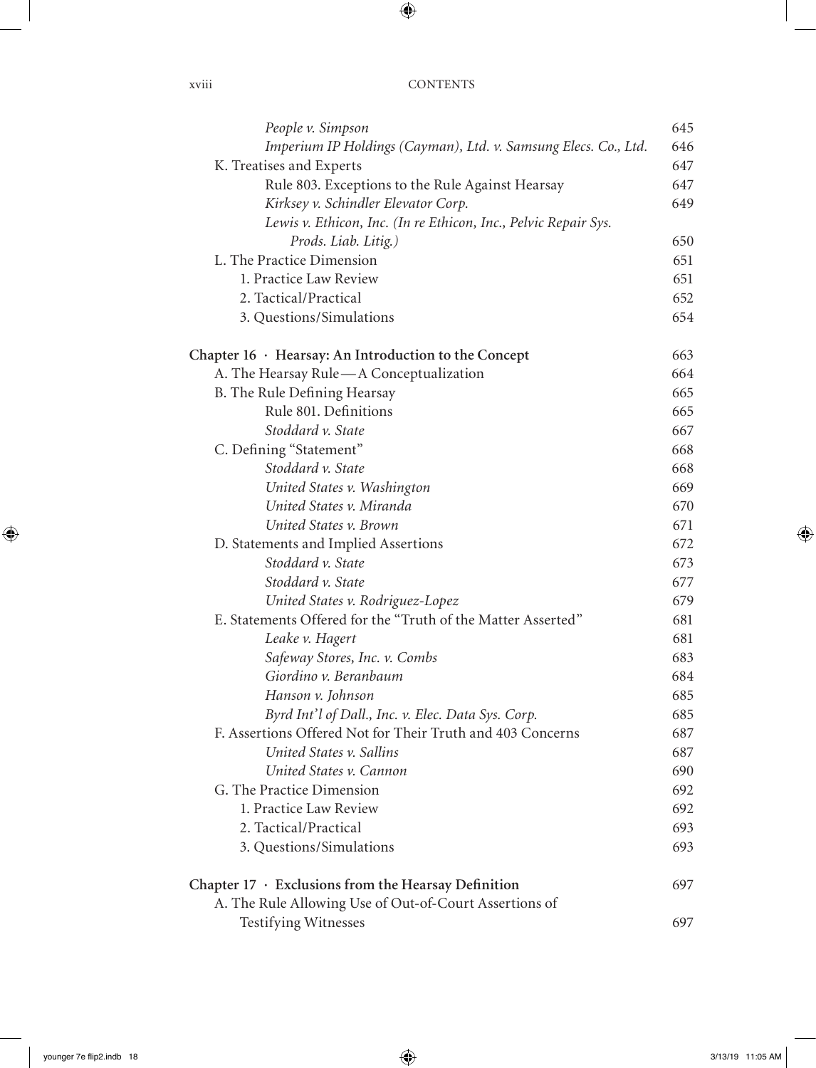| | |
|---|---|
| *People v. Simpson* | 645 |
| *Imperium IP Holdings (Cayman), Ltd. v. Samsung Elecs. Co., Ltd.* | 646 |
| K. Treatises and Experts | 647 |
| Rule 803. Exceptions to the Rule Against Hearsay | 647 |
| *Kirksey v. Schindler Elevator Corp.* | 649 |
| *Lewis v. Ethicon, Inc. (In re Ethicon, Inc., Pelvic Repair Sys. Prods. Liab. Litig.)* | 650 |
| L. The Practice Dimension | 651 |
| 1. Practice Law Review | 651 |
| 2. Tactical/Practical | 652 |
| 3. Questions/Simulations | 654 |

**Chapter 16 · Hearsay: An Introduction to the Concept** 663

| | |
|---|---|
| A. The Hearsay Rule—A Conceptualization | 664 |
| B. The Rule Defining Hearsay | 665 |
| Rule 801. Definitions | 665 |
| *Stoddard v. State* | 667 |
| C. Defining "Statement" | 668 |
| *Stoddard v. State* | 668 |
| *United States v. Washington* | 669 |
| *United States v. Miranda* | 670 |
| *United States v. Brown* | 671 |
| D. Statements and Implied Assertions | 672 |
| *Stoddard v. State* | 673 |
| *Stoddard v. State* | 677 |
| *United States v. Rodriguez-Lopez* | 679 |
| E. Statements Offered for the "Truth of the Matter Asserted" | 681 |
| *Leake v. Hagert* | 681 |
| *Safeway Stores, Inc. v. Combs* | 683 |
| *Giordino v. Beranbaum* | 684 |
| *Hanson v. Johnson* | 685 |
| *Byrd Int'l of Dall., Inc. v. Elec. Data Sys. Corp.* | 685 |
| F. Assertions Offered Not for Their Truth and 403 Concerns | 687 |
| *United States v. Sallins* | 687 |
| *United States v. Cannon* | 690 |
| G. The Practice Dimension | 692 |
| 1. Practice Law Review | 692 |
| 2. Tactical/Practical | 693 |
| 3. Questions/Simulations | 693 |

**Chapter 17 · Exclusions from the Hearsay Definition** 697

| | |
|---|---|
| A. The Rule Allowing Use of Out-of-Court Assertions of Testifying Witnesses | 697 |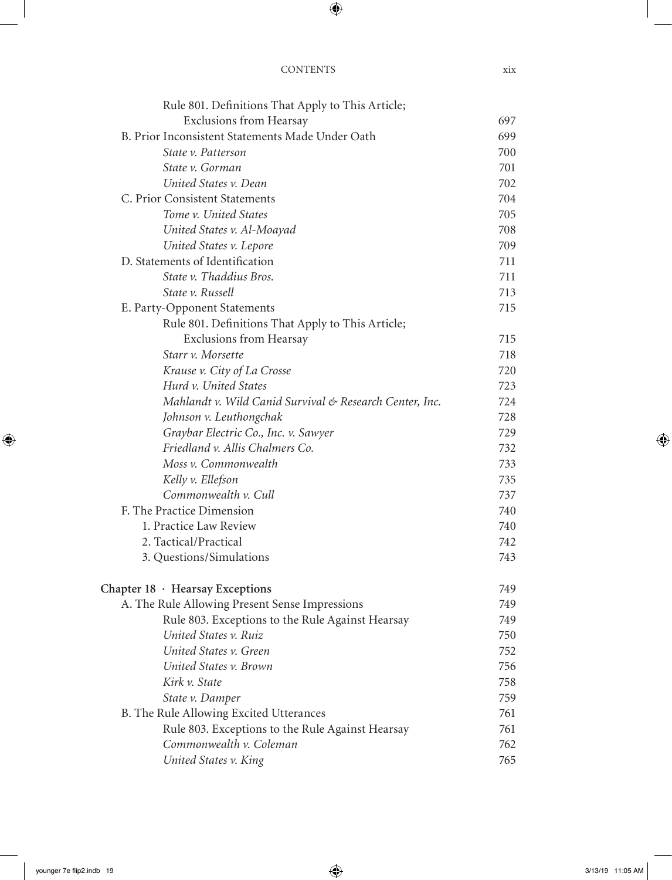Rule 801. Definitions That Apply to This Article; Exclusions from Hearsay 697

B. Prior Inconsistent Statements Made Under Oath 699

*State v. Patterson* 700

*State v. Gorman* 701

*United States v. Dean* 702

C. Prior Consistent Statements 704

*Tome v. United States* 705

*United States v. Al-Moayad* 708

*United States v. Lepore* 709

D. Statements of Identification 711

*State v. Thaddius Bros.* 711

*State v. Russell* 713

E. Party-Opponent Statements 715

Rule 801. Definitions That Apply to This Article; Exclusions from Hearsay 715

*Starr v. Morsette* 718

*Krause v. City of La Crosse* 720

*Hurd v. United States* 723

*Mahlandt v. Wild Canid Survival & Research Center, Inc.* 724

*Johnson v. Leuthongchak* 728

*Graybar Electric Co., Inc. v. Sawyer* 729

*Friedland v. Allis Chalmers Co.* 732

*Moss v. Commonwealth* 733

*Kelly v. Ellefson* 735

*Commonwealth v. Cull* 737

F. The Practice Dimension 740

1. Practice Law Review 740
2. Tactical/Practical 742
3. Questions/Simulations 743

**Chapter 18 · Hearsay Exceptions** 749

A. The Rule Allowing Present Sense Impressions 749

Rule 803. Exceptions to the Rule Against Hearsay 749

*United States v. Ruiz* 750

*United States v. Green* 752

*United States v. Brown* 756

*Kirk v. State* 758

*State v. Damper* 759

B. The Rule Allowing Excited Utterances 761

Rule 803. Exceptions to the Rule Against Hearsay 761

*Commonwealth v. Coleman* 762

*United States v. King* 765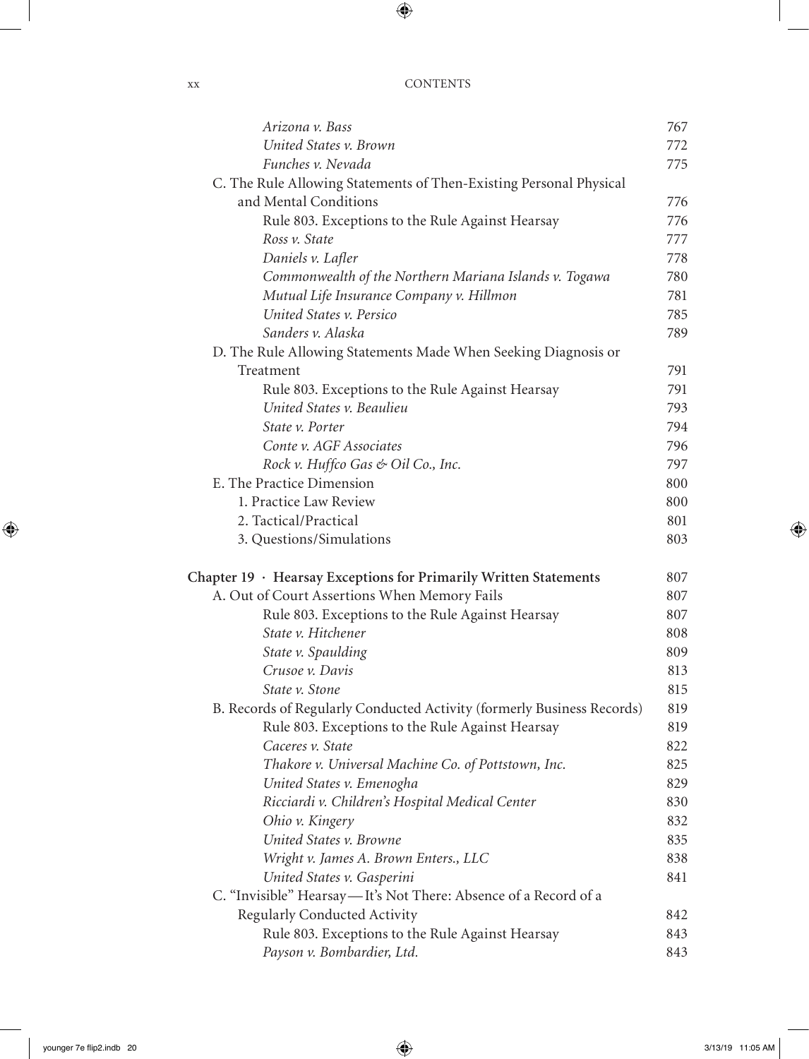| | |
|---|---|
| *Arizona v. Bass* | 767 |
| *United States v. Brown* | 772 |
| *Funches v. Nevada* | 775 |
| C. The Rule Allowing Statements of Then-Existing Personal Physical and Mental Conditions | 776 |
| Rule 803. Exceptions to the Rule Against Hearsay | 776 |
| *Ross v. State* | 777 |
| *Daniels v. Lafler* | 778 |
| *Commonwealth of the Northern Mariana Islands v. Togawa* | 780 |
| *Mutual Life Insurance Company v. Hillmon* | 781 |
| *United States v. Persico* | 785 |
| *Sanders v. Alaska* | 789 |
| D. The Rule Allowing Statements Made When Seeking Diagnosis or Treatment | 791 |
| Rule 803. Exceptions to the Rule Against Hearsay | 791 |
| *United States v. Beaulieu* | 793 |
| *State v. Porter* | 794 |
| *Conte v. AGF Associates* | 796 |
| *Rock v. Huffco Gas & Oil Co., Inc.* | 797 |
| E. The Practice Dimension | 800 |
| 1. Practice Law Review | 800 |
| 2. Tactical/Practical | 801 |
| 3. Questions/Simulations | 803 |
| **Chapter 19 · Hearsay Exceptions for Primarily Written Statements** | 807 |
| A. Out of Court Assertions When Memory Fails | 807 |
| Rule 803. Exceptions to the Rule Against Hearsay | 807 |
| *State v. Hitchener* | 808 |
| *State v. Spaulding* | 809 |
| *Crusoe v. Davis* | 813 |
| *State v. Stone* | 815 |
| B. Records of Regularly Conducted Activity (formerly Business Records) | 819 |
| Rule 803. Exceptions to the Rule Against Hearsay | 819 |
| *Caceres v. State* | 822 |
| *Thakore v. Universal Machine Co. of Pottstown, Inc.* | 825 |
| *United States v. Emenogha* | 829 |
| *Ricciardi v. Children's Hospital Medical Center* | 830 |
| *Ohio v. Kingery* | 832 |
| *United States v. Browne* | 835 |
| *Wright v. James A. Brown Enters., LLC* | 838 |
| *United States v. Gasperini* | 841 |
| C. "Invisible" Hearsay—It's Not There: Absence of a Record of a Regularly Conducted Activity | 842 |
| Rule 803. Exceptions to the Rule Against Hearsay | 843 |
| *Payson v. Bombardier, Ltd.* | 843 |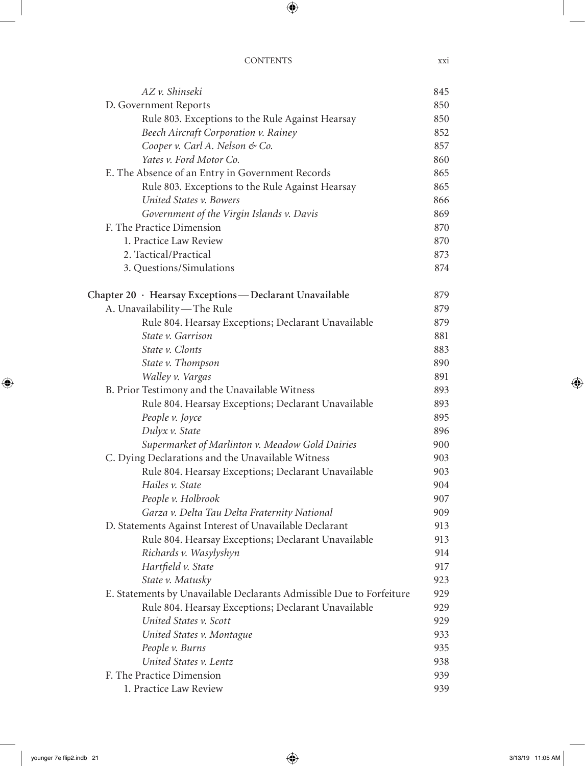| | |
|---|---|
| *AZ v. Shinseki* | 845 |
| D. Government Reports | 850 |
| Rule 803. Exceptions to the Rule Against Hearsay | 850 |
| *Beech Aircraft Corporation v. Rainey* | 852 |
| *Cooper v. Carl A. Nelson & Co.* | 857 |
| *Yates v. Ford Motor Co.* | 860 |
| E. The Absence of an Entry in Government Records | 865 |
| Rule 803. Exceptions to the Rule Against Hearsay | 865 |
| *United States v. Bowers* | 866 |
| *Government of the Virgin Islands v. Davis* | 869 |
| F. The Practice Dimension | 870 |
| 1. Practice Law Review | 870 |
| 2. Tactical/Practical | 873 |
| 3. Questions/Simulations | 874 |
| **Chapter 20 · Hearsay Exceptions—Declarant Unavailable** | **879** |
| A. Unavailability—The Rule | 879 |
| Rule 804. Hearsay Exceptions; Declarant Unavailable | 879 |
| *State v. Garrison* | 881 |
| *State v. Clonts* | 883 |
| *State v. Thompson* | 890 |
| *Walley v. Vargas* | 891 |
| B. Prior Testimony and the Unavailable Witness | 893 |
| Rule 804. Hearsay Exceptions; Declarant Unavailable | 893 |
| *People v. Joyce* | 895 |
| *Dulyx v. State* | 896 |
| *Supermarket of Marlinton v. Meadow Gold Dairies* | 900 |
| C. Dying Declarations and the Unavailable Witness | 903 |
| Rule 804. Hearsay Exceptions; Declarant Unavailable | 903 |
| *Hailes v. State* | 904 |
| *People v. Holbrook* | 907 |
| *Garza v. Delta Tau Delta Fraternity National* | 909 |
| D. Statements Against Interest of Unavailable Declarant | 913 |
| Rule 804. Hearsay Exceptions; Declarant Unavailable | 913 |
| *Richards v. Wasylyshyn* | 914 |
| *Hartfield v. State* | 917 |
| *State v. Matusky* | 923 |
| E. Statements by Unavailable Declarants Admissible Due to Forfeiture | 929 |
| Rule 804. Hearsay Exceptions; Declarant Unavailable | 929 |
| *United States v. Scott* | 929 |
| *United States v. Montague* | 933 |
| *People v. Burns* | 935 |
| *United States v. Lentz* | 938 |
| F. The Practice Dimension | 939 |
| 1. Practice Law Review | 939 |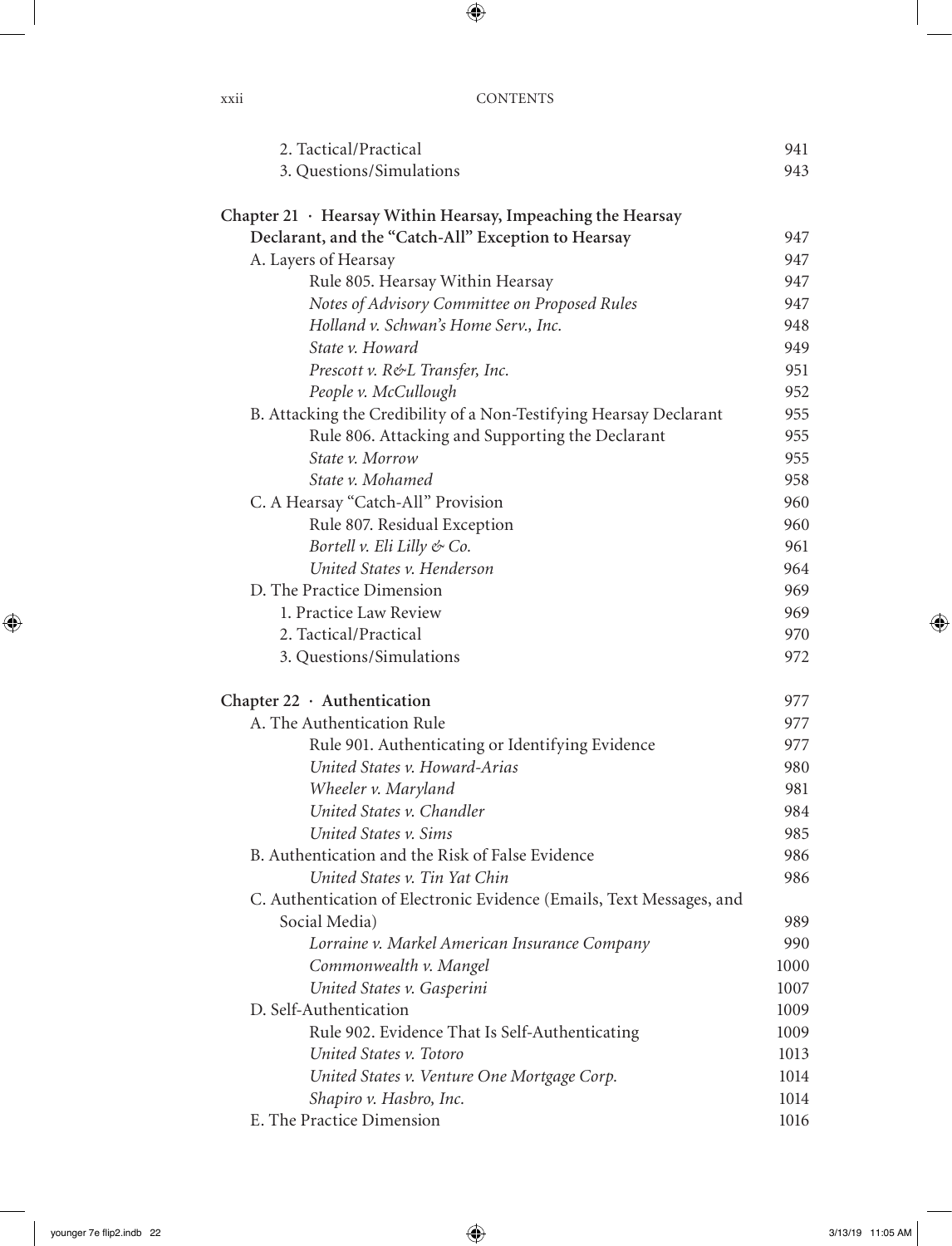2. Tactical/Practical 941
3. Questions/Simulations 943

**Chapter 21 · Hearsay Within Hearsay, Impeaching the Hearsay Declarant, and the "Catch-All" Exception to Hearsay** 947

A. Layers of Hearsay 947

Rule 805. Hearsay Within Hearsay 947

*Notes of Advisory Committee on Proposed Rules* 947

*Holland v. Schwan's Home Serv., Inc.* 948

*State v. Howard* 949

*Prescott v. R&L Transfer, Inc.* 951

*People v. McCullough* 952

B. Attacking the Credibility of a Non-Testifying Hearsay Declarant 955

Rule 806. Attacking and Supporting the Declarant 955

*State v. Morrow* 955

*State v. Mohamed* 958

C. A Hearsay "Catch-All" Provision 960

Rule 807. Residual Exception 960

*Bortell v. Eli Lilly & Co.* 961

*United States v. Henderson* 964

D. The Practice Dimension 969

1. Practice Law Review 969
2. Tactical/Practical 970
3. Questions/Simulations 972

**Chapter 22 · Authentication** 977

A. The Authentication Rule 977

Rule 901. Authenticating or Identifying Evidence 977

*United States v. Howard-Arias* 980

*Wheeler v. Maryland* 981

*United States v. Chandler* 984

*United States v. Sims* 985

B. Authentication and the Risk of False Evidence 986

*United States v. Tin Yat Chin* 986

C. Authentication of Electronic Evidence (Emails, Text Messages, and Social Media) 989

*Lorraine v. Markel American Insurance Company* 990

*Commonwealth v. Mangel* 1000

*United States v. Gasperini* 1007

D. Self-Authentication 1009

Rule 902. Evidence That Is Self-Authenticating 1009

*United States v. Totoro* 1013

*United States v. Venture One Mortgage Corp.* 1014

*Shapiro v. Hasbro, Inc.* 1014

E. The Practice Dimension 1016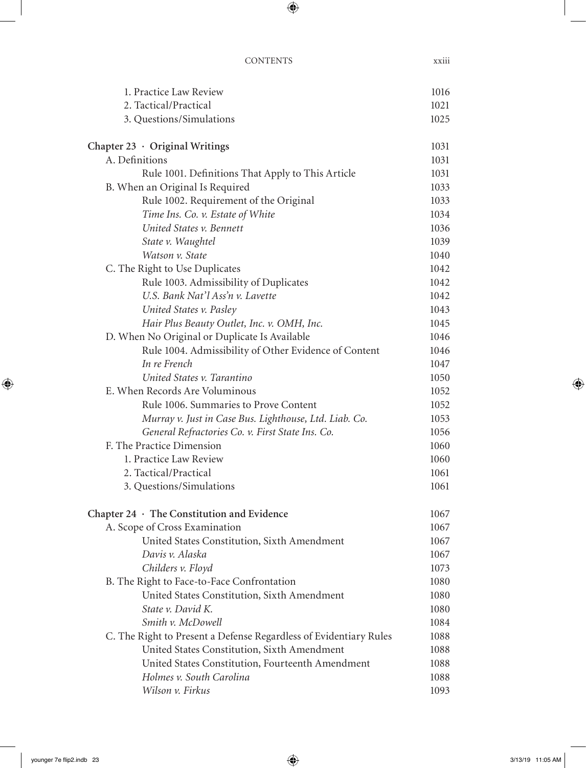| | |
|---|---|
| 1. Practice Law Review | 1016 |
| 2. Tactical/Practical | 1021 |
| 3. Questions/Simulations | 1025 |
| **Chapter 23 · Original Writings** | **1031** |
| A. Definitions | 1031 |
| Rule 1001. Definitions That Apply to This Article | 1031 |
| B. When an Original Is Required | 1033 |
| Rule 1002. Requirement of the Original | 1033 |
| *Time Ins. Co. v. Estate of White* | 1034 |
| *United States v. Bennett* | 1036 |
| *State v. Waughtel* | 1039 |
| *Watson v. State* | 1040 |
| C. The Right to Use Duplicates | 1042 |
| Rule 1003. Admissibility of Duplicates | 1042 |
| *U.S. Bank Nat'l Ass'n v. Lavette* | 1042 |
| *United States v. Pasley* | 1043 |
| *Hair Plus Beauty Outlet, Inc. v. OMH, Inc.* | 1045 |
| D. When No Original or Duplicate Is Available | 1046 |
| Rule 1004. Admissibility of Other Evidence of Content | 1046 |
| *In re French* | 1047 |
| *United States v. Tarantino* | 1050 |
| E. When Records Are Voluminous | 1052 |
| Rule 1006. Summaries to Prove Content | 1052 |
| *Murray v. Just in Case Bus. Lighthouse, Ltd. Liab. Co.* | 1053 |
| *General Refractories Co. v. First State Ins. Co.* | 1056 |
| F. The Practice Dimension | 1060 |
| 1. Practice Law Review | 1060 |
| 2. Tactical/Practical | 1061 |
| 3. Questions/Simulations | 1061 |
| **Chapter 24 · The Constitution and Evidence** | **1067** |
| A. Scope of Cross Examination | 1067 |
| United States Constitution, Sixth Amendment | 1067 |
| *Davis v. Alaska* | 1067 |
| *Childers v. Floyd* | 1073 |
| B. The Right to Face-to-Face Confrontation | 1080 |
| United States Constitution, Sixth Amendment | 1080 |
| *State v. David K.* | 1080 |
| *Smith v. McDowell* | 1084 |
| C. The Right to Present a Defense Regardless of Evidentiary Rules | 1088 |
| United States Constitution, Sixth Amendment | 1088 |
| United States Constitution, Fourteenth Amendment | 1088 |
| *Holmes v. South Carolina* | 1088 |
| *Wilson v. Firkus* | 1093 |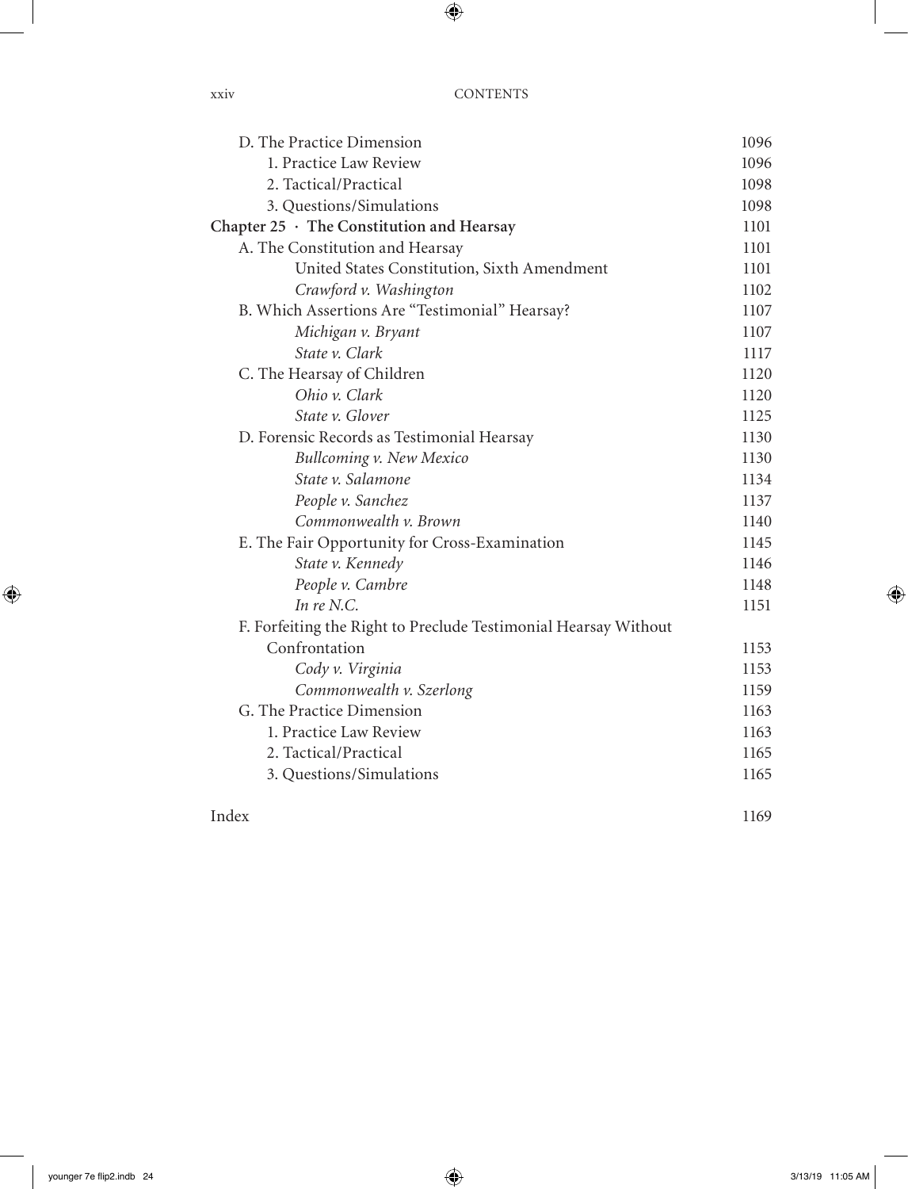D. The Practice Dimension 1096

1. Practice Law Review 1096

2. Tactical/Practical 1098

3. Questions/Simulations 1098

**Chapter 25 · The Constitution and Hearsay** 1101

A. The Constitution and Hearsay 1101

United States Constitution, Sixth Amendment 1101

*Crawford v. Washington* 1102

B. Which Assertions Are "Testimonial" Hearsay? 1107

*Michigan v. Bryant* 1107

*State v. Clark* 1117

C. The Hearsay of Children 1120

*Ohio v. Clark* 1120

*State v. Glover* 1125

D. Forensic Records as Testimonial Hearsay 1130

*Bullcoming v. New Mexico* 1130

*State v. Salamone* 1134

*People v. Sanchez* 1137

*Commonwealth v. Brown* 1140

E. The Fair Opportunity for Cross-Examination 1145

*State v. Kennedy* 1146

*People v. Cambre* 1148

*In re N.C.* 1151

F. Forfeiting the Right to Preclude Testimonial Hearsay Without Confrontation 1153

*Cody v. Virginia* 1153

*Commonwealth v. Szerlong* 1159

G. The Practice Dimension 1163

1. Practice Law Review 1163

2. Tactical/Practical 1165

3. Questions/Simulations 1165

Index 1169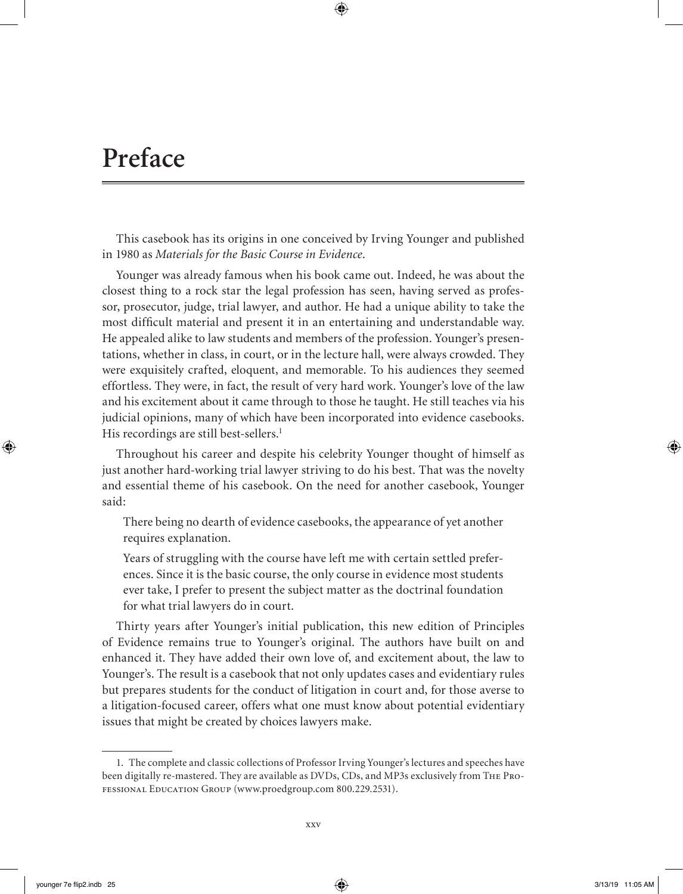# Preface

This casebook has its origins in one conceived by Irving Younger and published in 1980 as *Materials for the Basic Course in Evidence*.

Younger was already famous when his book came out. Indeed, he was about the closest thing to a rock star the legal profession has seen, having served as professor, prosecutor, judge, trial lawyer, and author. He had a unique ability to take the most difficult material and present it in an entertaining and understandable way. He appealed alike to law students and members of the profession. Younger's presentations, whether in class, in court, or in the lecture hall, were always crowded. They were exquisitely crafted, eloquent, and memorable. To his audiences they seemed effortless. They were, in fact, the result of very hard work. Younger's love of the law and his excitement about it came through to those he taught. He still teaches via his judicial opinions, many of which have been incorporated into evidence casebooks. His recordings are still best-sellers.[1]

Throughout his career and despite his celebrity Younger thought of himself as just another hard-working trial lawyer striving to do his best. That was the novelty and essential theme of his casebook. On the need for another casebook, Younger said:

> There being no dearth of evidence casebooks, the appearance of yet another requires explanation.
>
> Years of struggling with the course have left me with certain settled preferences. Since it is the basic course, the only course in evidence most students ever take, I prefer to present the subject matter as the doctrinal foundation for what trial lawyers do in court.

Thirty years after Younger's initial publication, this new edition of Principles of Evidence remains true to Younger's original. The authors have built on and enhanced it. They have added their own love of, and excitement about, the law to Younger's. The result is a casebook that not only updates cases and evidentiary rules but prepares students for the conduct of litigation in court and, for those averse to a litigation-focused career, offers what one must know about potential evidentiary issues that might be created by choices lawyers make.

---

1. The complete and classic collections of Professor Irving Younger's lectures and speeches have been digitally re-mastered. They are available as DVDs, CDs, and MP3s exclusively from The Professional Education Group (www.proedgroup.com 800.229.2531).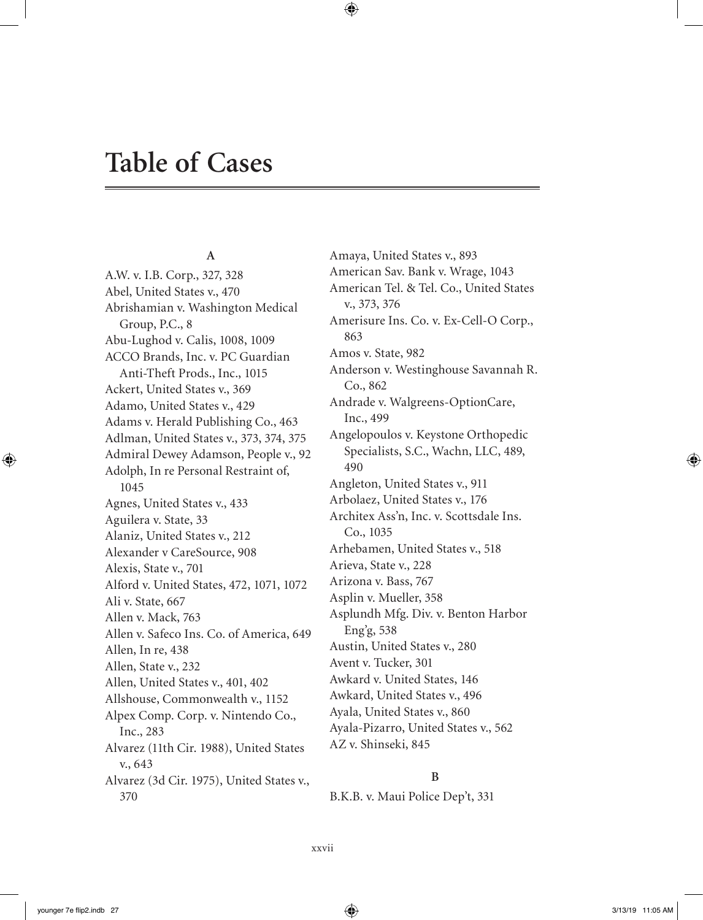# Table of Cases

**A**

A.W. v. I.B. Corp., 327, 328
Abel, United States v., 470
Abrishamian v. Washington Medical Group, P.C., 8
Abu-Lughod v. Calis, 1008, 1009
ACCO Brands, Inc. v. PC Guardian Anti-Theft Prods., Inc., 1015
Ackert, United States v., 369
Adamo, United States v., 429
Adams v. Herald Publishing Co., 463
Adlman, United States v., 373, 374, 375
Admiral Dewey Adamson, People v., 92
Adolph, In re Personal Restraint of, 1045
Agnes, United States v., 433
Aguilera v. State, 33
Alaniz, United States v., 212
Alexander v CareSource, 908
Alexis, State v., 701
Alford v. United States, 472, 1071, 1072
Ali v. State, 667
Allen v. Mack, 763
Allen v. Safeco Ins. Co. of America, 649
Allen, In re, 438
Allen, State v., 232
Allen, United States v., 401, 402
Allshouse, Commonwealth v., 1152
Alpex Comp. Corp. v. Nintendo Co., Inc., 283
Alvarez (11th Cir. 1988), United States v., 643
Alvarez (3d Cir. 1975), United States v., 370
Amaya, United States v., 893
American Sav. Bank v. Wrage, 1043
American Tel. & Tel. Co., United States v., 373, 376
Amerisure Ins. Co. v. Ex-Cell-O Corp., 863
Amos v. State, 982
Anderson v. Westinghouse Savannah R. Co., 862
Andrade v. Walgreens-OptionCare, Inc., 499
Angelopoulos v. Keystone Orthopedic Specialists, S.C., Wachn, LLC, 489, 490
Angleton, United States v., 911
Arbolaez, United States v., 176
Architex Ass'n, Inc. v. Scottsdale Ins. Co., 1035
Arhebamen, United States v., 518
Arieva, State v., 228
Arizona v. Bass, 767
Asplin v. Mueller, 358
Asplundh Mfg. Div. v. Benton Harbor Eng'g, 538
Austin, United States v., 280
Avent v. Tucker, 301
Awkard v. United States, 146
Awkard, United States v., 496
Ayala, United States v., 860
Ayala-Pizarro, United States v., 562
AZ v. Shinseki, 845

**B**

B.K.B. v. Maui Police Dep't, 331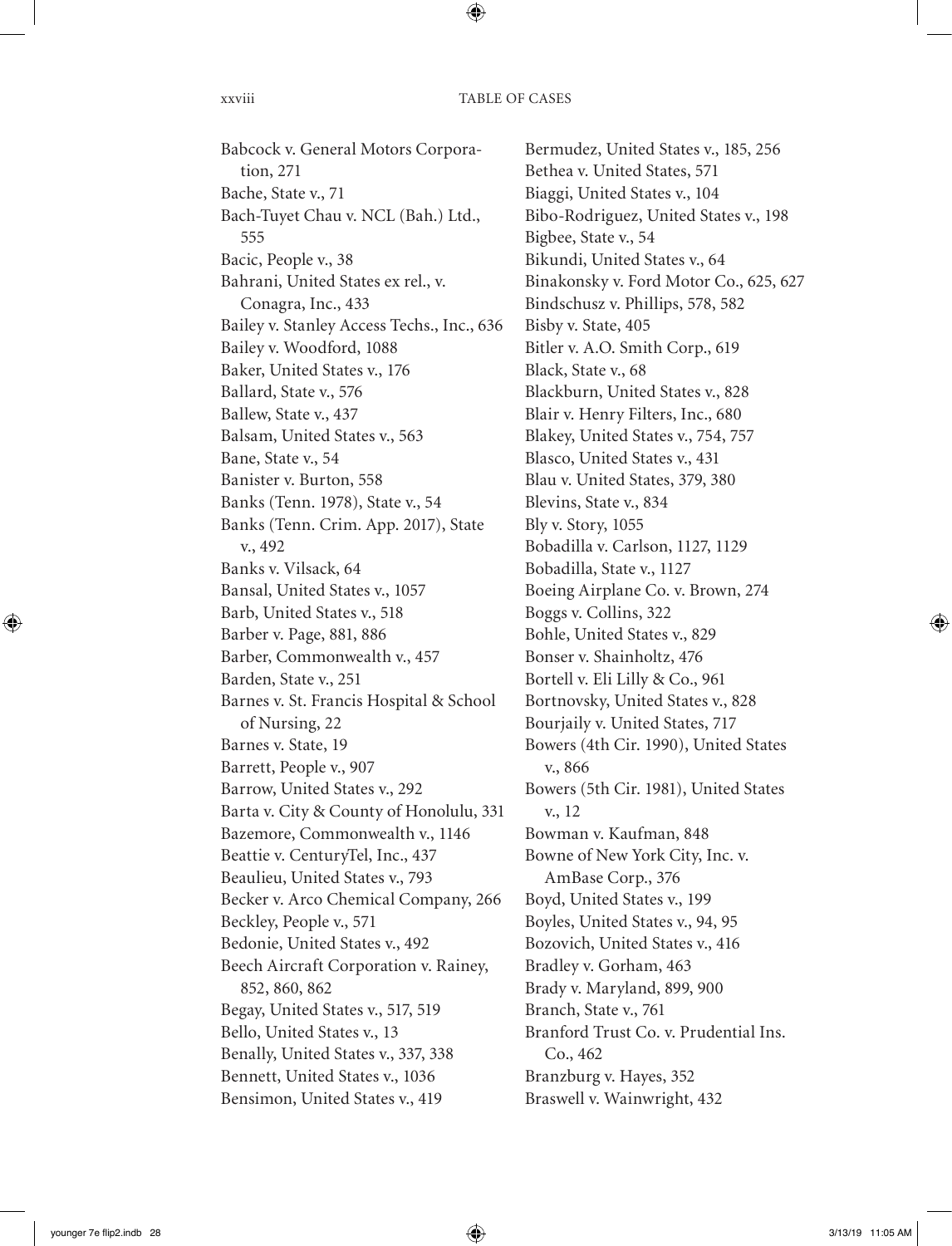Babcock v. General Motors Corporation, 271
Bache, State v., 71
Bach-Tuyet Chau v. NCL (Bah.) Ltd., 555
Bacic, People v., 38
Bahrani, United States ex rel., v. Conagra, Inc., 433
Bailey v. Stanley Access Techs., Inc., 636
Bailey v. Woodford, 1088
Baker, United States v., 176
Ballard, State v., 576
Ballew, State v., 437
Balsam, United States v., 563
Bane, State v., 54
Banister v. Burton, 558
Banks (Tenn. 1978), State v., 54
Banks (Tenn. Crim. App. 2017), State v., 492
Banks v. Vilsack, 64
Bansal, United States v., 1057
Barb, United States v., 518
Barber v. Page, 881, 886
Barber, Commonwealth v., 457
Barden, State v., 251
Barnes v. St. Francis Hospital & School of Nursing, 22
Barnes v. State, 19
Barrett, People v., 907
Barrow, United States v., 292
Barta v. City & County of Honolulu, 331
Bazemore, Commonwealth v., 1146
Beattie v. CenturyTel, Inc., 437
Beaulieu, United States v., 793
Becker v. Arco Chemical Company, 266
Beckley, People v., 571
Bedonie, United States v., 492
Beech Aircraft Corporation v. Rainey, 852, 860, 862
Begay, United States v., 517, 519
Bello, United States v., 13
Benally, United States v., 337, 338
Bennett, United States v., 1036
Bensimon, United States v., 419
Bermudez, United States v., 185, 256
Bethea v. United States, 571
Biaggi, United States v., 104
Bibo-Rodriguez, United States v., 198
Bigbee, State v., 54
Bikundi, United States v., 64
Binakonsky v. Ford Motor Co., 625, 627
Bindschusz v. Phillips, 578, 582
Bisby v. State, 405
Bitler v. A.O. Smith Corp., 619
Black, State v., 68
Blackburn, United States v., 828
Blair v. Henry Filters, Inc., 680
Blakey, United States v., 754, 757
Blasco, United States v., 431
Blau v. United States, 379, 380
Blevins, State v., 834
Bly v. Story, 1055
Bobadilla v. Carlson, 1127, 1129
Bobadilla, State v., 1127
Boeing Airplane Co. v. Brown, 274
Boggs v. Collins, 322
Bohle, United States v., 829
Bonser v. Shainholtz, 476
Bortell v. Eli Lilly & Co., 961
Bortnovsky, United States v., 828
Bourjaily v. United States, 717
Bowers (4th Cir. 1990), United States v., 866
Bowers (5th Cir. 1981), United States v., 12
Bowman v. Kaufman, 848
Bowne of New York City, Inc. v. AmBase Corp., 376
Boyd, United States v., 199
Boyles, United States v., 94, 95
Bozovich, United States v., 416
Bradley v. Gorham, 463
Brady v. Maryland, 899, 900
Branch, State v., 761
Branford Trust Co. v. Prudential Ins. Co., 462
Branzburg v. Hayes, 352
Braswell v. Wainwright, 432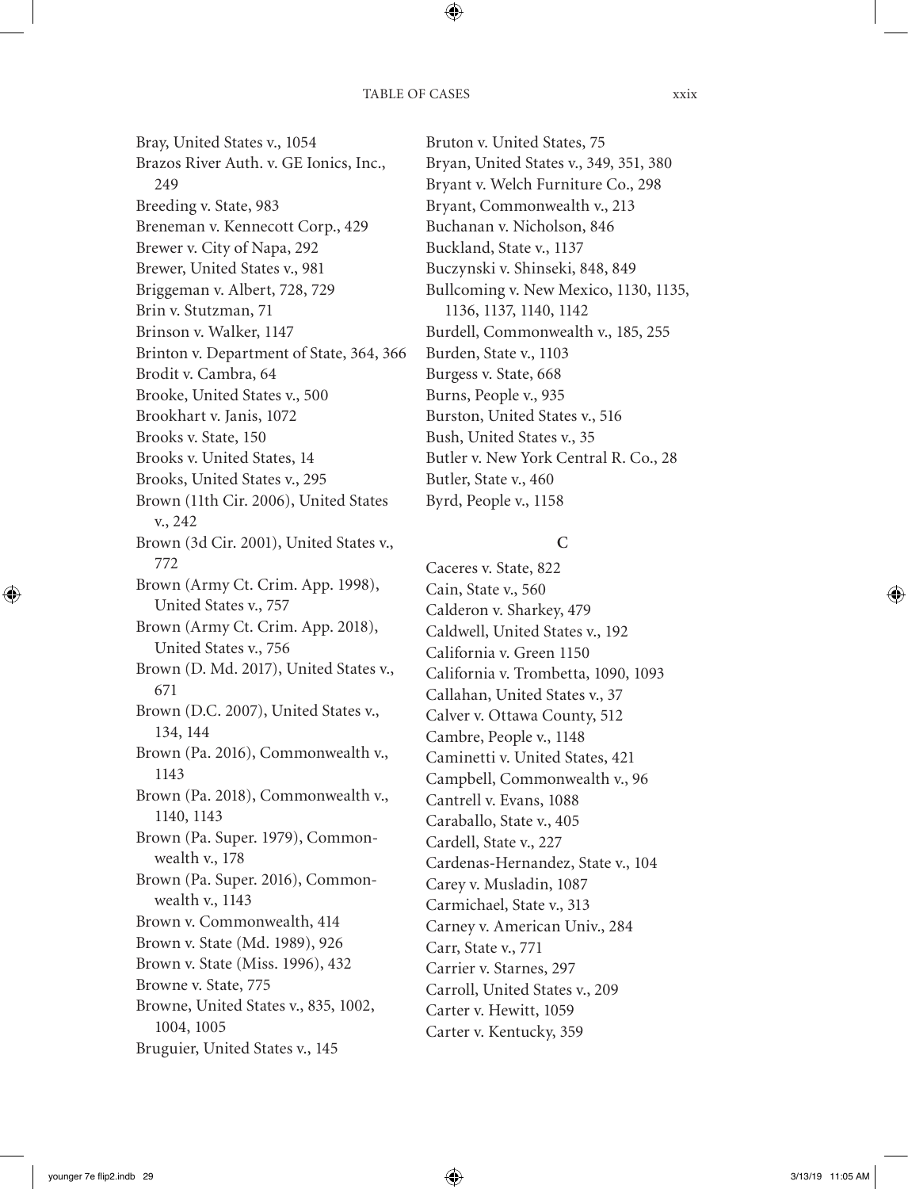Bray, United States v., 1054
Brazos River Auth. v. GE Ionics, Inc., 249
Breeding v. State, 983
Breneman v. Kennecott Corp., 429
Brewer v. City of Napa, 292
Brewer, United States v., 981
Briggeman v. Albert, 728, 729
Brin v. Stutzman, 71
Brinson v. Walker, 1147
Brinton v. Department of State, 364, 366
Brodit v. Cambra, 64
Brooke, United States v., 500
Brookhart v. Janis, 1072
Brooks v. State, 150
Brooks v. United States, 14
Brooks, United States v., 295
Brown (11th Cir. 2006), United States v., 242
Brown (3d Cir. 2001), United States v., 772
Brown (Army Ct. Crim. App. 1998), United States v., 757
Brown (Army Ct. Crim. App. 2018), United States v., 756
Brown (D. Md. 2017), United States v., 671
Brown (D.C. 2007), United States v., 134, 144
Brown (Pa. 2016), Commonwealth v., 1143
Brown (Pa. 2018), Commonwealth v., 1140, 1143
Brown (Pa. Super. 1979), Commonwealth v., 178
Brown (Pa. Super. 2016), Commonwealth v., 1143
Brown v. Commonwealth, 414
Brown v. State (Md. 1989), 926
Brown v. State (Miss. 1996), 432
Browne v. State, 775
Browne, United States v., 835, 1002, 1004, 1005
Bruguier, United States v., 145
Bruton v. United States, 75
Bryan, United States v., 349, 351, 380
Bryant v. Welch Furniture Co., 298
Bryant, Commonwealth v., 213
Buchanan v. Nicholson, 846
Buckland, State v., 1137
Buczynski v. Shinseki, 848, 849
Bullcoming v. New Mexico, 1130, 1135, 1136, 1137, 1140, 1142
Burdell, Commonwealth v., 185, 255
Burden, State v., 1103
Burgess v. State, 668
Burns, People v., 935
Burston, United States v., 516
Bush, United States v., 35
Butler v. New York Central R. Co., 28
Butler, State v., 460
Byrd, People v., 1158

## C

Caceres v. State, 822
Cain, State v., 560
Calderon v. Sharkey, 479
Caldwell, United States v., 192
California v. Green 1150
California v. Trombetta, 1090, 1093
Callahan, United States v., 37
Calver v. Ottawa County, 512
Cambre, People v., 1148
Caminetti v. United States, 421
Campbell, Commonwealth v., 96
Cantrell v. Evans, 1088
Caraballo, State v., 405
Cardell, State v., 227
Cardenas-Hernandez, State v., 104
Carey v. Musladin, 1087
Carmichael, State v., 313
Carney v. American Univ., 284
Carr, State v., 771
Carrier v. Starnes, 297
Carroll, United States v., 209
Carter v. Hewitt, 1059
Carter v. Kentucky, 359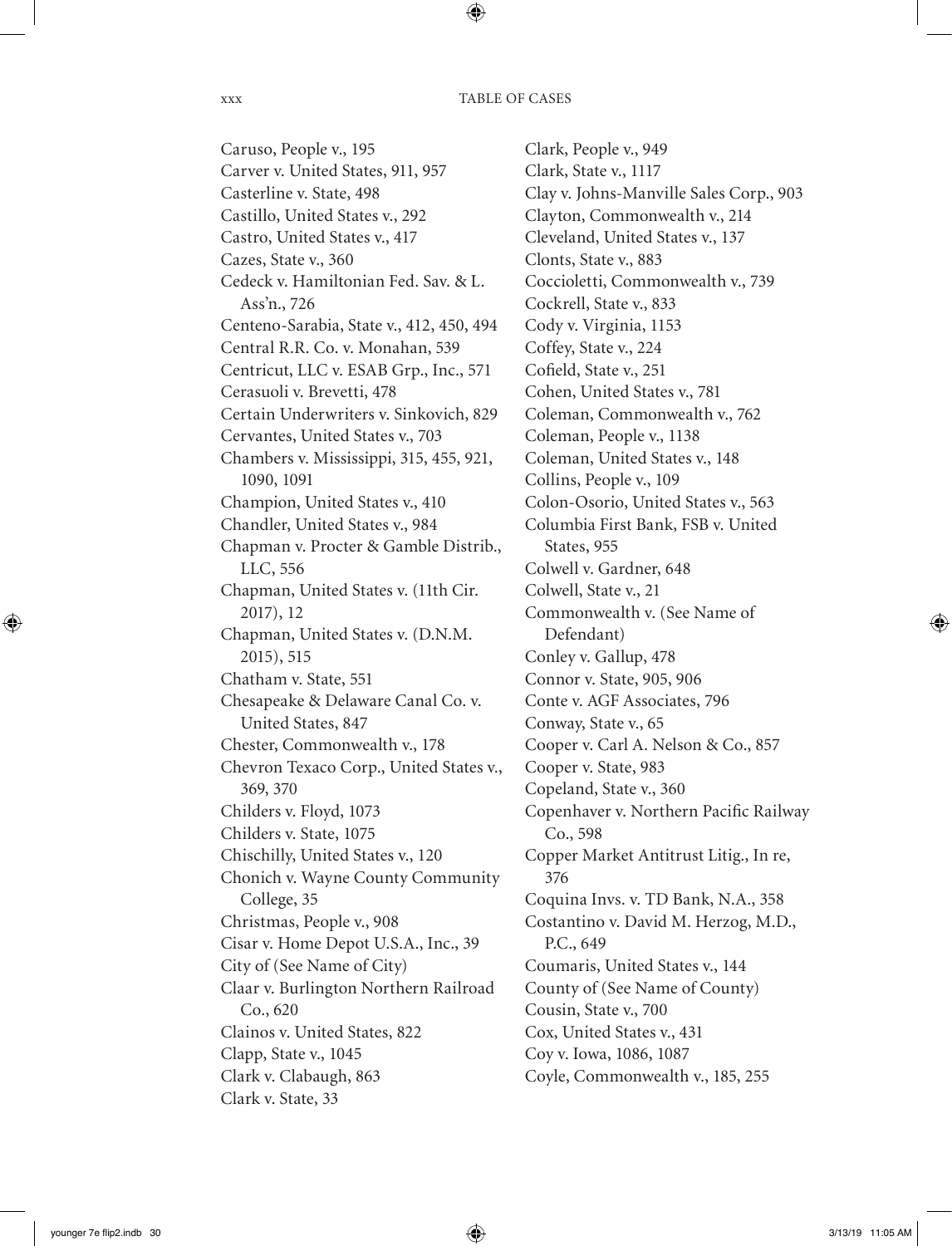Caruso, People v., 195
Carver v. United States, 911, 957
Casterline v. State, 498
Castillo, United States v., 292
Castro, United States v., 417
Cazes, State v., 360
Cedeck v. Hamiltonian Fed. Sav. & L. Ass'n., 726
Centeno-Sarabia, State v., 412, 450, 494
Central R.R. Co. v. Monahan, 539
Centricut, LLC v. ESAB Grp., Inc., 571
Cerasuoli v. Brevetti, 478
Certain Underwriters v. Sinkovich, 829
Cervantes, United States v., 703
Chambers v. Mississippi, 315, 455, 921, 1090, 1091
Champion, United States v., 410
Chandler, United States v., 984
Chapman v. Procter & Gamble Distrib., LLC, 556
Chapman, United States v. (11th Cir. 2017), 12
Chapman, United States v. (D.N.M. 2015), 515
Chatham v. State, 551
Chesapeake & Delaware Canal Co. v. United States, 847
Chester, Commonwealth v., 178
Chevron Texaco Corp., United States v., 369, 370
Childers v. Floyd, 1073
Childers v. State, 1075
Chischilly, United States v., 120
Chonich v. Wayne County Community College, 35
Christmas, People v., 908
Cisar v. Home Depot U.S.A., Inc., 39
City of (See Name of City)
Claar v. Burlington Northern Railroad Co., 620
Clainos v. United States, 822
Clapp, State v., 1045
Clark v. Clabaugh, 863
Clark v. State, 33
Clark, People v., 949
Clark, State v., 1117
Clay v. Johns-Manville Sales Corp., 903
Clayton, Commonwealth v., 214
Cleveland, United States v., 137
Clonts, State v., 883
Coccioletti, Commonwealth v., 739
Cockrell, State v., 833
Cody v. Virginia, 1153
Coffey, State v., 224
Cofield, State v., 251
Cohen, United States v., 781
Coleman, Commonwealth v., 762
Coleman, People v., 1138
Coleman, United States v., 148
Collins, People v., 109
Colon-Osorio, United States v., 563
Columbia First Bank, FSB v. United States, 955
Colwell v. Gardner, 648
Colwell, State v., 21
Commonwealth v. (See Name of Defendant)
Conley v. Gallup, 478
Connor v. State, 905, 906
Conte v. AGF Associates, 796
Conway, State v., 65
Cooper v. Carl A. Nelson & Co., 857
Cooper v. State, 983
Copeland, State v., 360
Copenhaver v. Northern Pacific Railway Co., 598
Copper Market Antitrust Litig., In re, 376
Coquina Invs. v. TD Bank, N.A., 358
Costantino v. David M. Herzog, M.D., P.C., 649
Coumaris, United States v., 144
County of (See Name of County)
Cousin, State v., 700
Cox, United States v., 431
Coy v. Iowa, 1086, 1087
Coyle, Commonwealth v., 185, 255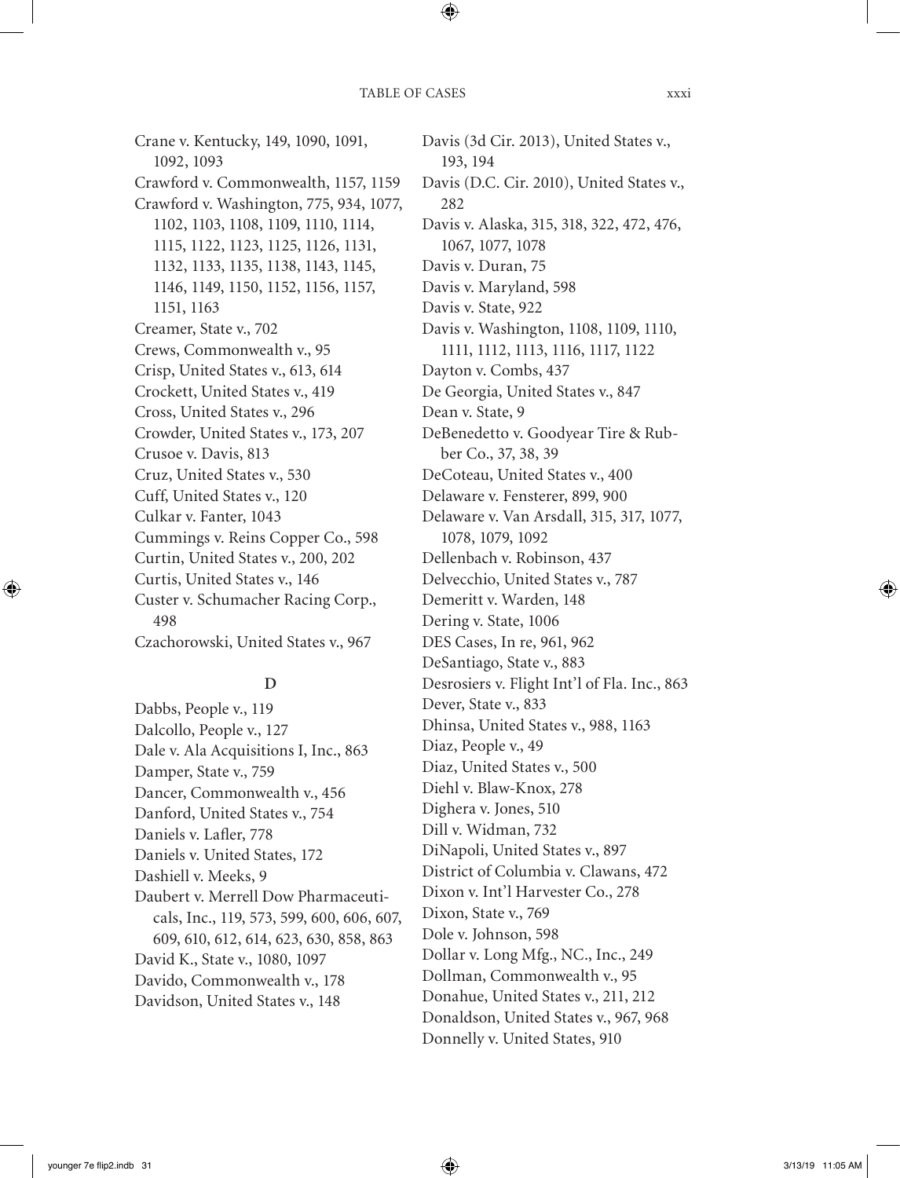Crane v. Kentucky, 149, 1090, 1091, 1092, 1093
Crawford v. Commonwealth, 1157, 1159
Crawford v. Washington, 775, 934, 1077, 1102, 1103, 1108, 1109, 1110, 1114, 1115, 1122, 1123, 1125, 1126, 1131, 1132, 1133, 1135, 1138, 1143, 1145, 1146, 1149, 1150, 1152, 1156, 1157, 1151, 1163
Creamer, State v., 702
Crews, Commonwealth v., 95
Crisp, United States v., 613, 614
Crockett, United States v., 419
Cross, United States v., 296
Crowder, United States v., 173, 207
Crusoe v. Davis, 813
Cruz, United States v., 530
Cuff, United States v., 120
Culkar v. Fanter, 1043
Cummings v. Reins Copper Co., 598
Curtin, United States v., 200, 202
Curtis, United States v., 146
Custer v. Schumacher Racing Corp., 498
Czachorowski, United States v., 967

## D

Dabbs, People v., 119
Dalcollo, People v., 127
Dale v. Ala Acquisitions I, Inc., 863
Damper, State v., 759
Dancer, Commonwealth v., 456
Danford, United States v., 754
Daniels v. Lafler, 778
Daniels v. United States, 172
Dashiell v. Meeks, 9
Daubert v. Merrell Dow Pharmaceuticals, Inc., 119, 573, 599, 600, 606, 607, 609, 610, 612, 614, 623, 630, 858, 863
David K., State v., 1080, 1097
Davido, Commonwealth v., 178
Davidson, United States v., 148
Davis (3d Cir. 2013), United States v., 193, 194
Davis (D.C. Cir. 2010), United States v., 282
Davis v. Alaska, 315, 318, 322, 472, 476, 1067, 1077, 1078
Davis v. Duran, 75
Davis v. Maryland, 598
Davis v. State, 922
Davis v. Washington, 1108, 1109, 1110, 1111, 1112, 1113, 1116, 1117, 1122
Dayton v. Combs, 437
De Georgia, United States v., 847
Dean v. State, 9
DeBenedetto v. Goodyear Tire & Rubber Co., 37, 38, 39
DeCoteau, United States v., 400
Delaware v. Fensterer, 899, 900
Delaware v. Van Arsdall, 315, 317, 1077, 1078, 1079, 1092
Dellenbach v. Robinson, 437
Delvecchio, United States v., 787
Demeritt v. Warden, 148
Dering v. State, 1006
DES Cases, In re, 961, 962
DeSantiago, State v., 883
Desrosiers v. Flight Int'l of Fla. Inc., 863
Dever, State v., 833
Dhinsa, United States v., 988, 1163
Diaz, People v., 49
Diaz, United States v., 500
Diehl v. Blaw-Knox, 278
Dighera v. Jones, 510
Dill v. Widman, 732
DiNapoli, United States v., 897
District of Columbia v. Clawans, 472
Dixon v. Int'l Harvester Co., 278
Dixon, State v., 769
Dole v. Johnson, 598
Dollar v. Long Mfg., NC., Inc., 249
Dollman, Commonwealth v., 95
Donahue, United States v., 211, 212
Donaldson, United States v., 967, 968
Donnelly v. United States, 910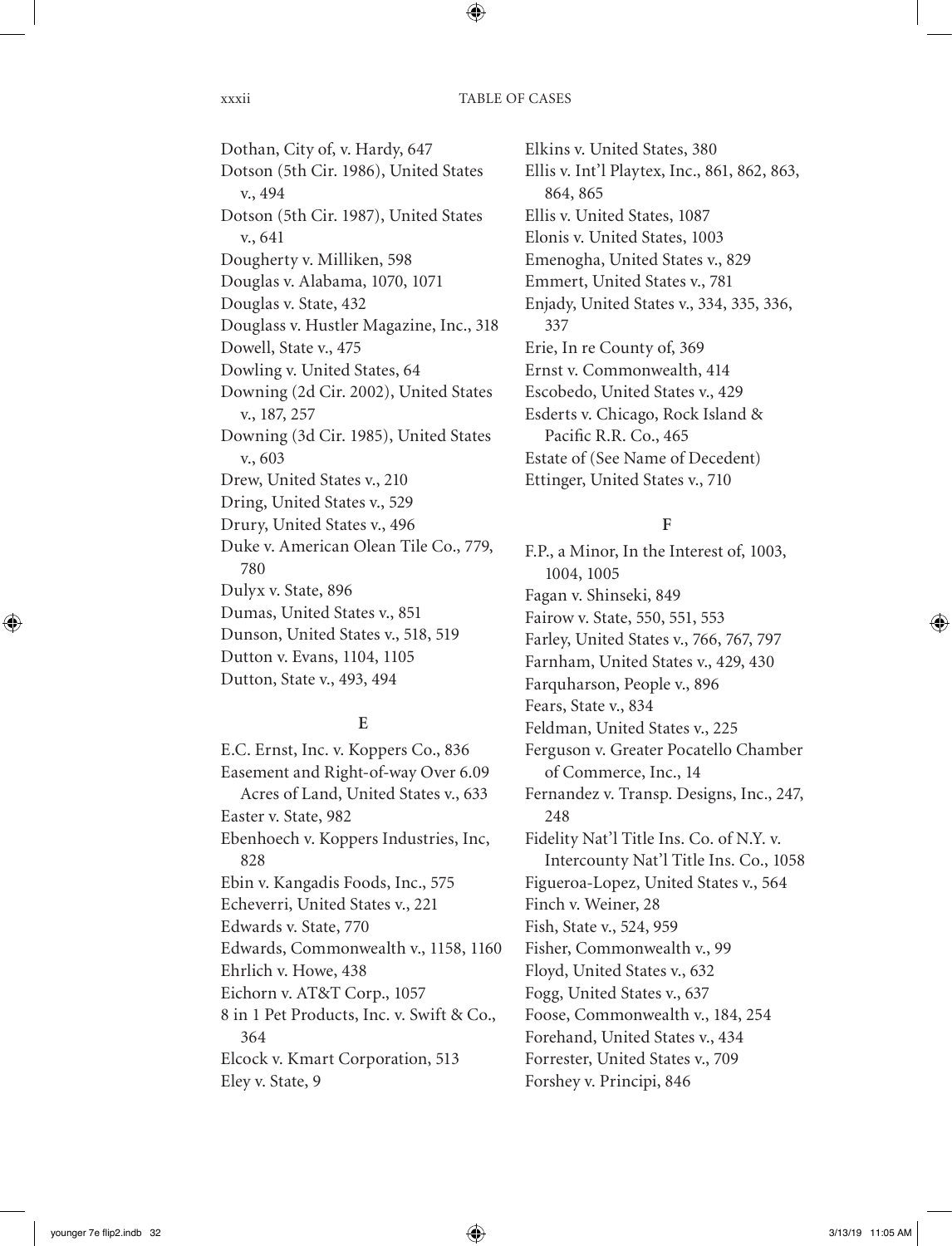Dothan, City of, v. Hardy, 647
Dotson (5th Cir. 1986), United States v., 494
Dotson (5th Cir. 1987), United States v., 641
Dougherty v. Milliken, 598
Douglas v. Alabama, 1070, 1071
Douglas v. State, 432
Douglass v. Hustler Magazine, Inc., 318
Dowell, State v., 475
Dowling v. United States, 64
Downing (2d Cir. 2002), United States v., 187, 257
Downing (3d Cir. 1985), United States v., 603
Drew, United States v., 210
Dring, United States v., 529
Drury, United States v., 496
Duke v. American Olean Tile Co., 779, 780
Dulyx v. State, 896
Dumas, United States v., 851
Dunson, United States v., 518, 519
Dutton v. Evans, 1104, 1105
Dutton, State v., 493, 494

## E

E.C. Ernst, Inc. v. Koppers Co., 836
Easement and Right-of-way Over 6.09 Acres of Land, United States v., 633
Easter v. State, 982
Ebenhoech v. Koppers Industries, Inc, 828
Ebin v. Kangadis Foods, Inc., 575
Echeverri, United States v., 221
Edwards v. State, 770
Edwards, Commonwealth v., 1158, 1160
Ehrlich v. Howe, 438
Eichorn v. AT&T Corp., 1057
8 in 1 Pet Products, Inc. v. Swift & Co., 364
Elcock v. Kmart Corporation, 513
Eley v. State, 9
Elkins v. United States, 380
Ellis v. Int'l Playtex, Inc., 861, 862, 863, 864, 865
Ellis v. United States, 1087
Elonis v. United States, 1003
Emenogha, United States v., 829
Emmert, United States v., 781
Enjady, United States v., 334, 335, 336, 337
Erie, In re County of, 369
Ernst v. Commonwealth, 414
Escobedo, United States v., 429
Esderts v. Chicago, Rock Island & Pacific R.R. Co., 465
Estate of (See Name of Decedent)
Ettinger, United States v., 710

## F

F.P., a Minor, In the Interest of, 1003, 1004, 1005
Fagan v. Shinseki, 849
Fairow v. State, 550, 551, 553
Farley, United States v., 766, 767, 797
Farnham, United States v., 429, 430
Farquharson, People v., 896
Fears, State v., 834
Feldman, United States v., 225
Ferguson v. Greater Pocatello Chamber of Commerce, Inc., 14
Fernandez v. Transp. Designs, Inc., 247, 248
Fidelity Nat'l Title Ins. Co. of N.Y. v. Intercounty Nat'l Title Ins. Co., 1058
Figueroa-Lopez, United States v., 564
Finch v. Weiner, 28
Fish, State v., 524, 959
Fisher, Commonwealth v., 99
Floyd, United States v., 632
Fogg, United States v., 637
Foose, Commonwealth v., 184, 254
Forehand, United States v., 434
Forrester, United States v., 709
Forshey v. Principi, 846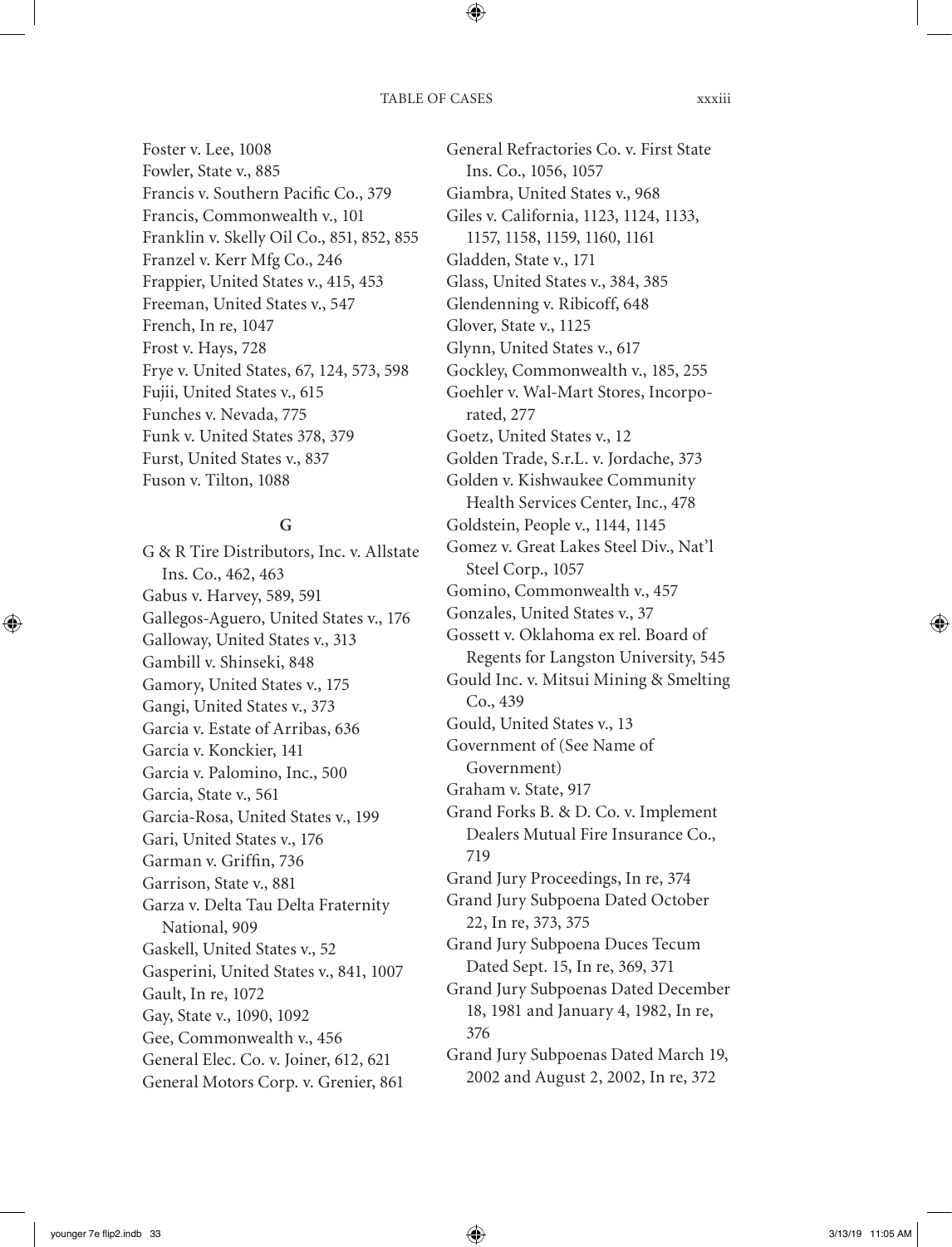Foster v. Lee, 1008
Fowler, State v., 885
Francis v. Southern Pacific Co., 379
Francis, Commonwealth v., 101
Franklin v. Skelly Oil Co., 851, 852, 855
Franzel v. Kerr Mfg Co., 246
Frappier, United States v., 415, 453
Freeman, United States v., 547
French, In re, 1047
Frost v. Hays, 728
Frye v. United States, 67, 124, 573, 598
Fujii, United States v., 615
Funches v. Nevada, 775
Funk v. United States 378, 379
Furst, United States v., 837
Fuson v. Tilton, 1088

## G

G & R Tire Distributors, Inc. v. Allstate Ins. Co., 462, 463
Gabus v. Harvey, 589, 591
Gallegos-Aguero, United States v., 176
Galloway, United States v., 313
Gambill v. Shinseki, 848
Gamory, United States v., 175
Gangi, United States v., 373
Garcia v. Estate of Arribas, 636
Garcia v. Konckier, 141
Garcia v. Palomino, Inc., 500
Garcia, State v., 561
Garcia-Rosa, United States v., 199
Gari, United States v., 176
Garman v. Griffin, 736
Garrison, State v., 881
Garza v. Delta Tau Delta Fraternity National, 909
Gaskell, United States v., 52
Gasperini, United States v., 841, 1007
Gault, In re, 1072
Gay, State v., 1090, 1092
Gee, Commonwealth v., 456
General Elec. Co. v. Joiner, 612, 621
General Motors Corp. v. Grenier, 861
General Refractories Co. v. First State Ins. Co., 1056, 1057
Giambra, United States v., 968
Giles v. California, 1123, 1124, 1133, 1157, 1158, 1159, 1160, 1161
Gladden, State v., 171
Glass, United States v., 384, 385
Glendenning v. Ribicoff, 648
Glover, State v., 1125
Glynn, United States v., 617
Gockley, Commonwealth v., 185, 255
Goehler v. Wal-Mart Stores, Incorporated, 277
Goetz, United States v., 12
Golden Trade, S.r.L. v. Jordache, 373
Golden v. Kishwaukee Community Health Services Center, Inc., 478
Goldstein, People v., 1144, 1145
Gomez v. Great Lakes Steel Div., Nat'l Steel Corp., 1057
Gomino, Commonwealth v., 457
Gonzales, United States v., 37
Gossett v. Oklahoma ex rel. Board of Regents for Langston University, 545
Gould Inc. v. Mitsui Mining & Smelting Co., 439
Gould, United States v., 13
Government of (See Name of Government)
Graham v. State, 917
Grand Forks B. & D. Co. v. Implement Dealers Mutual Fire Insurance Co., 719
Grand Jury Proceedings, In re, 374
Grand Jury Subpoena Dated October 22, In re, 373, 375
Grand Jury Subpoena Duces Tecum Dated Sept. 15, In re, 369, 371
Grand Jury Subpoenas Dated December 18, 1981 and January 4, 1982, In re, 376
Grand Jury Subpoenas Dated March 19, 2002 and August 2, 2002, In re, 372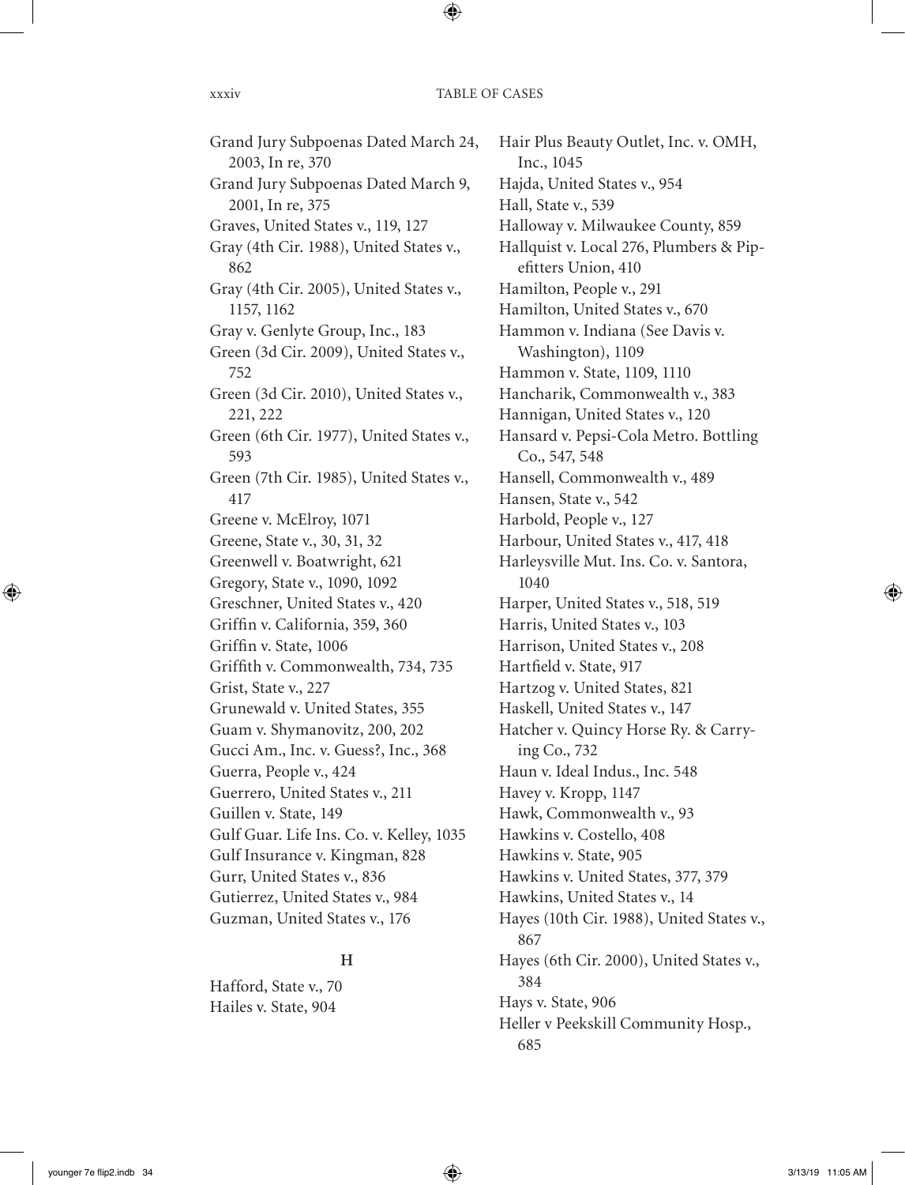Grand Jury Subpoenas Dated March 24, 2003, In re, 370
Grand Jury Subpoenas Dated March 9, 2001, In re, 375
Graves, United States v., 119, 127
Gray (4th Cir. 1988), United States v., 862
Gray (4th Cir. 2005), United States v., 1157, 1162
Gray v. Genlyte Group, Inc., 183
Green (3d Cir. 2009), United States v., 752
Green (3d Cir. 2010), United States v., 221, 222
Green (6th Cir. 1977), United States v., 593
Green (7th Cir. 1985), United States v., 417
Greene v. McElroy, 1071
Greene, State v., 30, 31, 32
Greenwell v. Boatwright, 621
Gregory, State v., 1090, 1092
Greschner, United States v., 420
Griffin v. California, 359, 360
Griffin v. State, 1006
Griffith v. Commonwealth, 734, 735
Grist, State v., 227
Grunewald v. United States, 355
Guam v. Shymanovitz, 200, 202
Gucci Am., Inc. v. Guess?, Inc., 368
Guerra, People v., 424
Guerrero, United States v., 211
Guillen v. State, 149
Gulf Guar. Life Ins. Co. v. Kelley, 1035
Gulf Insurance v. Kingman, 828
Gurr, United States v., 836
Gutierrez, United States v., 984
Guzman, United States v., 176

## H

Hafford, State v., 70
Hailes v. State, 904
Hair Plus Beauty Outlet, Inc. v. OMH, Inc., 1045
Hajda, United States v., 954
Hall, State v., 539
Halloway v. Milwaukee County, 859
Hallquist v. Local 276, Plumbers & Pipefitters Union, 410
Hamilton, People v., 291
Hamilton, United States v., 670
Hammon v. Indiana (See Davis v. Washington), 1109
Hammon v. State, 1109, 1110
Hancharik, Commonwealth v., 383
Hannigan, United States v., 120
Hansard v. Pepsi-Cola Metro. Bottling Co., 547, 548
Hansell, Commonwealth v., 489
Hansen, State v., 542
Harbold, People v., 127
Harbour, United States v., 417, 418
Harleysville Mut. Ins. Co. v. Santora, 1040
Harper, United States v., 518, 519
Harris, United States v., 103
Harrison, United States v., 208
Hartfield v. State, 917
Hartzog v. United States, 821
Haskell, United States v., 147
Hatcher v. Quincy Horse Ry. & Carrying Co., 732
Haun v. Ideal Indus., Inc. 548
Havey v. Kropp, 1147
Hawk, Commonwealth v., 93
Hawkins v. Costello, 408
Hawkins v. State, 905
Hawkins v. United States, 377, 379
Hawkins, United States v., 14
Hayes (10th Cir. 1988), United States v., 867
Hayes (6th Cir. 2000), United States v., 384
Hays v. State, 906
Heller v Peekskill Community Hosp., 685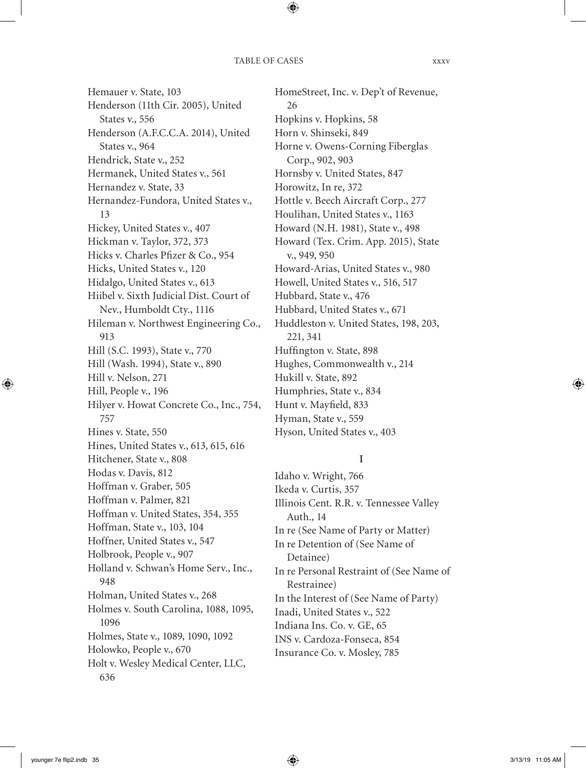Hemauer v. State, 103
Henderson (11th Cir. 2005), United States v., 556
Henderson (A.F.C.C.A. 2014), United States v., 964
Hendrick, State v., 252
Hermanek, United States v., 561
Hernandez v. State, 33
Hernandez-Fundora, United States v., 13
Hickey, United States v., 407
Hickman v. Taylor, 372, 373
Hicks v. Charles Pfizer & Co., 954
Hicks, United States v., 120
Hidalgo, United States v., 613
Hiibel v. Sixth Judicial Dist. Court of Nev., Humboldt Cty., 1116
Hileman v. Northwest Engineering Co., 913
Hill (S.C. 1993), State v., 770
Hill (Wash. 1994), State v., 890
Hill v. Nelson, 271
Hill, People v., 196
Hilyer v. Howat Concrete Co., Inc., 754, 757
Hines v. State, 550
Hines, United States v., 613, 615, 616
Hitchener, State v., 808
Hodas v. Davis, 812
Hoffman v. Graber, 505
Hoffman v. Palmer, 821
Hoffman v. United States, 354, 355
Hoffman, State v., 103, 104
Hoffner, United States v., 547
Holbrook, People v., 907
Holland v. Schwan's Home Serv., Inc., 948
Holman, United States v., 268
Holmes v. South Carolina, 1088, 1095, 1096
Holmes, State v., 1089, 1090, 1092
Holowko, People v., 670
Holt v. Wesley Medical Center, LLC, 636
HomeStreet, Inc. v. Dep't of Revenue, 26
Hopkins v. Hopkins, 58
Horn v. Shinseki, 849
Horne v. Owens-Corning Fiberglas Corp., 902, 903
Hornsby v. United States, 847
Horowitz, In re, 372
Hottle v. Beech Aircraft Corp., 277
Houlihan, United States v., 1163
Howard (N.H. 1981), State v., 498
Howard (Tex. Crim. App. 2015), State v., 949, 950
Howard-Arias, United States v., 980
Howell, United States v., 516, 517
Hubbard, State v., 476
Hubbard, United States v., 671
Huddleston v. United States, 198, 203, 221, 341
Huffington v. State, 898
Hughes, Commonwealth v., 214
Hukill v. State, 892
Humphries, State v., 834
Hunt v. Mayfield, 833
Hyman, State v., 559
Hyson, United States v., 403

## I

Idaho v. Wright, 766
Ikeda v. Curtis, 357
Illinois Cent. R.R. v. Tennessee Valley Auth., 14
In re (See Name of Party or Matter)
In re Detention of (See Name of Detainee)
In re Personal Restraint of (See Name of Restrainee)
In the Interest of (See Name of Party)
Inadi, United States v., 522
Indiana Ins. Co. v. GE, 65
INS v. Cardoza-Fonseca, 854
Insurance Co. v. Mosley, 785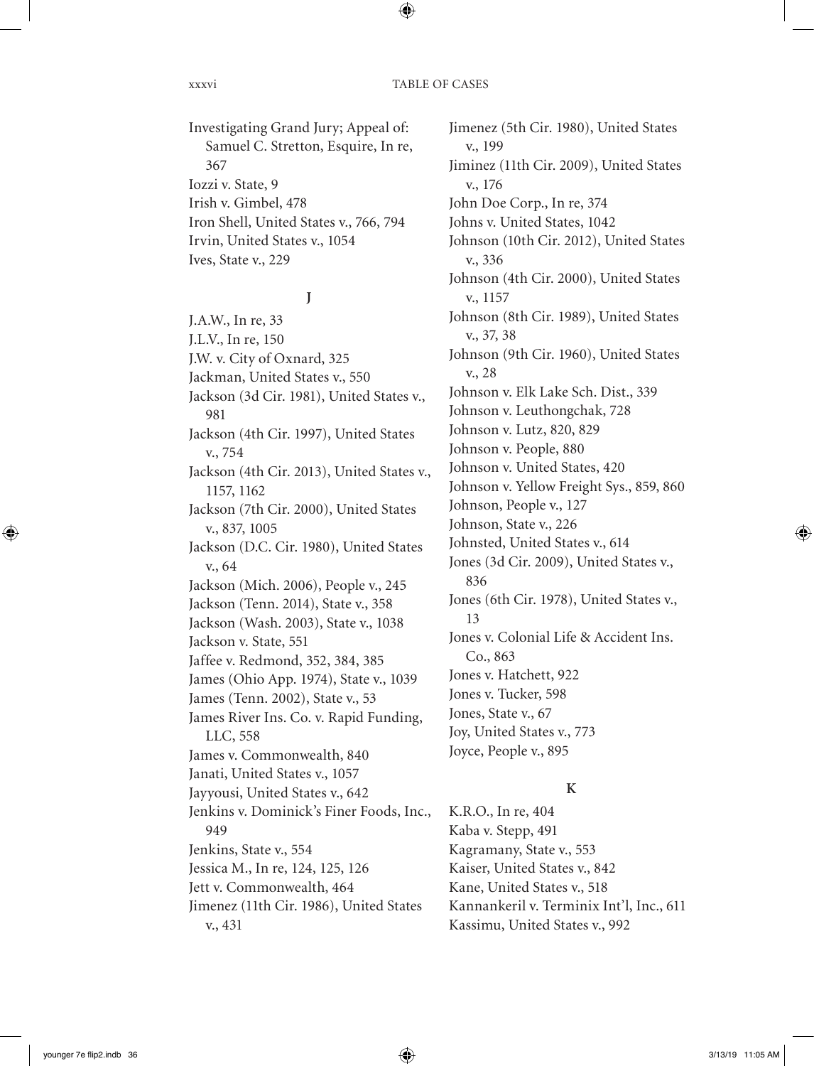Investigating Grand Jury; Appeal of: Samuel C. Stretton, Esquire, In re, 367
Iozzi v. State, 9
Irish v. Gimbel, 478
Iron Shell, United States v., 766, 794
Irvin, United States v., 1054
Ives, State v., 229

## J

J.A.W., In re, 33
J.L.V., In re, 150
J.W. v. City of Oxnard, 325
Jackman, United States v., 550
Jackson (3d Cir. 1981), United States v., 981
Jackson (4th Cir. 1997), United States v., 754
Jackson (4th Cir. 2013), United States v., 1157, 1162
Jackson (7th Cir. 2000), United States v., 837, 1005
Jackson (D.C. Cir. 1980), United States v., 64
Jackson (Mich. 2006), People v., 245
Jackson (Tenn. 2014), State v., 358
Jackson (Wash. 2003), State v., 1038
Jackson v. State, 551
Jaffee v. Redmond, 352, 384, 385
James (Ohio App. 1974), State v., 1039
James (Tenn. 2002), State v., 53
James River Ins. Co. v. Rapid Funding, LLC, 558
James v. Commonwealth, 840
Janati, United States v., 1057
Jayyousi, United States v., 642
Jenkins v. Dominick's Finer Foods, Inc., 949
Jenkins, State v., 554
Jessica M., In re, 124, 125, 126
Jett v. Commonwealth, 464
Jimenez (11th Cir. 1986), United States v., 431
Jimenez (5th Cir. 1980), United States v., 199
Jiminez (11th Cir. 2009), United States v., 176
John Doe Corp., In re, 374
Johns v. United States, 1042
Johnson (10th Cir. 2012), United States v., 336
Johnson (4th Cir. 2000), United States v., 1157
Johnson (8th Cir. 1989), United States v., 37, 38
Johnson (9th Cir. 1960), United States v., 28
Johnson v. Elk Lake Sch. Dist., 339
Johnson v. Leuthongchak, 728
Johnson v. Lutz, 820, 829
Johnson v. People, 880
Johnson v. United States, 420
Johnson v. Yellow Freight Sys., 859, 860
Johnson, People v., 127
Johnson, State v., 226
Johnsted, United States v., 614
Jones (3d Cir. 2009), United States v., 836
Jones (6th Cir. 1978), United States v., 13
Jones v. Colonial Life & Accident Ins. Co., 863
Jones v. Hatchett, 922
Jones v. Tucker, 598
Jones, State v., 67
Joy, United States v., 773
Joyce, People v., 895

## K

K.R.O., In re, 404
Kaba v. Stepp, 491
Kagramany, State v., 553
Kaiser, United States v., 842
Kane, United States v., 518
Kannankeril v. Terminix Int'l, Inc., 611
Kassimu, United States v., 992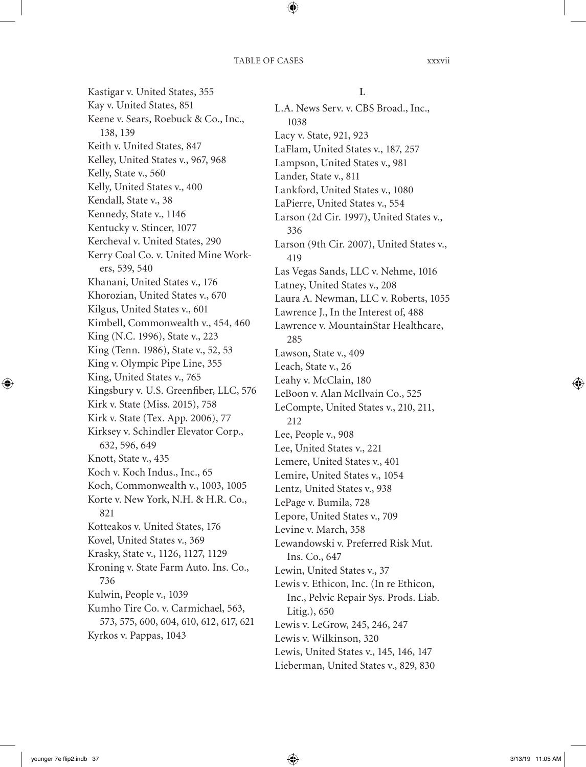Kastigar v. United States, 355
Kay v. United States, 851
Keene v. Sears, Roebuck & Co., Inc., 138, 139
Keith v. United States, 847
Kelley, United States v., 967, 968
Kelly, State v., 560
Kelly, United States v., 400
Kendall, State v., 38
Kennedy, State v., 1146
Kentucky v. Stincer, 1077
Kercheval v. United States, 290
Kerry Coal Co. v. United Mine Workers, 539, 540
Khanani, United States v., 176
Khorozian, United States v., 670
Kilgus, United States v., 601
Kimbell, Commonwealth v., 454, 460
King (N.C. 1996), State v., 223
King (Tenn. 1986), State v., 52, 53
King v. Olympic Pipe Line, 355
King, United States v., 765
Kingsbury v. U.S. Greenfiber, LLC, 576
Kirk v. State (Miss. 2015), 758
Kirk v. State (Tex. App. 2006), 77
Kirksey v. Schindler Elevator Corp., 632, 596, 649
Knott, State v., 435
Koch v. Koch Indus., Inc., 65
Koch, Commonwealth v., 1003, 1005
Korte v. New York, N.H. & H.R. Co., 821
Kotteakos v. United States, 176
Kovel, United States v., 369
Krasky, State v., 1126, 1127, 1129
Kroning v. State Farm Auto. Ins. Co., 736
Kulwin, People v., 1039
Kumho Tire Co. v. Carmichael, 563, 573, 575, 600, 604, 610, 612, 617, 621
Kyrkos v. Pappas, 1043

## L

L.A. News Serv. v. CBS Broad., Inc., 1038
Lacy v. State, 921, 923
LaFlam, United States v., 187, 257
Lampson, United States v., 981
Lander, State v., 811
Lankford, United States v., 1080
LaPierre, United States v., 554
Larson (2d Cir. 1997), United States v., 336
Larson (9th Cir. 2007), United States v., 419
Las Vegas Sands, LLC v. Nehme, 1016
Latney, United States v., 208
Laura A. Newman, LLC v. Roberts, 1055
Lawrence J., In the Interest of, 488
Lawrence v. MountainStar Healthcare, 285
Lawson, State v., 409
Leach, State v., 26
Leahy v. McClain, 180
LeBoon v. Alan McIlvain Co., 525
LeCompte, United States v., 210, 211, 212
Lee, People v., 908
Lee, United States v., 221
Lemere, United States v., 401
Lemire, United States v., 1054
Lentz, United States v., 938
LePage v. Bumila, 728
Lepore, United States v., 709
Levine v. March, 358
Lewandowski v. Preferred Risk Mut. Ins. Co., 647
Lewin, United States v., 37
Lewis v. Ethicon, Inc. (In re Ethicon, Inc., Pelvic Repair Sys. Prods. Liab. Litig.), 650
Lewis v. LeGrow, 245, 246, 247
Lewis v. Wilkinson, 320
Lewis, United States v., 145, 146, 147
Lieberman, United States v., 829, 830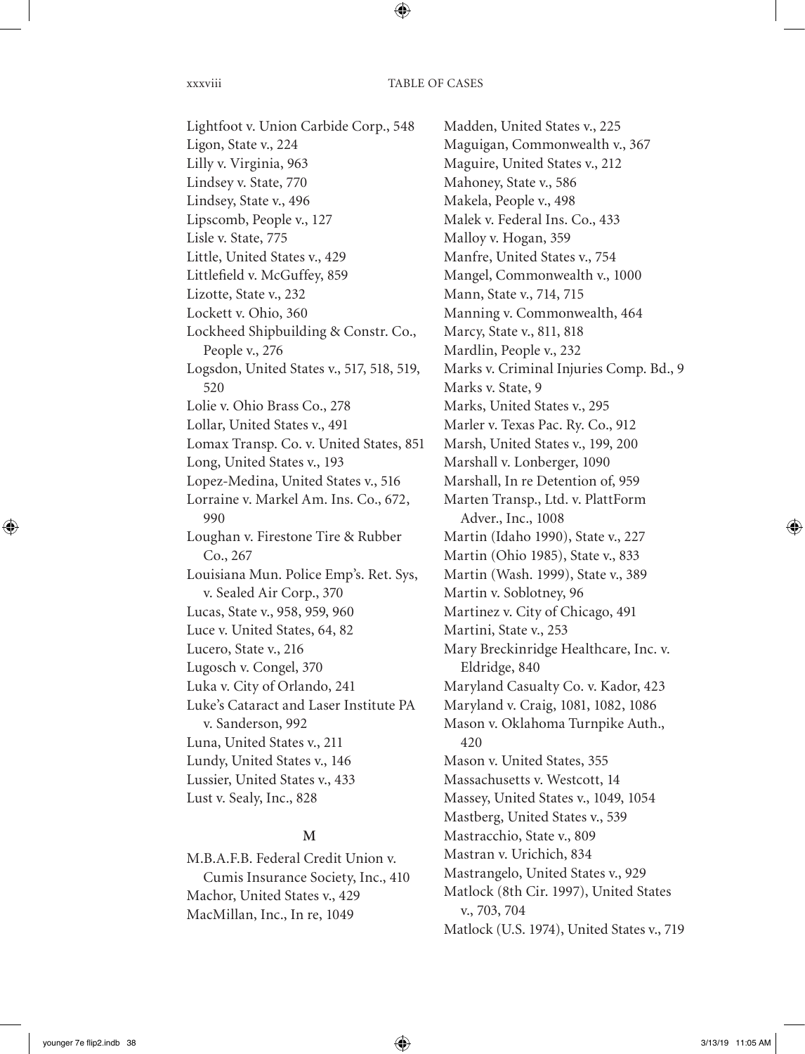Lightfoot v. Union Carbide Corp., 548
Ligon, State v., 224
Lilly v. Virginia, 963
Lindsey v. State, 770
Lindsey, State v., 496
Lipscomb, People v., 127
Lisle v. State, 775
Little, United States v., 429
Littlefield v. McGuffey, 859
Lizotte, State v., 232
Lockett v. Ohio, 360
Lockheed Shipbuilding & Constr. Co., People v., 276
Logsdon, United States v., 517, 518, 519, 520
Lolie v. Ohio Brass Co., 278
Lollar, United States v., 491
Lomax Transp. Co. v. United States, 851
Long, United States v., 193
Lopez-Medina, United States v., 516
Lorraine v. Markel Am. Ins. Co., 672, 990
Loughan v. Firestone Tire & Rubber Co., 267
Louisiana Mun. Police Emp's. Ret. Sys, v. Sealed Air Corp., 370
Lucas, State v., 958, 959, 960
Luce v. United States, 64, 82
Lucero, State v., 216
Lugosch v. Congel, 370
Luka v. City of Orlando, 241
Luke's Cataract and Laser Institute PA v. Sanderson, 992
Luna, United States v., 211
Lundy, United States v., 146
Lussier, United States v., 433
Lust v. Sealy, Inc., 828

## M

M.B.A.F.B. Federal Credit Union v. Cumis Insurance Society, Inc., 410
Machor, United States v., 429
MacMillan, Inc., In re, 1049
Madden, United States v., 225
Maguigan, Commonwealth v., 367
Maguire, United States v., 212
Mahoney, State v., 586
Makela, People v., 498
Malek v. Federal Ins. Co., 433
Malloy v. Hogan, 359
Manfre, United States v., 754
Mangel, Commonwealth v., 1000
Mann, State v., 714, 715
Manning v. Commonwealth, 464
Marcy, State v., 811, 818
Mardlin, People v., 232
Marks v. Criminal Injuries Comp. Bd., 9
Marks v. State, 9
Marks, United States v., 295
Marler v. Texas Pac. Ry. Co., 912
Marsh, United States v., 199, 200
Marshall v. Lonberger, 1090
Marshall, In re Detention of, 959
Marten Transp., Ltd. v. PlattForm Adver., Inc., 1008
Martin (Idaho 1990), State v., 227
Martin (Ohio 1985), State v., 833
Martin (Wash. 1999), State v., 389
Martin v. Soblotney, 96
Martinez v. City of Chicago, 491
Martini, State v., 253
Mary Breckinridge Healthcare, Inc. v. Eldridge, 840
Maryland Casualty Co. v. Kador, 423
Maryland v. Craig, 1081, 1082, 1086
Mason v. Oklahoma Turnpike Auth., 420
Mason v. United States, 355
Massachusetts v. Westcott, 14
Massey, United States v., 1049, 1054
Mastberg, United States v., 539
Mastracchio, State v., 809
Mastran v. Urichich, 834
Mastrangelo, United States v., 929
Matlock (8th Cir. 1997), United States v., 703, 704
Matlock (U.S. 1974), United States v., 719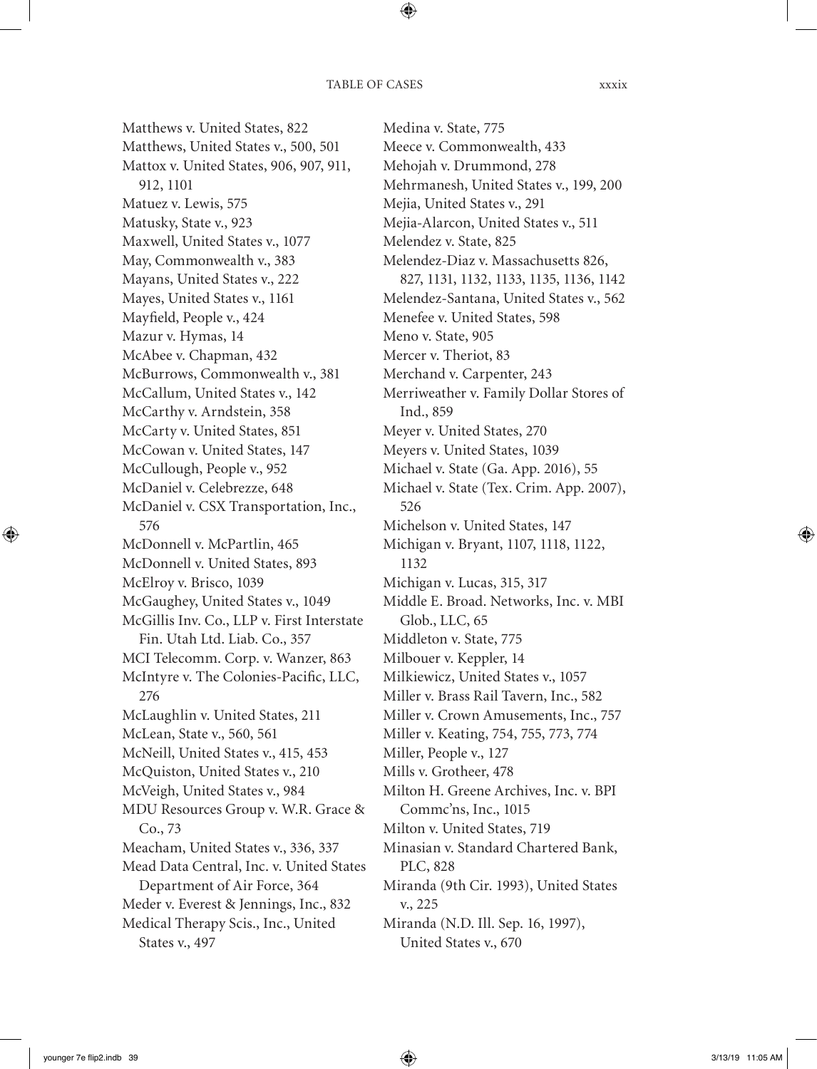Matthews v. United States, 822
Matthews, United States v., 500, 501
Mattox v. United States, 906, 907, 911, 912, 1101
Matuez v. Lewis, 575
Matusky, State v., 923
Maxwell, United States v., 1077
May, Commonwealth v., 383
Mayans, United States v., 222
Mayes, United States v., 1161
Mayfield, People v., 424
Mazur v. Hymas, 14
McAbee v. Chapman, 432
McBurrows, Commonwealth v., 381
McCallum, United States v., 142
McCarthy v. Arndstein, 358
McCarty v. United States, 851
McCowan v. United States, 147
McCullough, People v., 952
McDaniel v. Celebrezze, 648
McDaniel v. CSX Transportation, Inc., 576
McDonnell v. McPartlin, 465
McDonnell v. United States, 893
McElroy v. Brisco, 1039
McGaughey, United States v., 1049
McGillis Inv. Co., LLP v. First Interstate Fin. Utah Ltd. Liab. Co., 357
MCI Telecomm. Corp. v. Wanzer, 863
McIntyre v. The Colonies-Pacific, LLC, 276
McLaughlin v. United States, 211
McLean, State v., 560, 561
McNeill, United States v., 415, 453
McQuiston, United States v., 210
McVeigh, United States v., 984
MDU Resources Group v. W.R. Grace & Co., 73
Meacham, United States v., 336, 337
Mead Data Central, Inc. v. United States Department of Air Force, 364
Meder v. Everest & Jennings, Inc., 832
Medical Therapy Scis., Inc., United States v., 497
Medina v. State, 775
Meece v. Commonwealth, 433
Mehojah v. Drummond, 278
Mehrmanesh, United States v., 199, 200
Mejia, United States v., 291
Mejia-Alarcon, United States v., 511
Melendez v. State, 825
Melendez-Diaz v. Massachusetts 826, 827, 1131, 1132, 1133, 1135, 1136, 1142
Melendez-Santana, United States v., 562
Menefee v. United States, 598
Meno v. State, 905
Mercer v. Theriot, 83
Merchand v. Carpenter, 243
Merriweather v. Family Dollar Stores of Ind., 859
Meyer v. United States, 270
Meyers v. United States, 1039
Michael v. State (Ga. App. 2016), 55
Michael v. State (Tex. Crim. App. 2007), 526
Michelson v. United States, 147
Michigan v. Bryant, 1107, 1118, 1122, 1132
Michigan v. Lucas, 315, 317
Middle E. Broad. Networks, Inc. v. MBI Glob., LLC, 65
Middleton v. State, 775
Milbouer v. Keppler, 14
Milkiewicz, United States v., 1057
Miller v. Brass Rail Tavern, Inc., 582
Miller v. Crown Amusements, Inc., 757
Miller v. Keating, 754, 755, 773, 774
Miller, People v., 127
Mills v. Grotheer, 478
Milton H. Greene Archives, Inc. v. BPI Commc'ns, Inc., 1015
Milton v. United States, 719
Minasian v. Standard Chartered Bank, PLC, 828
Miranda (9th Cir. 1993), United States v., 225
Miranda (N.D. Ill. Sep. 16, 1997), United States v., 670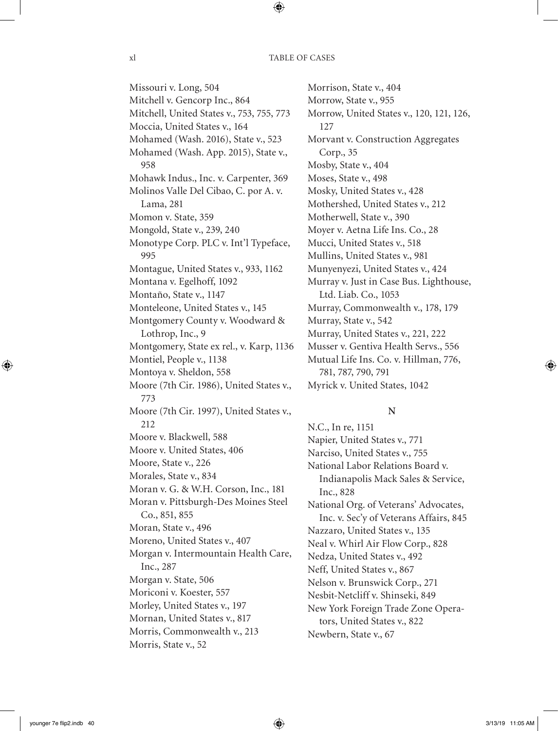Missouri v. Long, 504
Mitchell v. Gencorp Inc., 864
Mitchell, United States v., 753, 755, 773
Moccia, United States v., 164
Mohamed (Wash. 2016), State v., 523
Mohamed (Wash. App. 2015), State v., 958
Mohawk Indus., Inc. v. Carpenter, 369
Molinos Valle Del Cibao, C. por A. v. Lama, 281
Momon v. State, 359
Mongold, State v., 239, 240
Monotype Corp. PLC v. Int'l Typeface, 995
Montague, United States v., 933, 1162
Montana v. Egelhoff, 1092
Montaño, State v., 1147
Monteleone, United States v., 145
Montgomery County v. Woodward & Lothrop, Inc., 9
Montgomery, State ex rel., v. Karp, 1136
Montiel, People v., 1138
Montoya v. Sheldon, 558
Moore (7th Cir. 1986), United States v., 773
Moore (7th Cir. 1997), United States v., 212
Moore v. Blackwell, 588
Moore v. United States, 406
Moore, State v., 226
Morales, State v., 834
Moran v. G. & W.H. Corson, Inc., 181
Moran v. Pittsburgh-Des Moines Steel Co., 851, 855
Moran, State v., 496
Moreno, United States v., 407
Morgan v. Intermountain Health Care, Inc., 287
Morgan v. State, 506
Moriconi v. Koester, 557
Morley, United States v., 197
Mornan, United States v., 817
Morris, Commonwealth v., 213
Morris, State v., 52
Morrison, State v., 404
Morrow, State v., 955
Morrow, United States v., 120, 121, 126, 127
Morvant v. Construction Aggregates Corp., 35
Mosby, State v., 404
Moses, State v., 498
Mosky, United States v., 428
Mothershed, United States v., 212
Motherwell, State v., 390
Moyer v. Aetna Life Ins. Co., 28
Mucci, United States v., 518
Mullins, United States v., 981
Munyenyezi, United States v., 424
Murray v. Just in Case Bus. Lighthouse, Ltd. Liab. Co., 1053
Murray, Commonwealth v., 178, 179
Murray, State v., 542
Murray, United States v., 221, 222
Musser v. Gentiva Health Servs., 556
Mutual Life Ins. Co. v. Hillman, 776, 781, 787, 790, 791
Myrick v. United States, 1042

## N

N.C., In re, 1151
Napier, United States v., 771
Narciso, United States v., 755
National Labor Relations Board v. Indianapolis Mack Sales & Service, Inc., 828
National Org. of Veterans' Advocates, Inc. v. Sec'y of Veterans Affairs, 845
Nazzaro, United States v., 135
Neal v. Whirl Air Flow Corp., 828
Nedza, United States v., 492
Neff, United States v., 867
Nelson v. Brunswick Corp., 271
Nesbit-Netcliff v. Shinseki, 849
New York Foreign Trade Zone Operators, United States v., 822
Newbern, State v., 67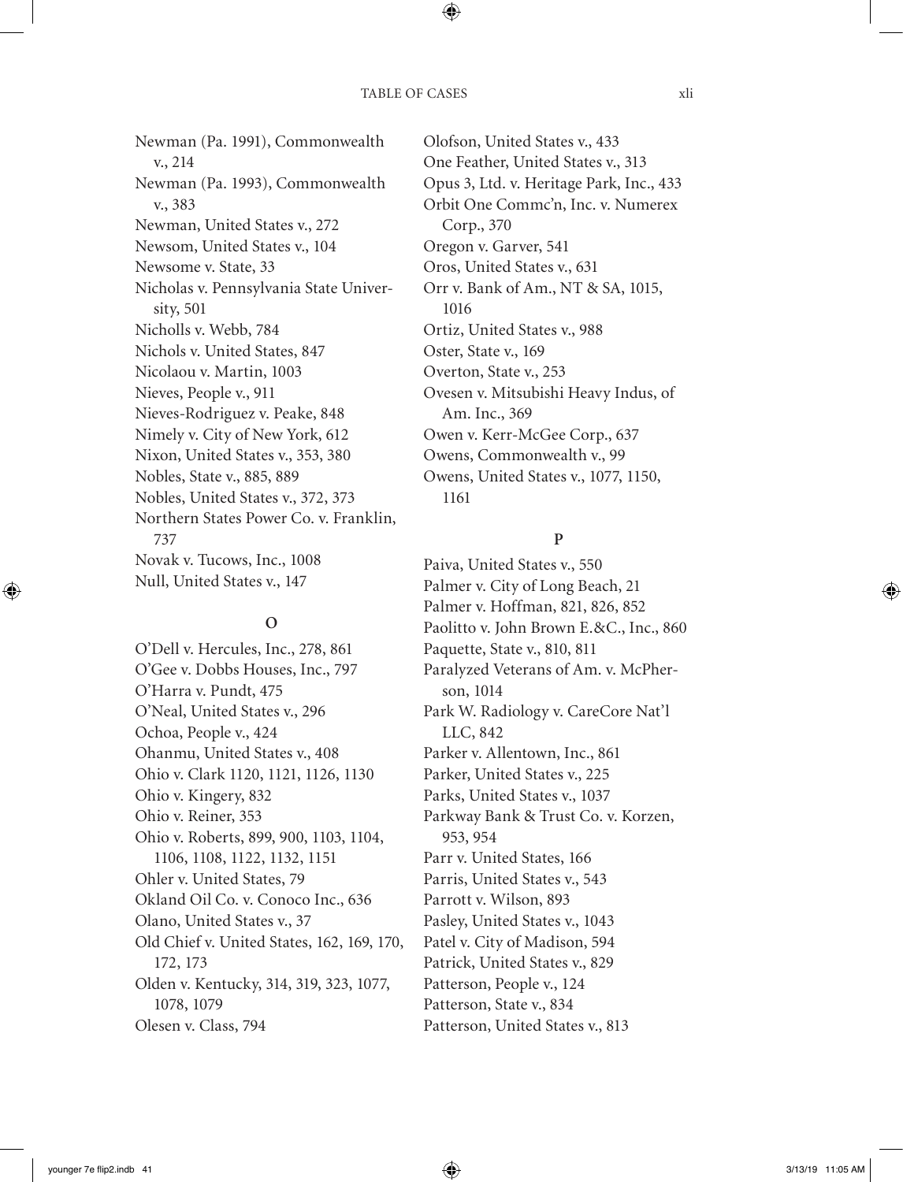Newman (Pa. 1991), Commonwealth v., 214
Newman (Pa. 1993), Commonwealth v., 383
Newman, United States v., 272
Newsom, United States v., 104
Newsome v. State, 33
Nicholas v. Pennsylvania State University, 501
Nicholls v. Webb, 784
Nichols v. United States, 847
Nicolaou v. Martin, 1003
Nieves, People v., 911
Nieves-Rodriguez v. Peake, 848
Nimely v. City of New York, 612
Nixon, United States v., 353, 380
Nobles, State v., 885, 889
Nobles, United States v., 372, 373
Northern States Power Co. v. Franklin, 737
Novak v. Tucows, Inc., 1008
Null, United States v., 147

## O

O'Dell v. Hercules, Inc., 278, 861
O'Gee v. Dobbs Houses, Inc., 797
O'Harra v. Pundt, 475
O'Neal, United States v., 296
Ochoa, People v., 424
Ohanmu, United States v., 408
Ohio v. Clark 1120, 1121, 1126, 1130
Ohio v. Kingery, 832
Ohio v. Reiner, 353
Ohio v. Roberts, 899, 900, 1103, 1104, 1106, 1108, 1122, 1132, 1151
Ohler v. United States, 79
Okland Oil Co. v. Conoco Inc., 636
Olano, United States v., 37
Old Chief v. United States, 162, 169, 170, 172, 173
Olden v. Kentucky, 314, 319, 323, 1077, 1078, 1079
Olesen v. Class, 794
Olofson, United States v., 433
One Feather, United States v., 313
Opus 3, Ltd. v. Heritage Park, Inc., 433
Orbit One Commc'n, Inc. v. Numerex Corp., 370
Oregon v. Garver, 541
Oros, United States v., 631
Orr v. Bank of Am., NT & SA, 1015, 1016
Ortiz, United States v., 988
Oster, State v., 169
Overton, State v., 253
Ovesen v. Mitsubishi Heavy Indus, of Am. Inc., 369
Owen v. Kerr-McGee Corp., 637
Owens, Commonwealth v., 99
Owens, United States v., 1077, 1150, 1161

## P

Paiva, United States v., 550
Palmer v. City of Long Beach, 21
Palmer v. Hoffman, 821, 826, 852
Paolitto v. John Brown E.&C., Inc., 860
Paquette, State v., 810, 811
Paralyzed Veterans of Am. v. McPherson, 1014
Park W. Radiology v. CareCore Nat'l LLC, 842
Parker v. Allentown, Inc., 861
Parker, United States v., 225
Parks, United States v., 1037
Parkway Bank & Trust Co. v. Korzen, 953, 954
Parr v. United States, 166
Parris, United States v., 543
Parrott v. Wilson, 893
Pasley, United States v., 1043
Patel v. City of Madison, 594
Patrick, United States v., 829
Patterson, People v., 124
Patterson, State v., 834
Patterson, United States v., 813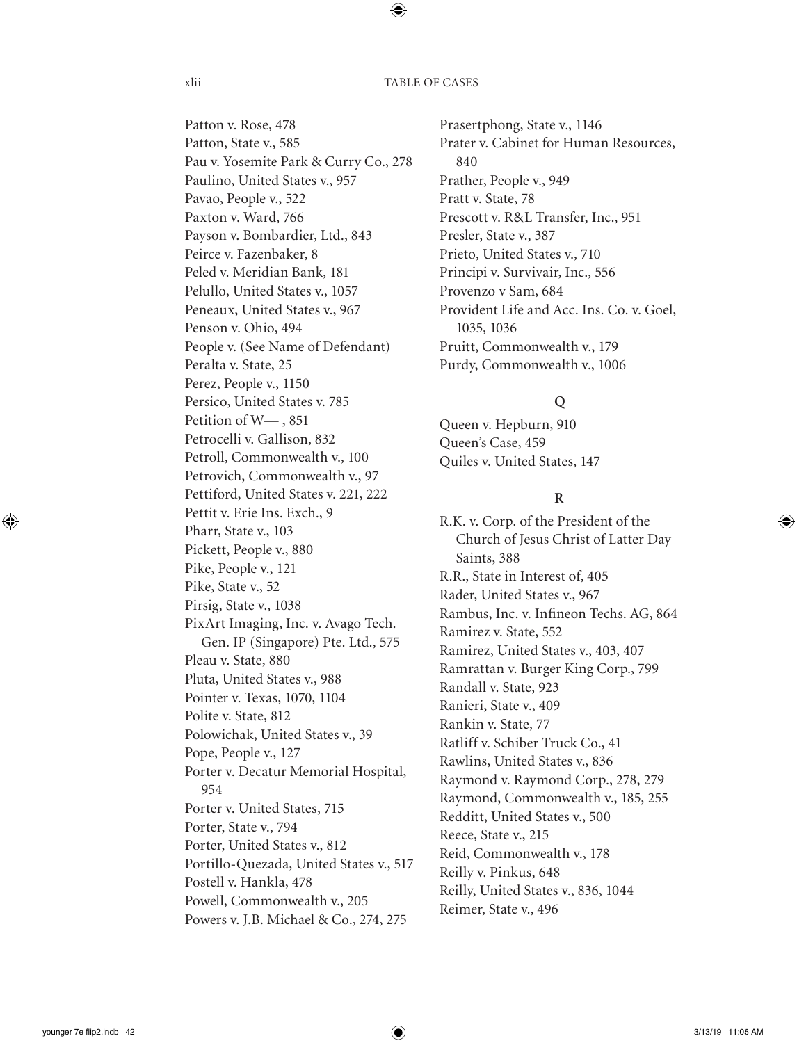Patton v. Rose, 478
Patton, State v., 585
Pau v. Yosemite Park & Curry Co., 278
Paulino, United States v., 957
Pavao, People v., 522
Paxton v. Ward, 766
Payson v. Bombardier, Ltd., 843
Peirce v. Fazenbaker, 8
Peled v. Meridian Bank, 181
Pelullo, United States v., 1057
Peneaux, United States v., 967
Penson v. Ohio, 494
People v. (See Name of Defendant)
Peralta v. State, 25
Perez, People v., 1150
Persico, United States v. 785
Petition of W— , 851
Petrocelli v. Gallison, 832
Petroll, Commonwealth v., 100
Petrovich, Commonwealth v., 97
Pettiford, United States v. 221, 222
Pettit v. Erie Ins. Exch., 9
Pharr, State v., 103
Pickett, People v., 880
Pike, People v., 121
Pike, State v., 52
Pirsig, State v., 1038
PixArt Imaging, Inc. v. Avago Tech. Gen. IP (Singapore) Pte. Ltd., 575
Pleau v. State, 880
Pluta, United States v., 988
Pointer v. Texas, 1070, 1104
Polite v. State, 812
Polowichak, United States v., 39
Pope, People v., 127
Porter v. Decatur Memorial Hospital, 954
Porter v. United States, 715
Porter, State v., 794
Porter, United States v., 812
Portillo-Quezada, United States v., 517
Postell v. Hankla, 478
Powell, Commonwealth v., 205
Powers v. J.B. Michael & Co., 274, 275
Prasertphong, State v., 1146
Prater v. Cabinet for Human Resources, 840
Prather, People v., 949
Pratt v. State, 78
Prescott v. R&L Transfer, Inc., 951
Presler, State v., 387
Prieto, United States v., 710
Principi v. Survivair, Inc., 556
Provenzo v Sam, 684
Provident Life and Acc. Ins. Co. v. Goel, 1035, 1036
Pruitt, Commonwealth v., 179
Purdy, Commonwealth v., 1006

## Q

Queen v. Hepburn, 910
Queen's Case, 459
Quiles v. United States, 147

## R

R.K. v. Corp. of the President of the Church of Jesus Christ of Latter Day Saints, 388
R.R., State in Interest of, 405
Rader, United States v., 967
Rambus, Inc. v. Infineon Techs. AG, 864
Ramirez v. State, 552
Ramirez, United States v., 403, 407
Ramrattan v. Burger King Corp., 799
Randall v. State, 923
Ranieri, State v., 409
Rankin v. State, 77
Ratliff v. Schiber Truck Co., 41
Rawlins, United States v., 836
Raymond v. Raymond Corp., 278, 279
Raymond, Commonwealth v., 185, 255
Redditt, United States v., 500
Reece, State v., 215
Reid, Commonwealth v., 178
Reilly v. Pinkus, 648
Reilly, United States v., 836, 1044
Reimer, State v., 496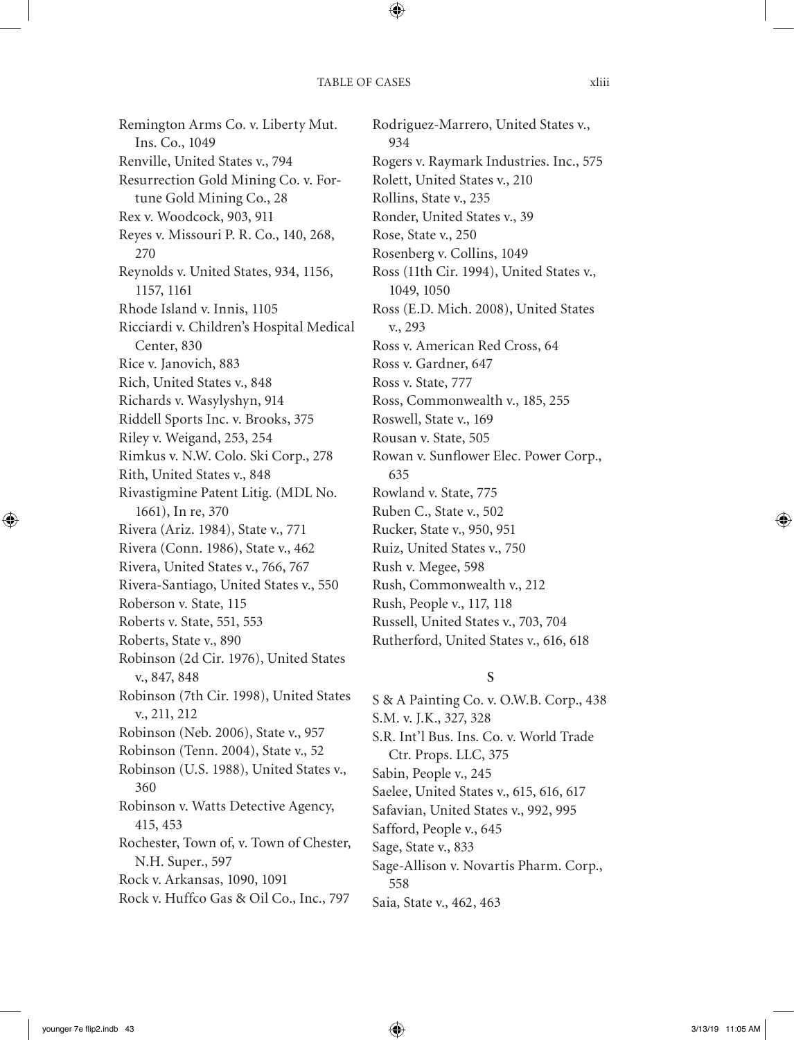Remington Arms Co. v. Liberty Mut. Ins. Co., 1049
Renville, United States v., 794
Resurrection Gold Mining Co. v. Fortune Gold Mining Co., 28
Rex v. Woodcock, 903, 911
Reyes v. Missouri P. R. Co., 140, 268, 270
Reynolds v. United States, 934, 1156, 1157, 1161
Rhode Island v. Innis, 1105
Ricciardi v. Children's Hospital Medical Center, 830
Rice v. Janovich, 883
Rich, United States v., 848
Richards v. Wasylyshyn, 914
Riddell Sports Inc. v. Brooks, 375
Riley v. Weigand, 253, 254
Rimkus v. N.W. Colo. Ski Corp., 278
Rith, United States v., 848
Rivastigmine Patent Litig. (MDL No. 1661), In re, 370
Rivera (Ariz. 1984), State v., 771
Rivera (Conn. 1986), State v., 462
Rivera, United States v., 766, 767
Rivera-Santiago, United States v., 550
Roberson v. State, 115
Roberts v. State, 551, 553
Roberts, State v., 890
Robinson (2d Cir. 1976), United States v., 847, 848
Robinson (7th Cir. 1998), United States v., 211, 212
Robinson (Neb. 2006), State v., 957
Robinson (Tenn. 2004), State v., 52
Robinson (U.S. 1988), United States v., 360
Robinson v. Watts Detective Agency, 415, 453
Rochester, Town of, v. Town of Chester, N.H. Super., 597
Rock v. Arkansas, 1090, 1091
Rock v. Huffco Gas & Oil Co., Inc., 797
Rodriguez-Marrero, United States v., 934
Rogers v. Raymark Industries. Inc., 575
Rolett, United States v., 210
Rollins, State v., 235
Ronder, United States v., 39
Rose, State v., 250
Rosenberg v. Collins, 1049
Ross (11th Cir. 1994), United States v., 1049, 1050
Ross (E.D. Mich. 2008), United States v., 293
Ross v. American Red Cross, 64
Ross v. Gardner, 647
Ross v. State, 777
Ross, Commonwealth v., 185, 255
Roswell, State v., 169
Rousan v. State, 505
Rowan v. Sunflower Elec. Power Corp., 635
Rowland v. State, 775
Ruben C., State v., 502
Rucker, State v., 950, 951
Ruiz, United States v., 750
Rush v. Megee, 598
Rush, Commonwealth v., 212
Rush, People v., 117, 118
Russell, United States v., 703, 704
Rutherford, United States v., 616, 618

## S

S & A Painting Co. v. O.W.B. Corp., 438
S.M. v. J.K., 327, 328
S.R. Int'l Bus. Ins. Co. v. World Trade Ctr. Props. LLC, 375
Sabin, People v., 245
Saelee, United States v., 615, 616, 617
Safavian, United States v., 992, 995
Safford, People v., 645
Sage, State v., 833
Sage-Allison v. Novartis Pharm. Corp., 558
Saia, State v., 462, 463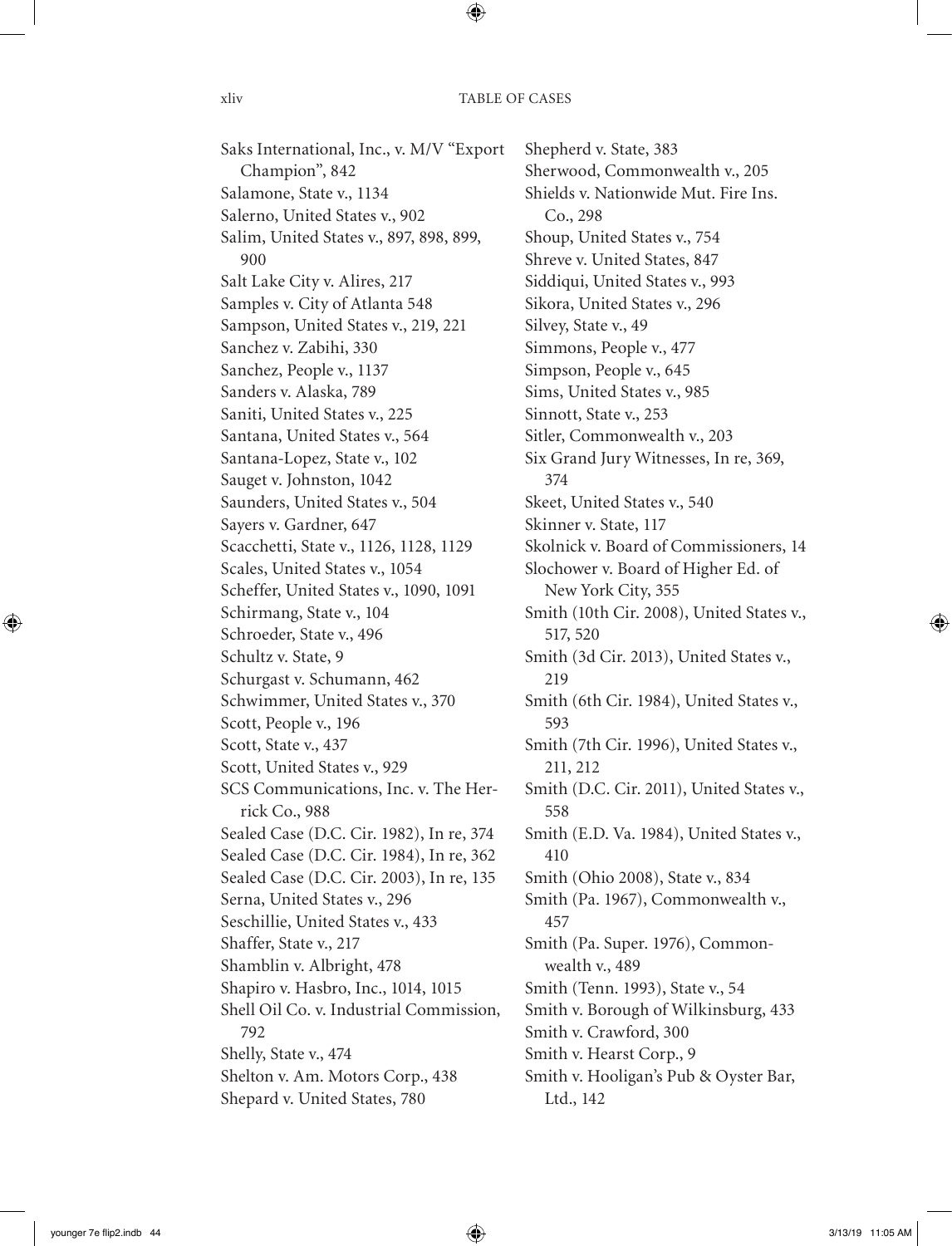Saks International, Inc., v. M/V "Export Champion", 842
Salamone, State v., 1134
Salerno, United States v., 902
Salim, United States v., 897, 898, 899, 900
Salt Lake City v. Alires, 217
Samples v. City of Atlanta 548
Sampson, United States v., 219, 221
Sanchez v. Zabihi, 330
Sanchez, People v., 1137
Sanders v. Alaska, 789
Saniti, United States v., 225
Santana, United States v., 564
Santana-Lopez, State v., 102
Sauget v. Johnston, 1042
Saunders, United States v., 504
Sayers v. Gardner, 647
Scacchetti, State v., 1126, 1128, 1129
Scales, United States v., 1054
Scheffer, United States v., 1090, 1091
Schirmang, State v., 104
Schroeder, State v., 496
Schultz v. State, 9
Schurgast v. Schumann, 462
Schwimmer, United States v., 370
Scott, People v., 196
Scott, State v., 437
Scott, United States v., 929
SCS Communications, Inc. v. The Herrick Co., 988
Sealed Case (D.C. Cir. 1982), In re, 374
Sealed Case (D.C. Cir. 1984), In re, 362
Sealed Case (D.C. Cir. 2003), In re, 135
Serna, United States v., 296
Seschillie, United States v., 433
Shaffer, State v., 217
Shamblin v. Albright, 478
Shapiro v. Hasbro, Inc., 1014, 1015
Shell Oil Co. v. Industrial Commission, 792
Shelly, State v., 474
Shelton v. Am. Motors Corp., 438
Shepard v. United States, 780
Shepherd v. State, 383
Sherwood, Commonwealth v., 205
Shields v. Nationwide Mut. Fire Ins. Co., 298
Shoup, United States v., 754
Shreve v. United States, 847
Siddiqui, United States v., 993
Sikora, United States v., 296
Silvey, State v., 49
Simmons, People v., 477
Simpson, People v., 645
Sims, United States v., 985
Sinnott, State v., 253
Sitler, Commonwealth v., 203
Six Grand Jury Witnesses, In re, 369, 374
Skeet, United States v., 540
Skinner v. State, 117
Skolnick v. Board of Commissioners, 14
Slochower v. Board of Higher Ed. of New York City, 355
Smith (10th Cir. 2008), United States v., 517, 520
Smith (3d Cir. 2013), United States v., 219
Smith (6th Cir. 1984), United States v., 593
Smith (7th Cir. 1996), United States v., 211, 212
Smith (D.C. Cir. 2011), United States v., 558
Smith (E.D. Va. 1984), United States v., 410
Smith (Ohio 2008), State v., 834
Smith (Pa. 1967), Commonwealth v., 457
Smith (Pa. Super. 1976), Commonwealth v., 489
Smith (Tenn. 1993), State v., 54
Smith v. Borough of Wilkinsburg, 433
Smith v. Crawford, 300
Smith v. Hearst Corp., 9
Smith v. Hooligan's Pub & Oyster Bar, Ltd., 142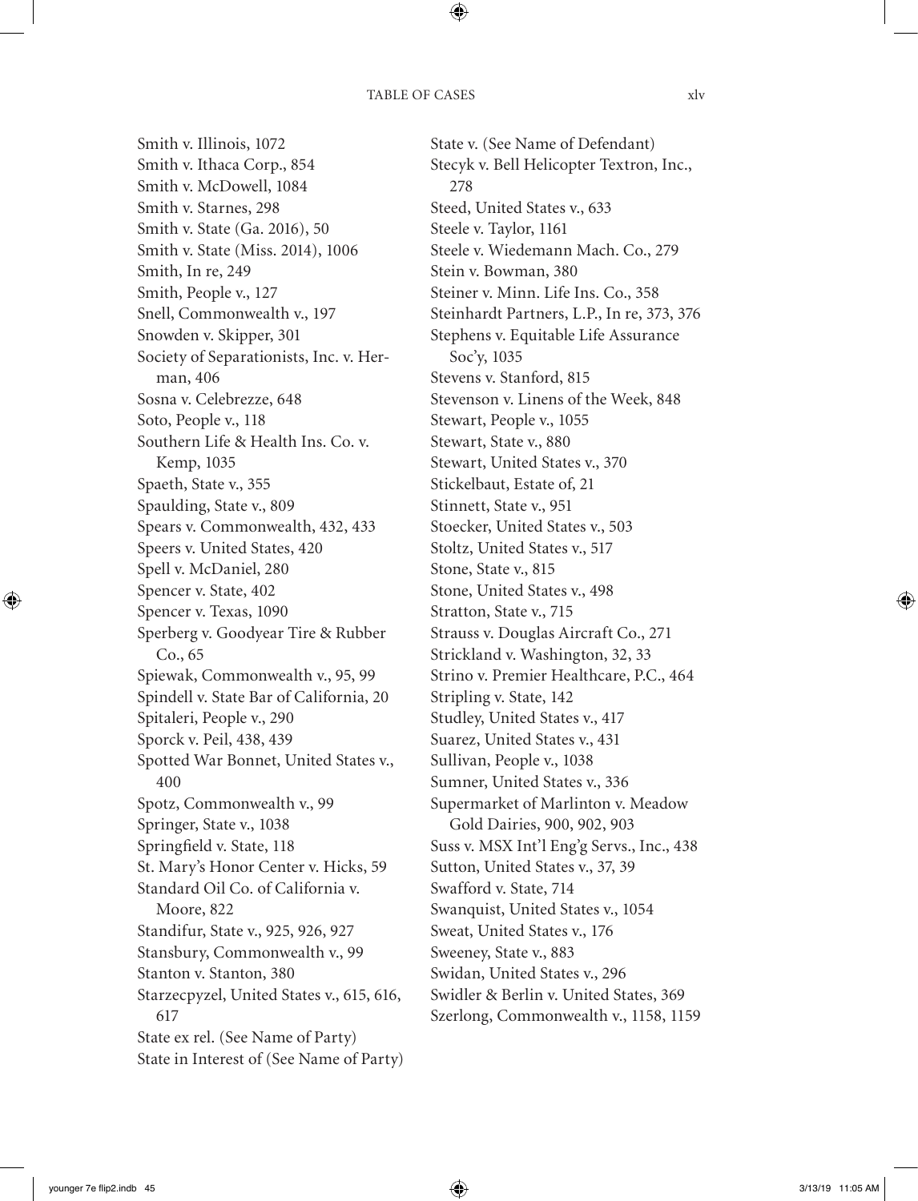Smith v. Illinois, 1072
Smith v. Ithaca Corp., 854
Smith v. McDowell, 1084
Smith v. Starnes, 298
Smith v. State (Ga. 2016), 50
Smith v. State (Miss. 2014), 1006
Smith, In re, 249
Smith, People v., 127
Snell, Commonwealth v., 197
Snowden v. Skipper, 301
Society of Separationists, Inc. v. Herman, 406
Sosna v. Celebrezze, 648
Soto, People v., 118
Southern Life & Health Ins. Co. v. Kemp, 1035
Spaeth, State v., 355
Spaulding, State v., 809
Spears v. Commonwealth, 432, 433
Speers v. United States, 420
Spell v. McDaniel, 280
Spencer v. State, 402
Spencer v. Texas, 1090
Sperberg v. Goodyear Tire & Rubber Co., 65
Spiewak, Commonwealth v., 95, 99
Spindell v. State Bar of California, 20
Spitaleri, People v., 290
Sporck v. Peil, 438, 439
Spotted War Bonnet, United States v., 400
Spotz, Commonwealth v., 99
Springer, State v., 1038
Springfield v. State, 118
St. Mary's Honor Center v. Hicks, 59
Standard Oil Co. of California v. Moore, 822
Standifur, State v., 925, 926, 927
Stansbury, Commonwealth v., 99
Stanton v. Stanton, 380
Starzecpyzel, United States v., 615, 616, 617
State ex rel. (See Name of Party)
State in Interest of (See Name of Party)
State v. (See Name of Defendant)
Stecyk v. Bell Helicopter Textron, Inc., 278
Steed, United States v., 633
Steele v. Taylor, 1161
Steele v. Wiedemann Mach. Co., 279
Stein v. Bowman, 380
Steiner v. Minn. Life Ins. Co., 358
Steinhardt Partners, L.P., In re, 373, 376
Stephens v. Equitable Life Assurance Soc'y, 1035
Stevens v. Stanford, 815
Stevenson v. Linens of the Week, 848
Stewart, People v., 1055
Stewart, State v., 880
Stewart, United States v., 370
Stickelbaut, Estate of, 21
Stinnett, State v., 951
Stoecker, United States v., 503
Stoltz, United States v., 517
Stone, State v., 815
Stone, United States v., 498
Stratton, State v., 715
Strauss v. Douglas Aircraft Co., 271
Strickland v. Washington, 32, 33
Strino v. Premier Healthcare, P.C., 464
Stripling v. State, 142
Studley, United States v., 417
Suarez, United States v., 431
Sullivan, People v., 1038
Sumner, United States v., 336
Supermarket of Marlinton v. Meadow Gold Dairies, 900, 902, 903
Suss v. MSX Int'l Eng'g Servs., Inc., 438
Sutton, United States v., 37, 39
Swafford v. State, 714
Swanquist, United States v., 1054
Sweat, United States v., 176
Sweeney, State v., 883
Swidan, United States v., 296
Swidler & Berlin v. United States, 369
Szerlong, Commonwealth v., 1158, 1159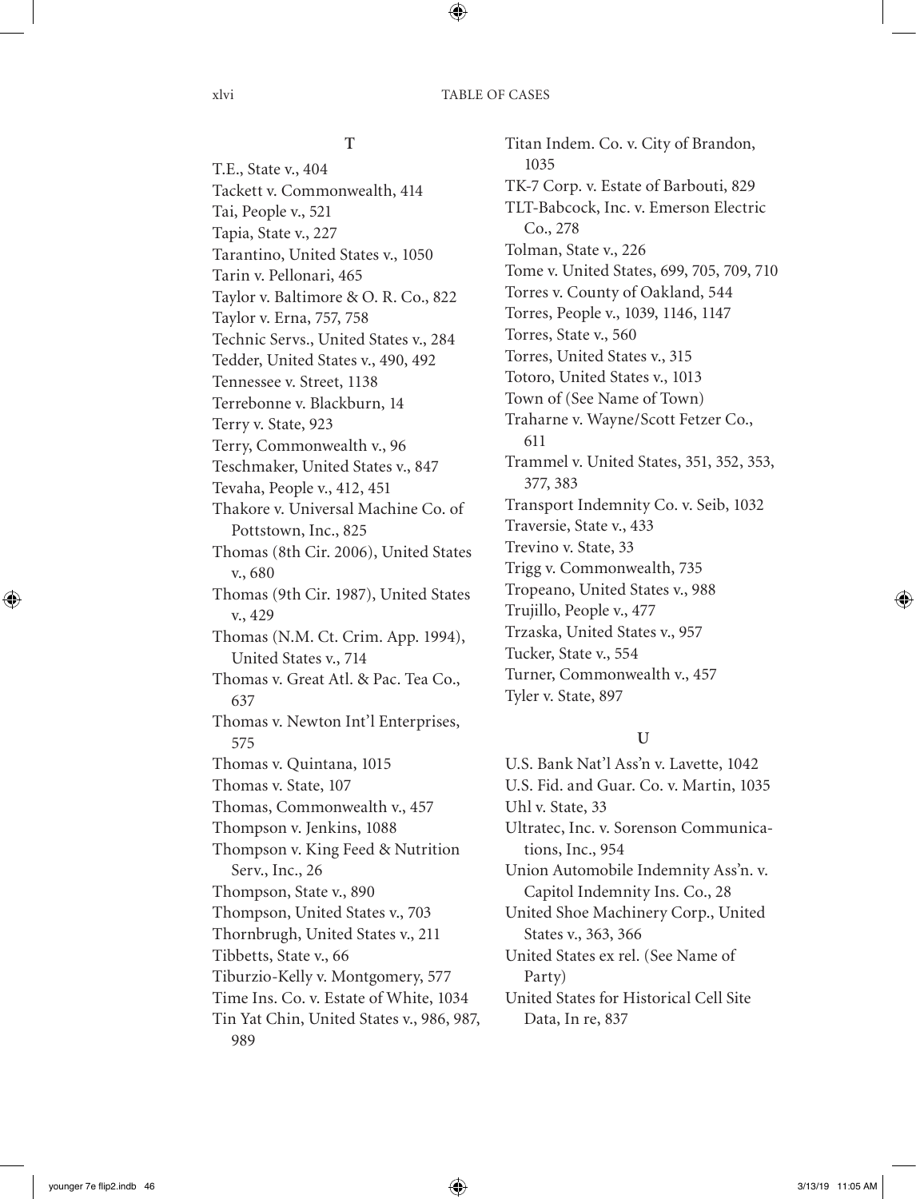## T

T.E., State v., 404
Tackett v. Commonwealth, 414
Tai, People v., 521
Tapia, State v., 227
Tarantino, United States v., 1050
Tarin v. Pellonari, 465
Taylor v. Baltimore & O. R. Co., 822
Taylor v. Erna, 757, 758
Technic Servs., United States v., 284
Tedder, United States v., 490, 492
Tennessee v. Street, 1138
Terrebonne v. Blackburn, 14
Terry v. State, 923
Terry, Commonwealth v., 96
Teschmaker, United States v., 847
Tevaha, People v., 412, 451
Thakore v. Universal Machine Co. of Pottstown, Inc., 825
Thomas (8th Cir. 2006), United States v., 680
Thomas (9th Cir. 1987), United States v., 429
Thomas (N.M. Ct. Crim. App. 1994), United States v., 714
Thomas v. Great Atl. & Pac. Tea Co., 637
Thomas v. Newton Int'l Enterprises, 575
Thomas v. Quintana, 1015
Thomas v. State, 107
Thomas, Commonwealth v., 457
Thompson v. Jenkins, 1088
Thompson v. King Feed & Nutrition Serv., Inc., 26
Thompson, State v., 890
Thompson, United States v., 703
Thornbrugh, United States v., 211
Tibbetts, State v., 66
Tiburzio-Kelly v. Montgomery, 577
Time Ins. Co. v. Estate of White, 1034
Tin Yat Chin, United States v., 986, 987, 989
Titan Indem. Co. v. City of Brandon, 1035
TK-7 Corp. v. Estate of Barbouti, 829
TLT-Babcock, Inc. v. Emerson Electric Co., 278
Tolman, State v., 226
Tome v. United States, 699, 705, 709, 710
Torres v. County of Oakland, 544
Torres, People v., 1039, 1146, 1147
Torres, State v., 560
Torres, United States v., 315
Totoro, United States v., 1013
Town of (See Name of Town)
Traharne v. Wayne/Scott Fetzer Co., 611
Trammel v. United States, 351, 352, 353, 377, 383
Transport Indemnity Co. v. Seib, 1032
Traversie, State v., 433
Trevino v. State, 33
Trigg v. Commonwealth, 735
Tropeano, United States v., 988
Trujillo, People v., 477
Trzaska, United States v., 957
Tucker, State v., 554
Turner, Commonwealth v., 457
Tyler v. State, 897

## U

U.S. Bank Nat'l Ass'n v. Lavette, 1042
U.S. Fid. and Guar. Co. v. Martin, 1035
Uhl v. State, 33
Ultratec, Inc. v. Sorenson Communications, Inc., 954
Union Automobile Indemnity Ass'n. v. Capitol Indemnity Ins. Co., 28
United Shoe Machinery Corp., United States v., 363, 366
United States ex rel. (See Name of Party)
United States for Historical Cell Site Data, In re, 837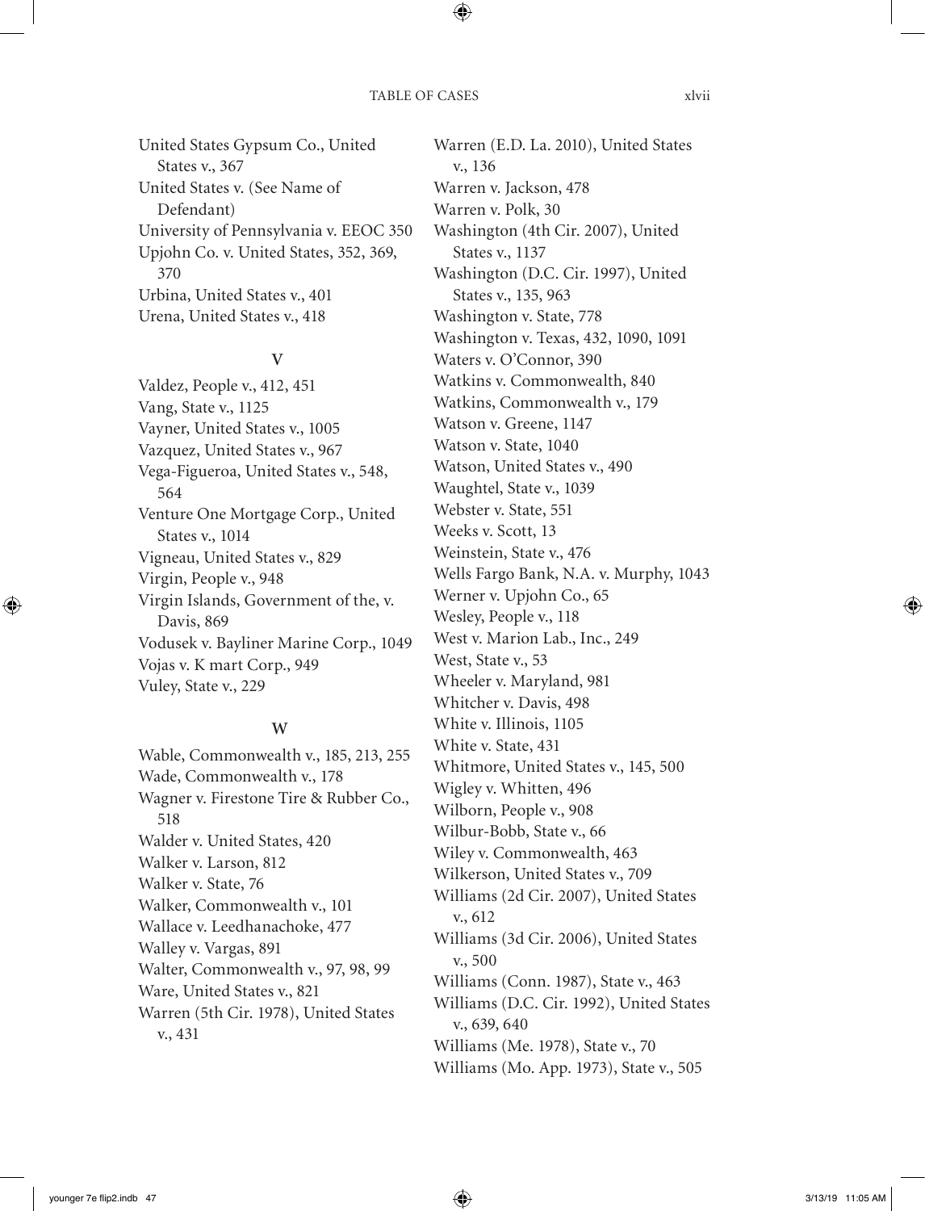United States Gypsum Co., United States v., 367
United States v. (See Name of Defendant)
University of Pennsylvania v. EEOC 350
Upjohn Co. v. United States, 352, 369, 370
Urbina, United States v., 401
Urena, United States v., 418

## V

Valdez, People v., 412, 451
Vang, State v., 1125
Vayner, United States v., 1005
Vazquez, United States v., 967
Vega-Figueroa, United States v., 548, 564
Venture One Mortgage Corp., United States v., 1014
Vigneau, United States v., 829
Virgin, People v., 948
Virgin Islands, Government of the, v. Davis, 869
Vodusek v. Bayliner Marine Corp., 1049
Vojas v. K mart Corp., 949
Vuley, State v., 229

## W

Wable, Commonwealth v., 185, 213, 255
Wade, Commonwealth v., 178
Wagner v. Firestone Tire & Rubber Co., 518
Walder v. United States, 420
Walker v. Larson, 812
Walker v. State, 76
Walker, Commonwealth v., 101
Wallace v. Leedhanachoke, 477
Walley v. Vargas, 891
Walter, Commonwealth v., 97, 98, 99
Ware, United States v., 821
Warren (5th Cir. 1978), United States v., 431
Warren (E.D. La. 2010), United States v., 136
Warren v. Jackson, 478
Warren v. Polk, 30
Washington (4th Cir. 2007), United States v., 1137
Washington (D.C. Cir. 1997), United States v., 135, 963
Washington v. State, 778
Washington v. Texas, 432, 1090, 1091
Waters v. O'Connor, 390
Watkins v. Commonwealth, 840
Watkins, Commonwealth v., 179
Watson v. Greene, 1147
Watson v. State, 1040
Watson, United States v., 490
Waughtel, State v., 1039
Webster v. State, 551
Weeks v. Scott, 13
Weinstein, State v., 476
Wells Fargo Bank, N.A. v. Murphy, 1043
Werner v. Upjohn Co., 65
Wesley, People v., 118
West v. Marion Lab., Inc., 249
West, State v., 53
Wheeler v. Maryland, 981
Whitcher v. Davis, 498
White v. Illinois, 1105
White v. State, 431
Whitmore, United States v., 145, 500
Wigley v. Whitten, 496
Wilborn, People v., 908
Wilbur-Bobb, State v., 66
Wiley v. Commonwealth, 463
Wilkerson, United States v., 709
Williams (2d Cir. 2007), United States v., 612
Williams (3d Cir. 2006), United States v., 500
Williams (Conn. 1987), State v., 463
Williams (D.C. Cir. 1992), United States v., 639, 640
Williams (Me. 1978), State v., 70
Williams (Mo. App. 1973), State v., 505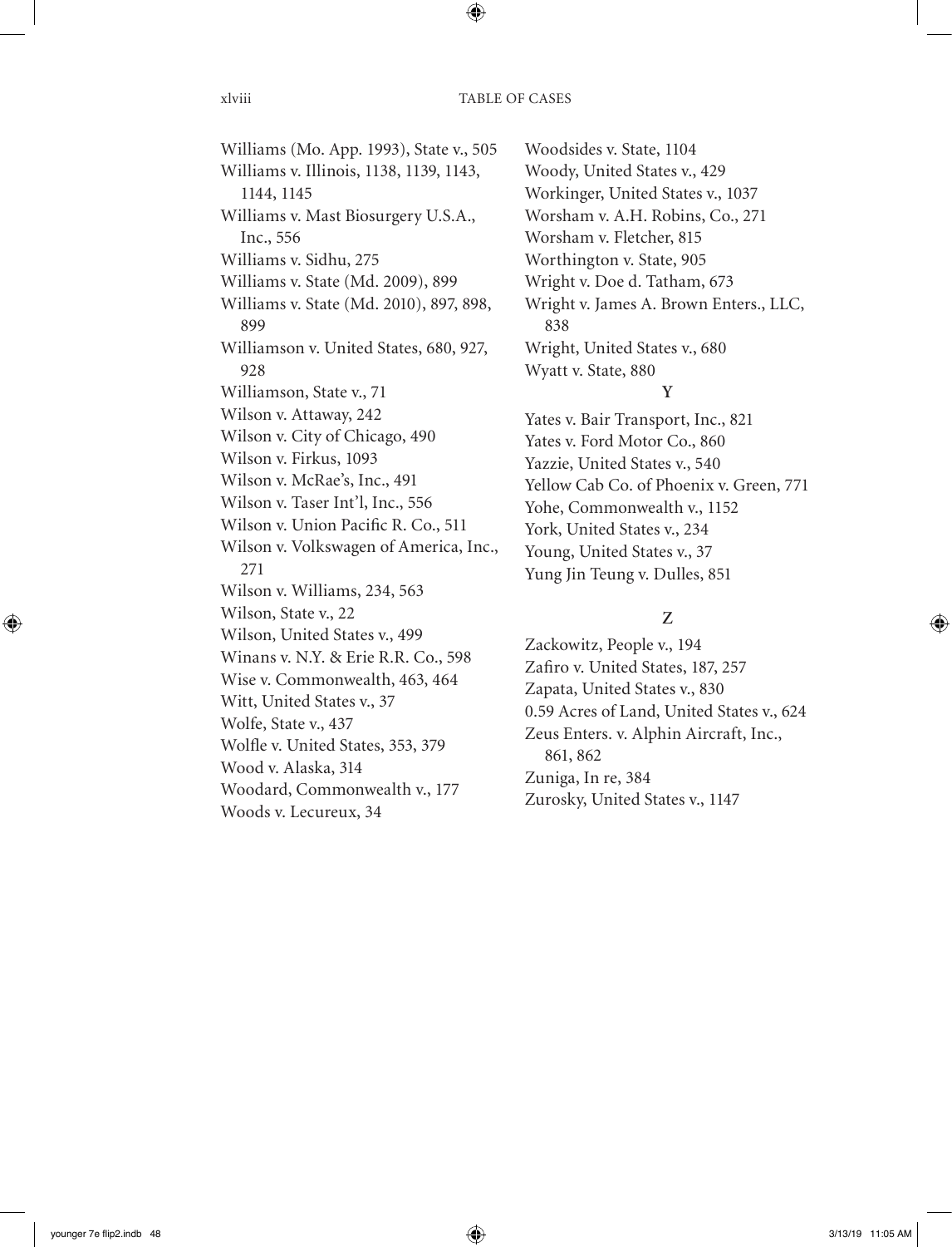Williams (Mo. App. 1993), State v., 505
Williams v. Illinois, 1138, 1139, 1143, 1144, 1145
Williams v. Mast Biosurgery U.S.A., Inc., 556
Williams v. Sidhu, 275
Williams v. State (Md. 2009), 899
Williams v. State (Md. 2010), 897, 898, 899
Williamson v. United States, 680, 927, 928
Williamson, State v., 71
Wilson v. Attaway, 242
Wilson v. City of Chicago, 490
Wilson v. Firkus, 1093
Wilson v. McRae's, Inc., 491
Wilson v. Taser Int'l, Inc., 556
Wilson v. Union Pacific R. Co., 511
Wilson v. Volkswagen of America, Inc., 271
Wilson v. Williams, 234, 563
Wilson, State v., 22
Wilson, United States v., 499
Winans v. N.Y. & Erie R.R. Co., 598
Wise v. Commonwealth, 463, 464
Witt, United States v., 37
Wolfe, State v., 437
Wolfle v. United States, 353, 379
Wood v. Alaska, 314
Woodard, Commonwealth v., 177
Woods v. Lecureux, 34
Woodsides v. State, 1104
Woody, United States v., 429
Workinger, United States v., 1037
Worsham v. A.H. Robins, Co., 271
Worsham v. Fletcher, 815
Worthington v. State, 905
Wright v. Doe d. Tatham, 673
Wright v. James A. Brown Enters., LLC, 838
Wright, United States v., 680
Wyatt v. State, 880

## Y

Yates v. Bair Transport, Inc., 821
Yates v. Ford Motor Co., 860
Yazzie, United States v., 540
Yellow Cab Co. of Phoenix v. Green, 771
Yohe, Commonwealth v., 1152
York, United States v., 234
Young, United States v., 37
Yung Jin Teung v. Dulles, 851

## Z

Zackowitz, People v., 194
Zafiro v. United States, 187, 257
Zapata, United States v., 830
0.59 Acres of Land, United States v., 624
Zeus Enters. v. Alphin Aircraft, Inc., 861, 862
Zuniga, In re, 384
Zurosky, United States v., 1147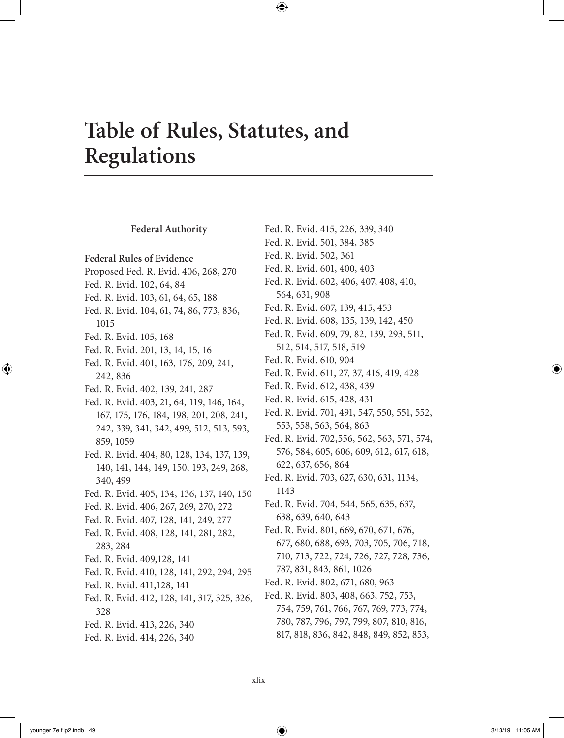# Table of Rules, Statutes, and Regulations

### Federal Authority

**Federal Rules of Evidence**

Proposed Fed. R. Evid. 406, 268, 270
Fed. R. Evid. 102, 64, 84
Fed. R. Evid. 103, 61, 64, 65, 188
Fed. R. Evid. 104, 61, 74, 86, 773, 836, 1015
Fed. R. Evid. 105, 168
Fed. R. Evid. 201, 13, 14, 15, 16
Fed. R. Evid. 401, 163, 176, 209, 241, 242, 836
Fed. R. Evid. 402, 139, 241, 287
Fed. R. Evid. 403, 21, 64, 119, 146, 164, 167, 175, 176, 184, 198, 201, 208, 241, 242, 339, 341, 342, 499, 512, 513, 593, 859, 1059
Fed. R. Evid. 404, 80, 128, 134, 137, 139, 140, 141, 144, 149, 150, 193, 249, 268, 340, 499
Fed. R. Evid. 405, 134, 136, 137, 140, 150
Fed. R. Evid. 406, 267, 269, 270, 272
Fed. R. Evid. 407, 128, 141, 249, 277
Fed. R. Evid. 408, 128, 141, 281, 282, 283, 284
Fed. R. Evid. 409,128, 141
Fed. R. Evid. 410, 128, 141, 292, 294, 295
Fed. R. Evid. 411,128, 141
Fed. R. Evid. 412, 128, 141, 317, 325, 326, 328
Fed. R. Evid. 413, 226, 340
Fed. R. Evid. 414, 226, 340
Fed. R. Evid. 415, 226, 339, 340
Fed. R. Evid. 501, 384, 385
Fed. R. Evid. 502, 361
Fed. R. Evid. 601, 400, 403
Fed. R. Evid. 602, 406, 407, 408, 410, 564, 631, 908
Fed. R. Evid. 607, 139, 415, 453
Fed. R. Evid. 608, 135, 139, 142, 450
Fed. R. Evid. 609, 79, 82, 139, 293, 511, 512, 514, 517, 518, 519
Fed. R. Evid. 610, 904
Fed. R. Evid. 611, 27, 37, 416, 419, 428
Fed. R. Evid. 612, 438, 439
Fed. R. Evid. 615, 428, 431
Fed. R. Evid. 701, 491, 547, 550, 551, 552, 553, 558, 563, 564, 863
Fed. R. Evid. 702,556, 562, 563, 571, 574, 576, 584, 605, 606, 609, 612, 617, 618, 622, 637, 656, 864
Fed. R. Evid. 703, 627, 630, 631, 1134, 1143
Fed. R. Evid. 704, 544, 565, 635, 637, 638, 639, 640, 643
Fed. R. Evid. 801, 669, 670, 671, 676, 677, 680, 688, 693, 703, 705, 706, 718, 710, 713, 722, 724, 726, 727, 728, 736, 787, 831, 843, 861, 1026
Fed. R. Evid. 802, 671, 680, 963
Fed. R. Evid. 803, 408, 663, 752, 753, 754, 759, 761, 766, 767, 769, 773, 774, 780, 787, 796, 797, 799, 807, 810, 816, 817, 818, 836, 842, 848, 849, 852, 853,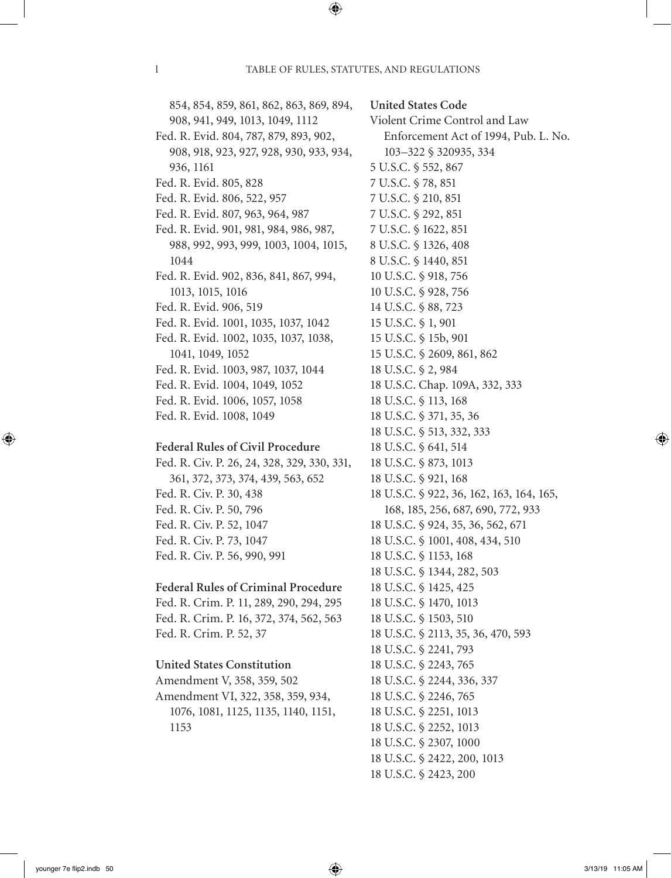854, 854, 859, 861, 862, 863, 869, 894, 908, 941, 949, 1013, 1049, 1112

Fed. R. Evid. 804, 787, 879, 893, 902, 908, 918, 923, 927, 928, 930, 933, 934, 936, 1161

Fed. R. Evid. 805, 828

Fed. R. Evid. 806, 522, 957

Fed. R. Evid. 807, 963, 964, 987

Fed. R. Evid. 901, 981, 984, 986, 987, 988, 992, 993, 999, 1003, 1004, 1015, 1044

Fed. R. Evid. 902, 836, 841, 867, 994, 1013, 1015, 1016

Fed. R. Evid. 906, 519

Fed. R. Evid. 1001, 1035, 1037, 1042

Fed. R. Evid. 1002, 1035, 1037, 1038, 1041, 1049, 1052

Fed. R. Evid. 1003, 987, 1037, 1044

Fed. R. Evid. 1004, 1049, 1052

Fed. R. Evid. 1006, 1057, 1058

Fed. R. Evid. 1008, 1049

**Federal Rules of Civil Procedure**

Fed. R. Civ. P. 26, 24, 328, 329, 330, 331, 361, 372, 373, 374, 439, 563, 652

Fed. R. Civ. P. 30, 438

Fed. R. Civ. P. 50, 796

Fed. R. Civ. P. 52, 1047

Fed. R. Civ. P. 73, 1047

Fed. R. Civ. P. 56, 990, 991

**Federal Rules of Criminal Procedure**

Fed. R. Crim. P. 11, 289, 290, 294, 295

Fed. R. Crim. P. 16, 372, 374, 562, 563

Fed. R. Crim. P. 52, 37

**United States Constitution**

Amendment V, 358, 359, 502

Amendment VI, 322, 358, 359, 934, 1076, 1081, 1125, 1135, 1140, 1151, 1153

**United States Code**

Violent Crime Control and Law Enforcement Act of 1994, Pub. L. No. 103–322 § 320935, 334

5 U.S.C. § 552, 867

7 U.S.C. § 78, 851

7 U.S.C. § 210, 851

7 U.S.C. § 292, 851

7 U.S.C. § 1622, 851

8 U.S.C. § 1326, 408

8 U.S.C. § 1440, 851

10 U.S.C. § 918, 756

10 U.S.C. § 928, 756

14 U.S.C. § 88, 723

15 U.S.C. § 1, 901

15 U.S.C. § 15b, 901

15 U.S.C. § 2609, 861, 862

18 U.S.C. § 2, 984

18 U.S.C. Chap. 109A, 332, 333

18 U.S.C. § 113, 168

18 U.S.C. § 371, 35, 36

18 U.S.C. § 513, 332, 333

18 U.S.C. § 641, 514

18 U.S.C. § 873, 1013

18 U.S.C. § 921, 168

18 U.S.C. § 922, 36, 162, 163, 164, 165, 168, 185, 256, 687, 690, 772, 933

18 U.S.C. § 924, 35, 36, 562, 671

18 U.S.C. § 1001, 408, 434, 510

18 U.S.C. § 1153, 168

18 U.S.C. § 1344, 282, 503

18 U.S.C. § 1425, 425

18 U.S.C. § 1470, 1013

18 U.S.C. § 1503, 510

18 U.S.C. § 2113, 35, 36, 470, 593

18 U.S.C. § 2241, 793

18 U.S.C. § 2243, 765

18 U.S.C. § 2244, 336, 337

18 U.S.C. § 2246, 765

18 U.S.C. § 2251, 1013

18 U.S.C. § 2252, 1013

18 U.S.C. § 2307, 1000

18 U.S.C. § 2422, 200, 1013

18 U.S.C. § 2423, 200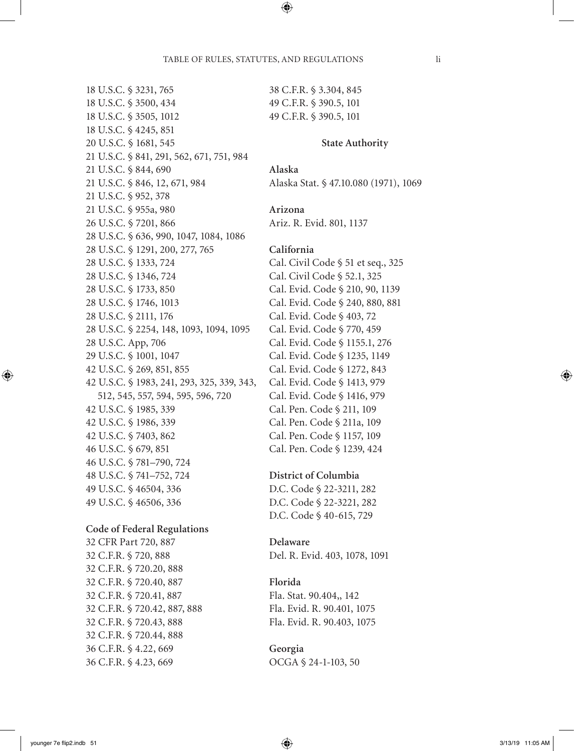18 U.S.C. § 3231, 765
18 U.S.C. § 3500, 434
18 U.S.C. § 3505, 1012
18 U.S.C. § 4245, 851
20 U.S.C. § 1681, 545
21 U.S.C. § 841, 291, 562, 671, 751, 984
21 U.S.C. § 844, 690
21 U.S.C. § 846, 12, 671, 984
21 U.S.C. § 952, 378
21 U.S.C. § 955a, 980
26 U.S.C. § 7201, 866
28 U.S.C. § 636, 990, 1047, 1084, 1086
28 U.S.C. § 1291, 200, 277, 765
28 U.S.C. § 1333, 724
28 U.S.C. § 1346, 724
28 U.S.C. § 1733, 850
28 U.S.C. § 1746, 1013
28 U.S.C. § 2111, 176
28 U.S.C. § 2254, 148, 1093, 1094, 1095
28 U.S.C. App, 706
29 U.S.C. § 1001, 1047
42 U.S.C. § 269, 851, 855
42 U.S.C. § 1983, 241, 293, 325, 339, 343, 512, 545, 557, 594, 595, 596, 720
42 U.S.C. § 1985, 339
42 U.S.C. § 1986, 339
42 U.S.C. § 7403, 862
46 U.S.C. § 679, 851
46 U.S.C. § 781–790, 724
48 U.S.C. § 741–752, 724
49 U.S.C. § 46504, 336
49 U.S.C. § 46506, 336

**Code of Federal Regulations**

32 CFR Part 720, 887
32 C.F.R. § 720, 888
32 C.F.R. § 720.20, 888
32 C.F.R. § 720.40, 887
32 C.F.R. § 720.41, 887
32 C.F.R. § 720.42, 887, 888
32 C.F.R. § 720.43, 888
32 C.F.R. § 720.44, 888
36 C.F.R. § 4.22, 669
36 C.F.R. § 4.23, 669
38 C.F.R. § 3.304, 845
49 C.F.R. § 390.5, 101
49 C.F.R. § 390.5, 101

**State Authority**

**Alaska**

Alaska Stat. § 47.10.080 (1971), 1069

**Arizona**

Ariz. R. Evid. 801, 1137

**California**

Cal. Civil Code § 51 et seq., 325
Cal. Civil Code § 52.1, 325
Cal. Evid. Code § 210, 90, 1139
Cal. Evid. Code § 240, 880, 881
Cal. Evid. Code § 403, 72
Cal. Evid. Code § 770, 459
Cal. Evid. Code § 1155.1, 276
Cal. Evid. Code § 1235, 1149
Cal. Evid. Code § 1272, 843
Cal. Evid. Code § 1413, 979
Cal. Evid. Code § 1416, 979
Cal. Pen. Code § 211, 109
Cal. Pen. Code § 211a, 109
Cal. Pen. Code § 1157, 109
Cal. Pen. Code § 1239, 424

**District of Columbia**

D.C. Code § 22-3211, 282
D.C. Code § 22-3221, 282
D.C. Code § 40-615, 729

**Delaware**

Del. R. Evid. 403, 1078, 1091

**Florida**

Fla. Stat. 90.404,, 142
Fla. Evid. R. 90.401, 1075
Fla. Evid. R. 90.403, 1075

**Georgia**

OCGA § 24-1-103, 50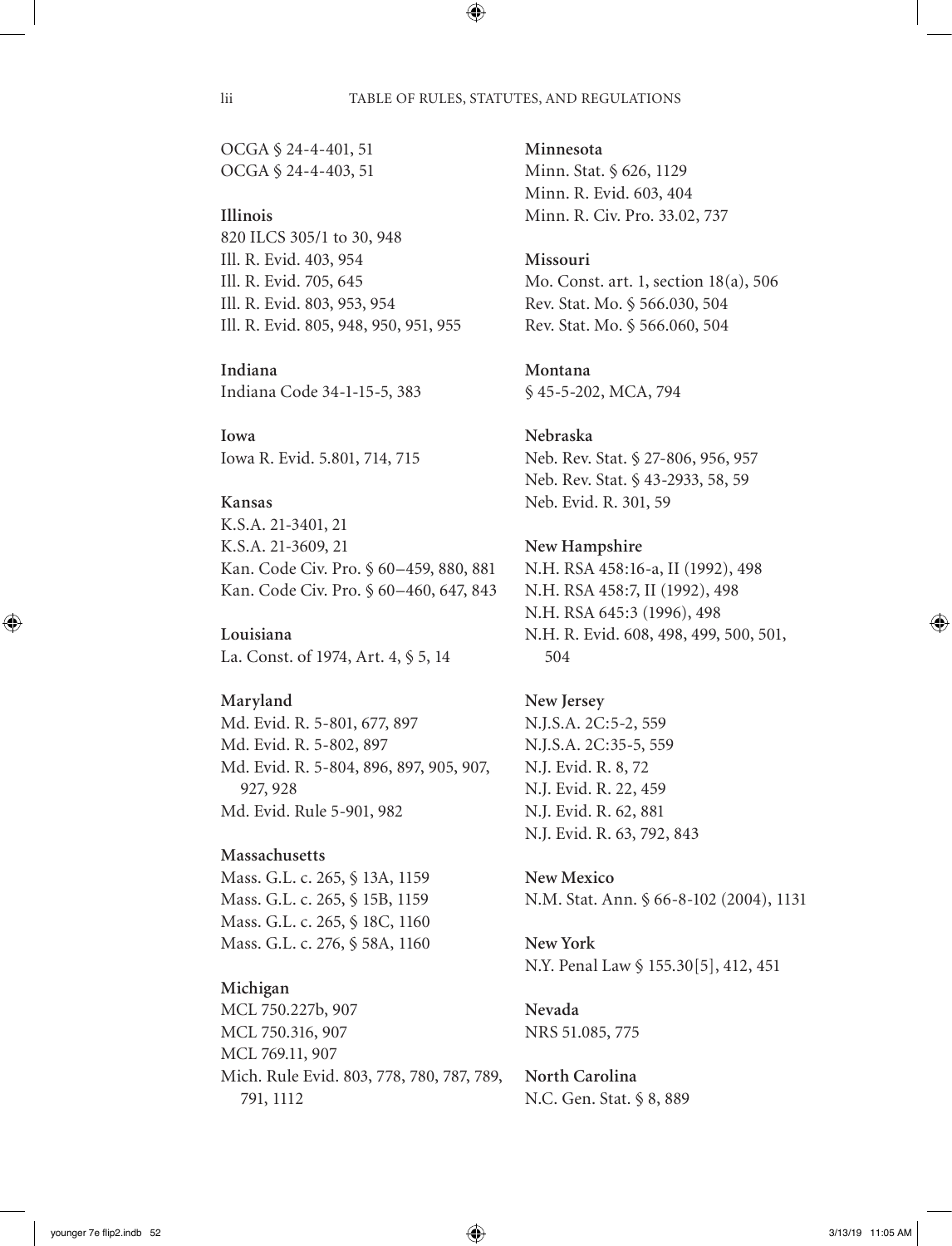OCGA § 24-4-401, 51
OCGA § 24-4-403, 51

**Illinois**
820 ILCS 305/1 to 30, 948
Ill. R. Evid. 403, 954
Ill. R. Evid. 705, 645
Ill. R. Evid. 803, 953, 954
Ill. R. Evid. 805, 948, 950, 951, 955

**Indiana**
Indiana Code 34-1-15-5, 383

**Iowa**
Iowa R. Evid. 5.801, 714, 715

**Kansas**
K.S.A. 21-3401, 21
K.S.A. 21-3609, 21
Kan. Code Civ. Pro. § 60–459, 880, 881
Kan. Code Civ. Pro. § 60–460, 647, 843

**Louisiana**
La. Const. of 1974, Art. 4, § 5, 14

**Maryland**
Md. Evid. R. 5-801, 677, 897
Md. Evid. R. 5-802, 897
Md. Evid. R. 5-804, 896, 897, 905, 907, 927, 928
Md. Evid. Rule 5-901, 982

**Massachusetts**
Mass. G.L. c. 265, § 13A, 1159
Mass. G.L. c. 265, § 15B, 1159
Mass. G.L. c. 265, § 18C, 1160
Mass. G.L. c. 276, § 58A, 1160

**Michigan**
MCL 750.227b, 907
MCL 750.316, 907
MCL 769.11, 907
Mich. Rule Evid. 803, 778, 780, 787, 789, 791, 1112

**Minnesota**
Minn. Stat. § 626, 1129
Minn. R. Evid. 603, 404
Minn. R. Civ. Pro. 33.02, 737

**Missouri**
Mo. Const. art. 1, section 18(a), 506
Rev. Stat. Mo. § 566.030, 504
Rev. Stat. Mo. § 566.060, 504

**Montana**
§ 45-5-202, MCA, 794

**Nebraska**
Neb. Rev. Stat. § 27-806, 956, 957
Neb. Rev. Stat. § 43-2933, 58, 59
Neb. Evid. R. 301, 59

**New Hampshire**
N.H. RSA 458:16-a, II (1992), 498
N.H. RSA 458:7, II (1992), 498
N.H. RSA 645:3 (1996), 498
N.H. R. Evid. 608, 498, 499, 500, 501, 504

**New Jersey**
N.J.S.A. 2C:5-2, 559
N.J.S.A. 2C:35-5, 559
N.J. Evid. R. 8, 72
N.J. Evid. R. 22, 459
N.J. Evid. R. 62, 881
N.J. Evid. R. 63, 792, 843

**New Mexico**
N.M. Stat. Ann. § 66-8-102 (2004), 1131

**New York**
N.Y. Penal Law § 155.30[5], 412, 451

**Nevada**
NRS 51.085, 775

**North Carolina**
N.C. Gen. Stat. § 8, 889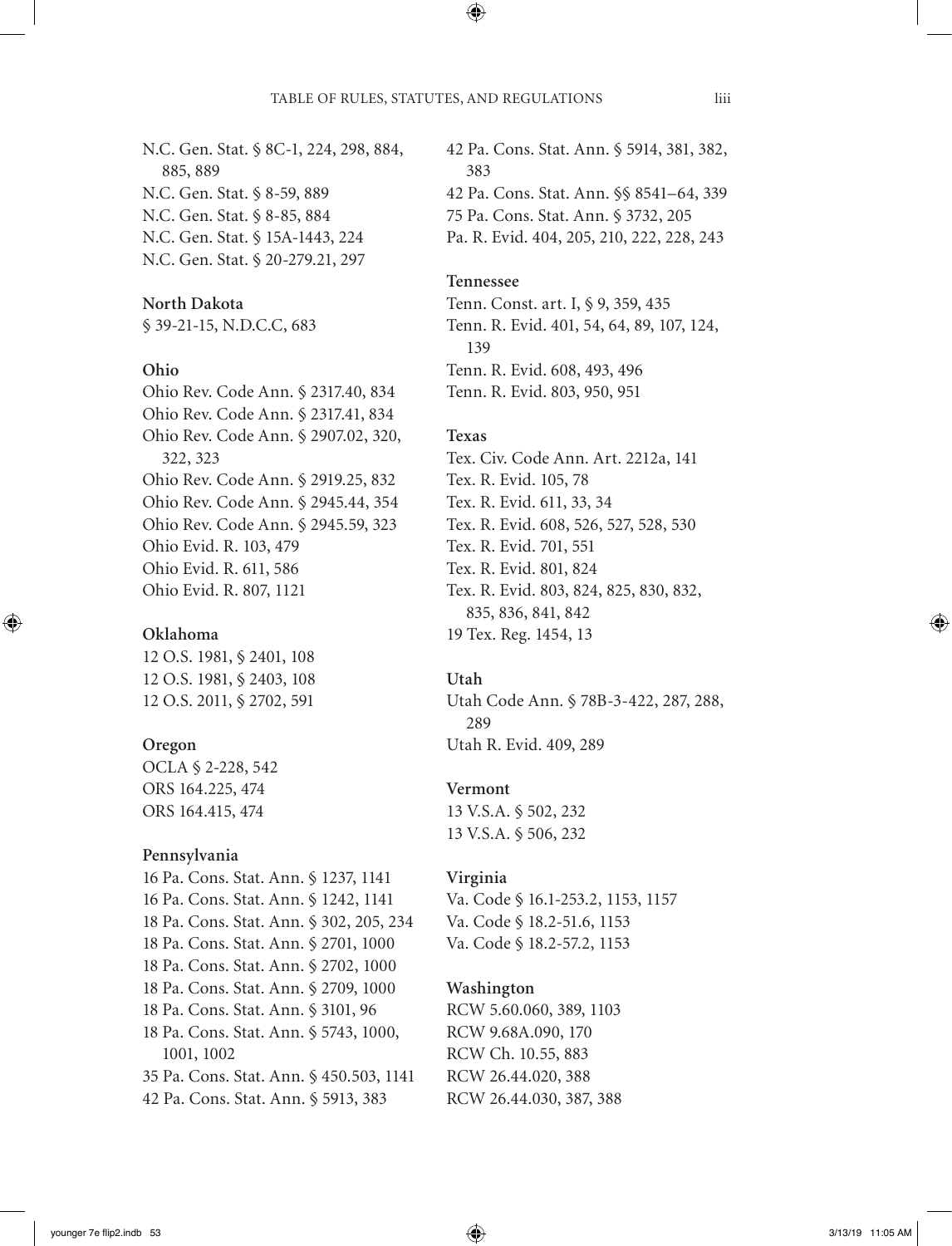N.C. Gen. Stat. § 8C-1, 224, 298, 884, 885, 889
N.C. Gen. Stat. § 8-59, 889
N.C. Gen. Stat. § 8-85, 884
N.C. Gen. Stat. § 15A-1443, 224
N.C. Gen. Stat. § 20-279.21, 297

**North Dakota**

§ 39-21-15, N.D.C.C, 683

**Ohio**

Ohio Rev. Code Ann. § 2317.40, 834
Ohio Rev. Code Ann. § 2317.41, 834
Ohio Rev. Code Ann. § 2907.02, 320, 322, 323
Ohio Rev. Code Ann. § 2919.25, 832
Ohio Rev. Code Ann. § 2945.44, 354
Ohio Rev. Code Ann. § 2945.59, 323
Ohio Evid. R. 103, 479
Ohio Evid. R. 611, 586
Ohio Evid. R. 807, 1121

**Oklahoma**

12 O.S. 1981, § 2401, 108
12 O.S. 1981, § 2403, 108
12 O.S. 2011, § 2702, 591

**Oregon**

OCLA § 2-228, 542
ORS 164.225, 474
ORS 164.415, 474

**Pennsylvania**

16 Pa. Cons. Stat. Ann. § 1237, 1141
16 Pa. Cons. Stat. Ann. § 1242, 1141
18 Pa. Cons. Stat. Ann. § 302, 205, 234
18 Pa. Cons. Stat. Ann. § 2701, 1000
18 Pa. Cons. Stat. Ann. § 2702, 1000
18 Pa. Cons. Stat. Ann. § 2709, 1000
18 Pa. Cons. Stat. Ann. § 3101, 96
18 Pa. Cons. Stat. Ann. § 5743, 1000, 1001, 1002
35 Pa. Cons. Stat. Ann. § 450.503, 1141
42 Pa. Cons. Stat. Ann. § 5913, 383
42 Pa. Cons. Stat. Ann. § 5914, 381, 382, 383
42 Pa. Cons. Stat. Ann. §§ 8541–64, 339
75 Pa. Cons. Stat. Ann. § 3732, 205
Pa. R. Evid. 404, 205, 210, 222, 228, 243

**Tennessee**

Tenn. Const. art. I, § 9, 359, 435
Tenn. R. Evid. 401, 54, 64, 89, 107, 124, 139
Tenn. R. Evid. 608, 493, 496
Tenn. R. Evid. 803, 950, 951

**Texas**

Tex. Civ. Code Ann. Art. 2212a, 141
Tex. R. Evid. 105, 78
Tex. R. Evid. 611, 33, 34
Tex. R. Evid. 608, 526, 527, 528, 530
Tex. R. Evid. 701, 551
Tex. R. Evid. 801, 824
Tex. R. Evid. 803, 824, 825, 830, 832, 835, 836, 841, 842
19 Tex. Reg. 1454, 13

**Utah**

Utah Code Ann. § 78B-3-422, 287, 288, 289
Utah R. Evid. 409, 289

**Vermont**

13 V.S.A. § 502, 232
13 V.S.A. § 506, 232

**Virginia**

Va. Code § 16.1-253.2, 1153, 1157
Va. Code § 18.2-51.6, 1153
Va. Code § 18.2-57.2, 1153

**Washington**

RCW 5.60.060, 389, 1103
RCW 9.68A.090, 170
RCW Ch. 10.55, 883
RCW 26.44.020, 388
RCW 26.44.030, 387, 388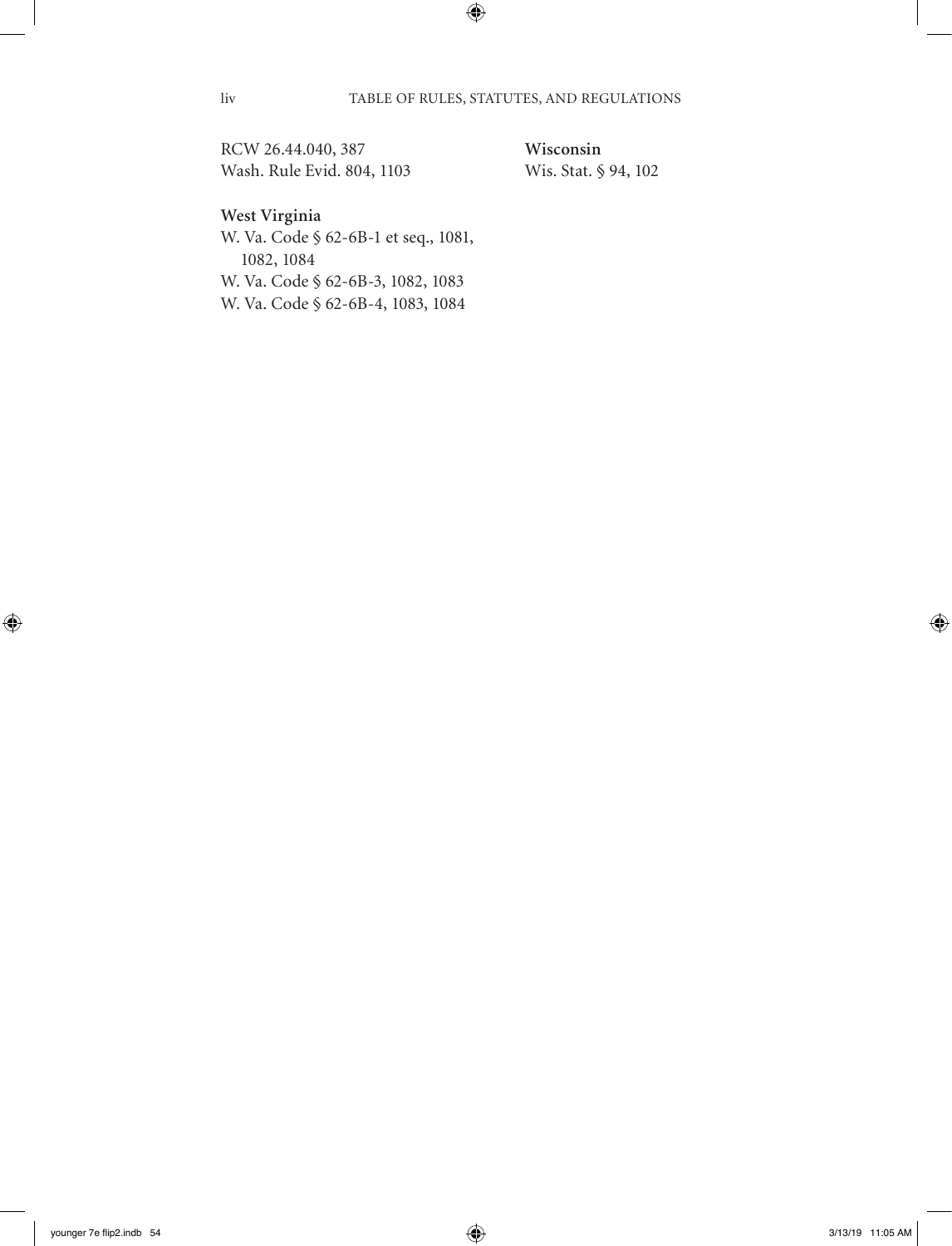RCW 26.44.040, 387
Wash. Rule Evid. 804, 1103

**West Virginia**

W. Va. Code § 62-6B-1 et seq., 1081, 1082, 1084
W. Va. Code § 62-6B-3, 1082, 1083
W. Va. Code § 62-6B-4, 1083, 1084

**Wisconsin**

Wis. Stat. § 94, 102